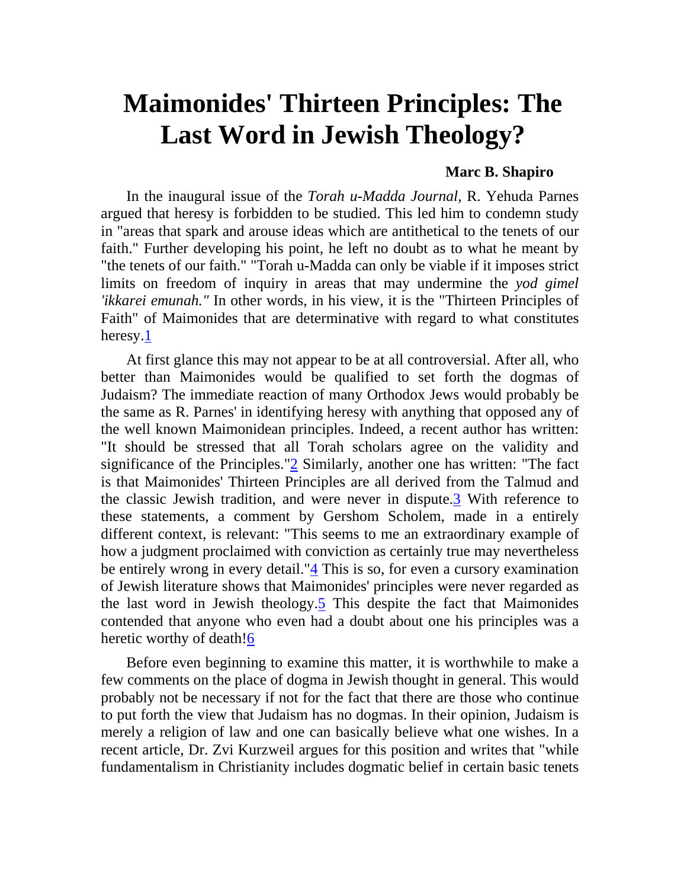# Maimonides' Thirteen Principles: The Last Word in Jewish Theology?

**Marc B. Shapiro**

In the inaugural issue of the *Torah u-Madda Journal,* R. Yehuda Parnes argued that heresy is forbidden to be studied. This led him to condemn study in "areas that spark and arouse ideas which are antithetical to the tenets of our faith." Further developing his point, he left no doubt as to what he meant by "the tenets of our faith." "Torah u-Madda can only be viable if it imposes strict limits on freedom of inquiry in areas that may undermine the *yod gimel 'ikkarei emunah."* In other words, in his view, it is the "Thirteen Principles of Faith" of Maimonides that are determinative with regard to what constitutes heresy.[1]

At first glance this may not appear to be at all controversial. After all, who better than Maimonides would be qualified to set forth the dogmas of Judaism? The immediate reaction of many Orthodox Jews would probably be the same as R. Parnes' in identifying heresy with anything that opposed any of the well known Maimonidean principles. Indeed, a recent author has written: "It should be stressed that all Torah scholars agree on the validity and significance of the Principles."[2] Similarly, another one has written: "The fact is that Maimonides' Thirteen Principles are all derived from the Talmud and the classic Jewish tradition, and were never in dispute.[3] With reference to these statements, a comment by Gershom Scholem, made in a entirely different context, is relevant: "This seems to me an extraordinary example of how a judgment proclaimed with conviction as certainly true may nevertheless be entirely wrong in every detail."[4] This is so, for even a cursory examination of Jewish literature shows that Maimonides' principles were never regarded as the last word in Jewish theology.[5] This despite the fact that Maimonides contended that anyone who even had a doubt about one his principles was a heretic worthy of death![6]

Before even beginning to examine this matter, it is worthwhile to make a few comments on the place of dogma in Jewish thought in general. This would probably not be necessary if not for the fact that there are those who continue to put forth the view that Judaism has no dogmas. In their opinion, Judaism is merely a religion of law and one can basically believe what one wishes. In a recent article, Dr. Zvi Kurzweil argues for this position and writes that "while fundamentalism in Christianity includes dogmatic belief in certain basic tenets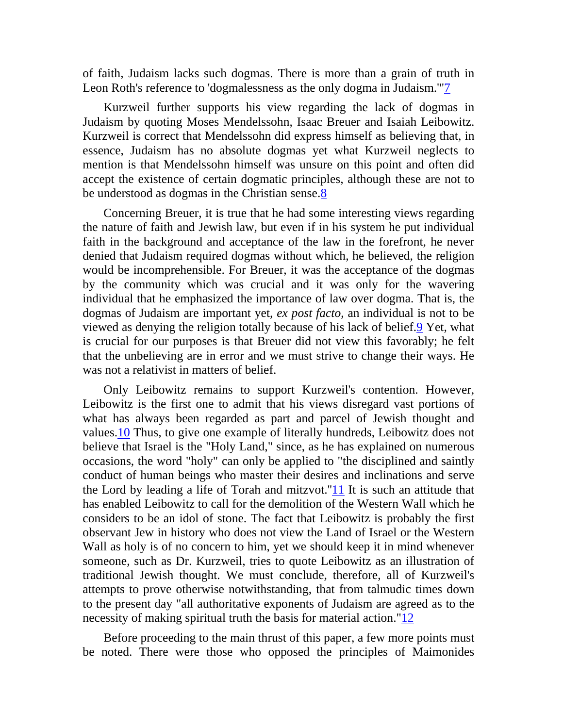of faith, Judaism lacks such dogmas. There is more than a grain of truth in Leon Roth's reference to 'dogmalessness as the only dogma in Judaism.'"[7]

Kurzweil further supports his view regarding the lack of dogmas in Judaism by quoting Moses Mendelssohn, Isaac Breuer and Isaiah Leibowitz. Kurzweil is correct that Mendelssohn did express himself as believing that, in essence, Judaism has no absolute dogmas yet what Kurzweil neglects to mention is that Mendelssohn himself was unsure on this point and often did accept the existence of certain dogmatic principles, although these are not to be understood as dogmas in the Christian sense.[8]

Concerning Breuer, it is true that he had some interesting views regarding the nature of faith and Jewish law, but even if in his system he put individual faith in the background and acceptance of the law in the forefront, he never denied that Judaism required dogmas without which, he believed, the religion would be incomprehensible. For Breuer, it was the acceptance of the dogmas by the community which was crucial and it was only for the wavering individual that he emphasized the importance of law over dogma. That is, the dogmas of Judaism are important yet, *ex post facto*, an individual is not to be viewed as denying the religion totally because of his lack of belief.[9] Yet, what is crucial for our purposes is that Breuer did not view this favorably; he felt that the unbelieving are in error and we must strive to change their ways. He was not a relativist in matters of belief.

Only Leibowitz remains to support Kurzweil's contention. However, Leibowitz is the first one to admit that his views disregard vast portions of what has always been regarded as part and parcel of Jewish thought and values.[10] Thus, to give one example of literally hundreds, Leibowitz does not believe that Israel is the "Holy Land," since, as he has explained on numerous occasions, the word "holy" can only be applied to "the disciplined and saintly conduct of human beings who master their desires and inclinations and serve the Lord by leading a life of Torah and mitzvot."[11] It is such an attitude that has enabled Leibowitz to call for the demolition of the Western Wall which he considers to be an idol of stone. The fact that Leibowitz is probably the first observant Jew in history who does not view the Land of Israel or the Western Wall as holy is of no concern to him, yet we should keep it in mind whenever someone, such as Dr. Kurzweil, tries to quote Leibowitz as an illustration of traditional Jewish thought. We must conclude, therefore, all of Kurzweil's attempts to prove otherwise notwithstanding, that from talmudic times down to the present day "all authoritative exponents of Judaism are agreed as to the necessity of making spiritual truth the basis for material action."[12]

Before proceeding to the main thrust of this paper, a few more points must be noted. There were those who opposed the principles of Maimonides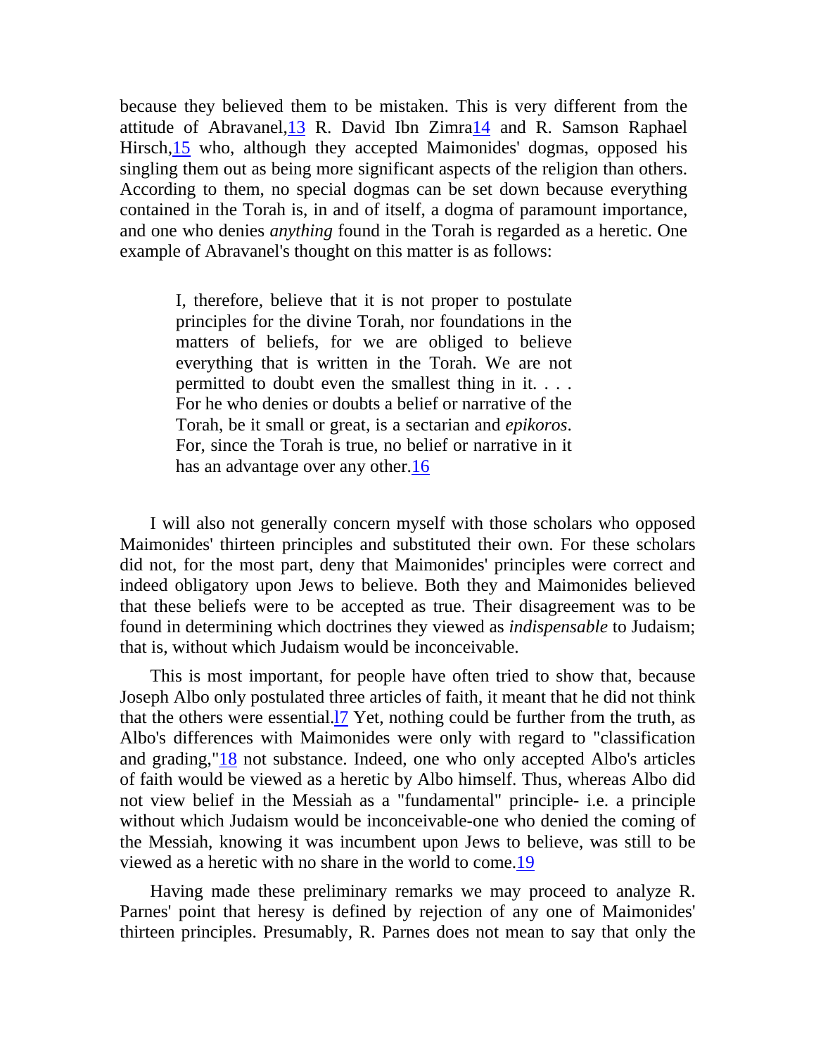because they believed them to be mistaken. This is very different from the attitude of Abravanel,[13] R. David Ibn Zimra[14] and R. Samson Raphael Hirsch,[15] who, although they accepted Maimonides' dogmas, opposed his singling them out as being more significant aspects of the religion than others. According to them, no special dogmas can be set down because everything contained in the Torah is, in and of itself, a dogma of paramount importance, and one who denies *anything* found in the Torah is regarded as a heretic. One example of Abravanel's thought on this matter is as follows:

> I, therefore, believe that it is not proper to postulate principles for the divine Torah, nor foundations in the matters of beliefs, for we are obliged to believe everything that is written in the Torah. We are not permitted to doubt even the smallest thing in it. . . . For he who denies or doubts a belief or narrative of the Torah, be it small or great, is a sectarian and *epikoros*. For, since the Torah is true, no belief or narrative in it has an advantage over any other.[16]

I will also not generally concern myself with those scholars who opposed Maimonides' thirteen principles and substituted their own. For these scholars did not, for the most part, deny that Maimonides' principles were correct and indeed obligatory upon Jews to believe. Both they and Maimonides believed that these beliefs were to be accepted as true. Their disagreement was to be found in determining which doctrines they viewed as *indispensable* to Judaism; that is, without which Judaism would be inconceivable.

This is most important, for people have often tried to show that, because Joseph Albo only postulated three articles of faith, it meant that he did not think that the others were essential.[17] Yet, nothing could be further from the truth, as Albo's differences with Maimonides were only with regard to "classification and grading,"[18] not substance. Indeed, one who only accepted Albo's articles of faith would be viewed as a heretic by Albo himself. Thus, whereas Albo did not view belief in the Messiah as a "fundamental" principle- i.e. a principle without which Judaism would be inconceivable-one who denied the coming of the Messiah, knowing it was incumbent upon Jews to believe, was still to be viewed as a heretic with no share in the world to come.[19]

Having made these preliminary remarks we may proceed to analyze R. Parnes' point that heresy is defined by rejection of any one of Maimonides' thirteen principles. Presumably, R. Parnes does not mean to say that only the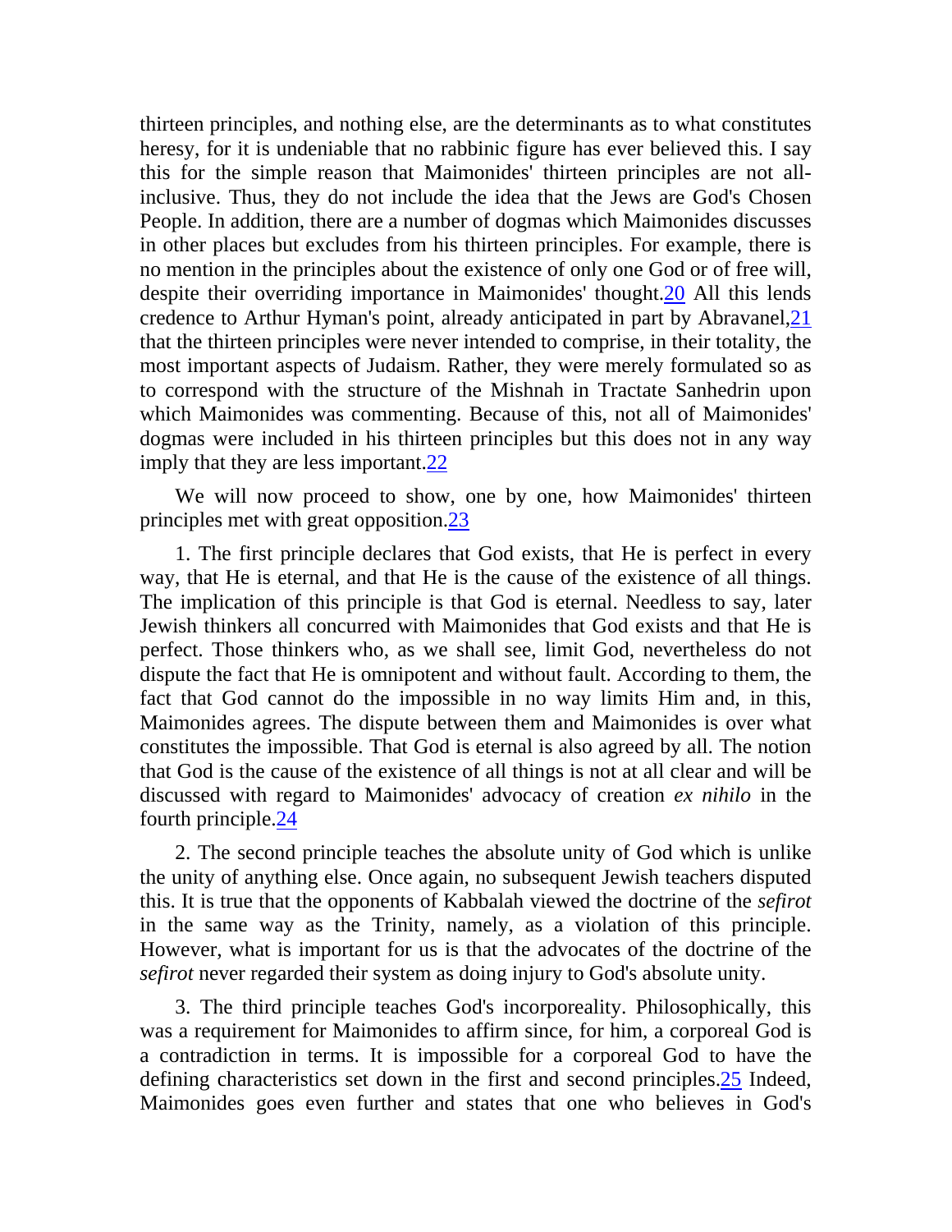thirteen principles, and nothing else, are the determinants as to what constitutes heresy, for it is undeniable that no rabbinic figure has ever believed this. I say this for the simple reason that Maimonides' thirteen principles are not all-inclusive. Thus, they do not include the idea that the Jews are God's Chosen People. In addition, there are a number of dogmas which Maimonides discusses in other places but excludes from his thirteen principles. For example, there is no mention in the principles about the existence of only one God or of free will, despite their overriding importance in Maimonides' thought.[20] All this lends credence to Arthur Hyman's point, already anticipated in part by Abravanel,[21] that the thirteen principles were never intended to comprise, in their totality, the most important aspects of Judaism. Rather, they were merely formulated so as to correspond with the structure of the Mishnah in Tractate Sanhedrin upon which Maimonides was commenting. Because of this, not all of Maimonides' dogmas were included in his thirteen principles but this does not in any way imply that they are less important.[22]

We will now proceed to show, one by one, how Maimonides' thirteen principles met with great opposition.[23]

1. The first principle declares that God exists, that He is perfect in every way, that He is eternal, and that He is the cause of the existence of all things. The implication of this principle is that God is eternal. Needless to say, later Jewish thinkers all concurred with Maimonides that God exists and that He is perfect. Those thinkers who, as we shall see, limit God, nevertheless do not dispute the fact that He is omnipotent and without fault. According to them, the fact that God cannot do the impossible in no way limits Him and, in this, Maimonides agrees. The dispute between them and Maimonides is over what constitutes the impossible. That God is eternal is also agreed by all. The notion that God is the cause of the existence of all things is not at all clear and will be discussed with regard to Maimonides' advocacy of creation *ex nihilo* in the fourth principle.[24]

2. The second principle teaches the absolute unity of God which is unlike the unity of anything else. Once again, no subsequent Jewish teachers disputed this. It is true that the opponents of Kabbalah viewed the doctrine of the *sefirot* in the same way as the Trinity, namely, as a violation of this principle. However, what is important for us is that the advocates of the doctrine of the *sefirot* never regarded their system as doing injury to God's absolute unity.

3. The third principle teaches God's incorporeality. Philosophically, this was a requirement for Maimonides to affirm since, for him, a corporeal God is a contradiction in terms. It is impossible for a corporeal God to have the defining characteristics set down in the first and second principles.[25] Indeed, Maimonides goes even further and states that one who believes in God's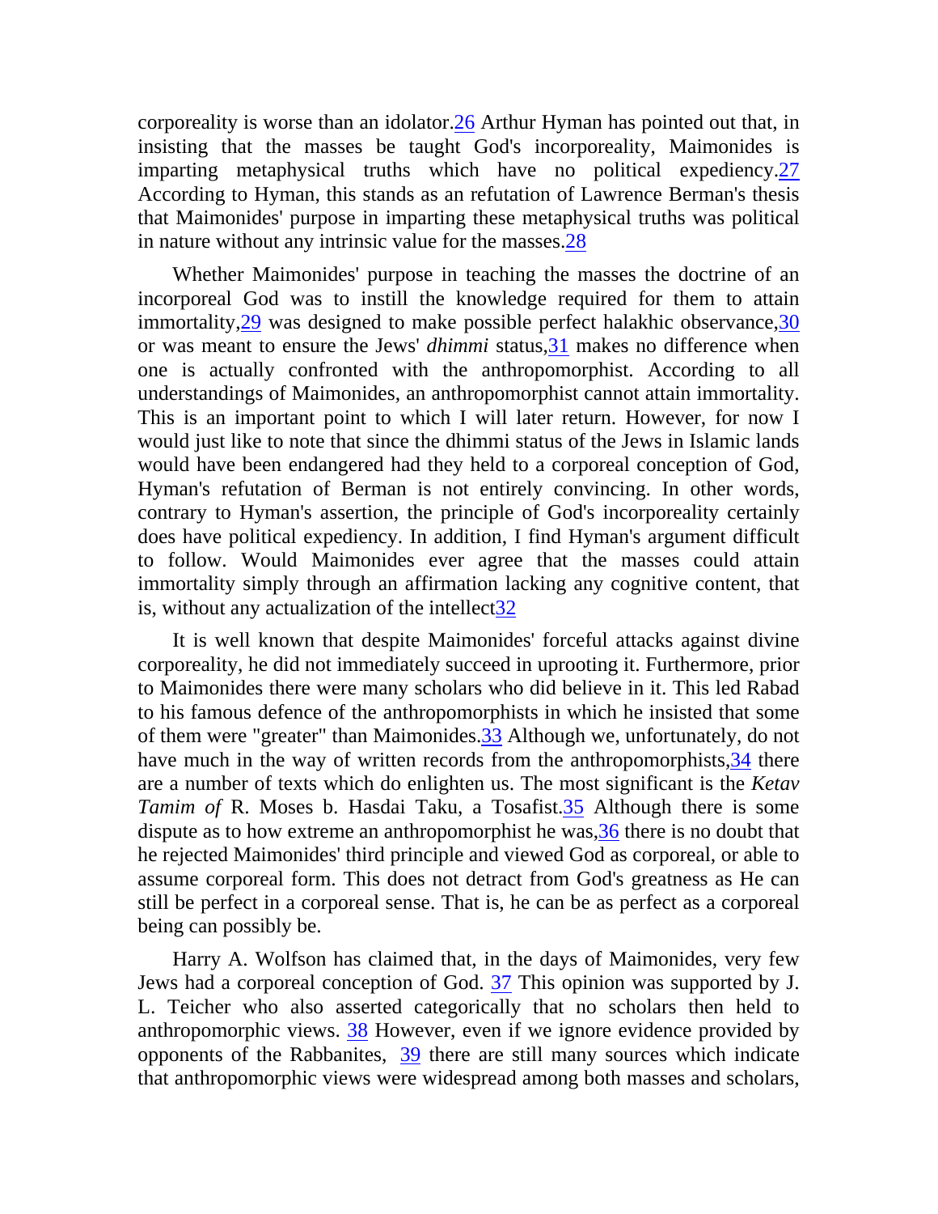corporeality is worse than an idolator.[26] Arthur Hyman has pointed out that, in insisting that the masses be taught God's incorporeality, Maimonides is imparting metaphysical truths which have no political expediency.[27] According to Hyman, this stands as an refutation of Lawrence Berman's thesis that Maimonides' purpose in imparting these metaphysical truths was political in nature without any intrinsic value for the masses.[28]

Whether Maimonides' purpose in teaching the masses the doctrine of an incorporeal God was to instill the knowledge required for them to attain immortality,[29] was designed to make possible perfect halakhic observance,[30] or was meant to ensure the Jews' *dhimmi* status,[31] makes no difference when one is actually confronted with the anthropomorphist. According to all understandings of Maimonides, an anthropomorphist cannot attain immortality. This is an important point to which I will later return. However, for now I would just like to note that since the dhimmi status of the Jews in Islamic lands would have been endangered had they held to a corporeal conception of God, Hyman's refutation of Berman is not entirely convincing. In other words, contrary to Hyman's assertion, the principle of God's incorporeality certainly does have political expediency. In addition, I find Hyman's argument difficult to follow. Would Maimonides ever agree that the masses could attain immortality simply through an affirmation lacking any cognitive content, that is, without any actualization of the intellect[32]

It is well known that despite Maimonides' forceful attacks against divine corporeality, he did not immediately succeed in uprooting it. Furthermore, prior to Maimonides there were many scholars who did believe in it. This led Rabad to his famous defence of the anthropomorphists in which he insisted that some of them were "greater" than Maimonides.[33] Although we, unfortunately, do not have much in the way of written records from the anthropomorphists,[34] there are a number of texts which do enlighten us. The most significant is the *Ketav Tamim of* R. Moses b. Hasdai Taku, a Tosafist.[35] Although there is some dispute as to how extreme an anthropomorphist he was,[36] there is no doubt that he rejected Maimonides' third principle and viewed God as corporeal, or able to assume corporeal form. This does not detract from God's greatness as He can still be perfect in a corporeal sense. That is, he can be as perfect as a corporeal being can possibly be.

Harry A. Wolfson has claimed that, in the days of Maimonides, very few Jews had a corporeal conception of God. [37] This opinion was supported by J. L. Teicher who also asserted categorically that no scholars then held to anthropomorphic views. [38] However, even if we ignore evidence provided by opponents of the Rabbanites, [39] there are still many sources which indicate that anthropomorphic views were widespread among both masses and scholars,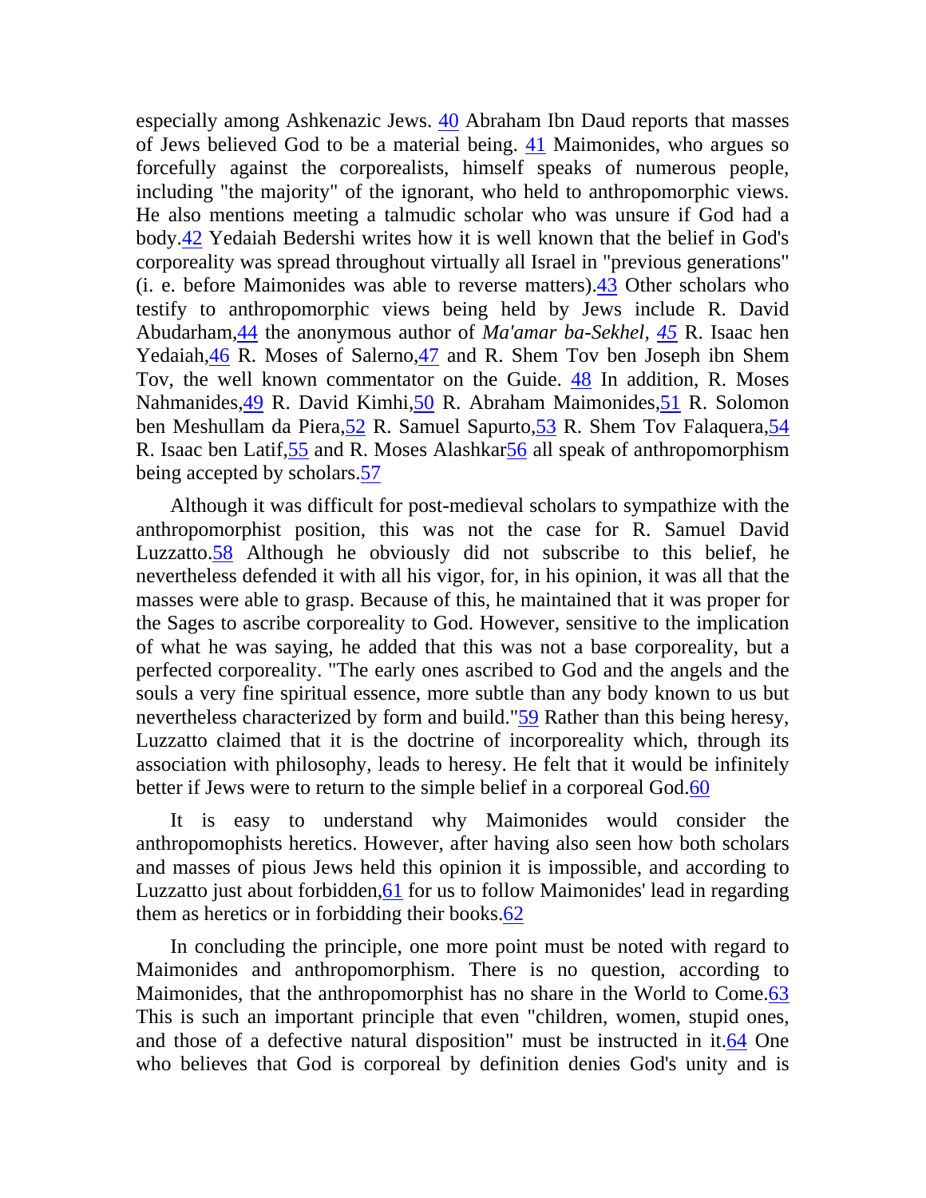especially among Ashkenazic Jews. [40] Abraham Ibn Daud reports that masses of Jews believed God to be a material being. [41] Maimonides, who argues so forcefully against the corporealists, himself speaks of numerous people, including "the majority" of the ignorant, who held to anthropomorphic views. He also mentions meeting a talmudic scholar who was unsure if God had a body.[42] Yedaiah Bedershi writes how it is well known that the belief in God's corporeality was spread throughout virtually all Israel in "previous generations" (i. e. before Maimonides was able to reverse matters).[43] Other scholars who testify to anthropomorphic views being held by Jews include R. David Abudarham,[44] the anonymous author of *Ma'amar ba-Sekhel*, [45] R. Isaac hen Yedaiah,[46] R. Moses of Salerno,[47] and R. Shem Tov ben Joseph ibn Shem Tov, the well known commentator on the Guide. [48] In addition, R. Moses Nahmanides,[49] R. David Kimhi,[50] R. Abraham Maimonides,[51] R. Solomon ben Meshullam da Piera,[52] R. Samuel Sapurto,[53] R. Shem Tov Falaquera,[54] R. Isaac ben Latif,[55] and R. Moses Alashkar[56] all speak of anthropomorphism being accepted by scholars.[57]

Although it was difficult for post-medieval scholars to sympathize with the anthropomorphist position, this was not the case for R. Samuel David Luzzatto.[58] Although he obviously did not subscribe to this belief, he nevertheless defended it with all his vigor, for, in his opinion, it was all that the masses were able to grasp. Because of this, he maintained that it was proper for the Sages to ascribe corporeality to God. However, sensitive to the implication of what he was saying, he added that this was not a base corporeality, but a perfected corporeality. "The early ones ascribed to God and the angels and the souls a very fine spiritual essence, more subtle than any body known to us but nevertheless characterized by form and build."[59] Rather than this being heresy, Luzzatto claimed that it is the doctrine of incorporeality which, through its association with philosophy, leads to heresy. He felt that it would be infinitely better if Jews were to return to the simple belief in a corporeal God.[60]

It is easy to understand why Maimonides would consider the anthropomophists heretics. However, after having also seen how both scholars and masses of pious Jews held this opinion it is impossible, and according to Luzzatto just about forbidden,[61] for us to follow Maimonides' lead in regarding them as heretics or in forbidding their books.[62]

In concluding the principle, one more point must be noted with regard to Maimonides and anthropomorphism. There is no question, according to Maimonides, that the anthropomorphist has no share in the World to Come.[63] This is such an important principle that even "children, women, stupid ones, and those of a defective natural disposition" must be instructed in it.[64] One who believes that God is corporeal by definition denies God's unity and is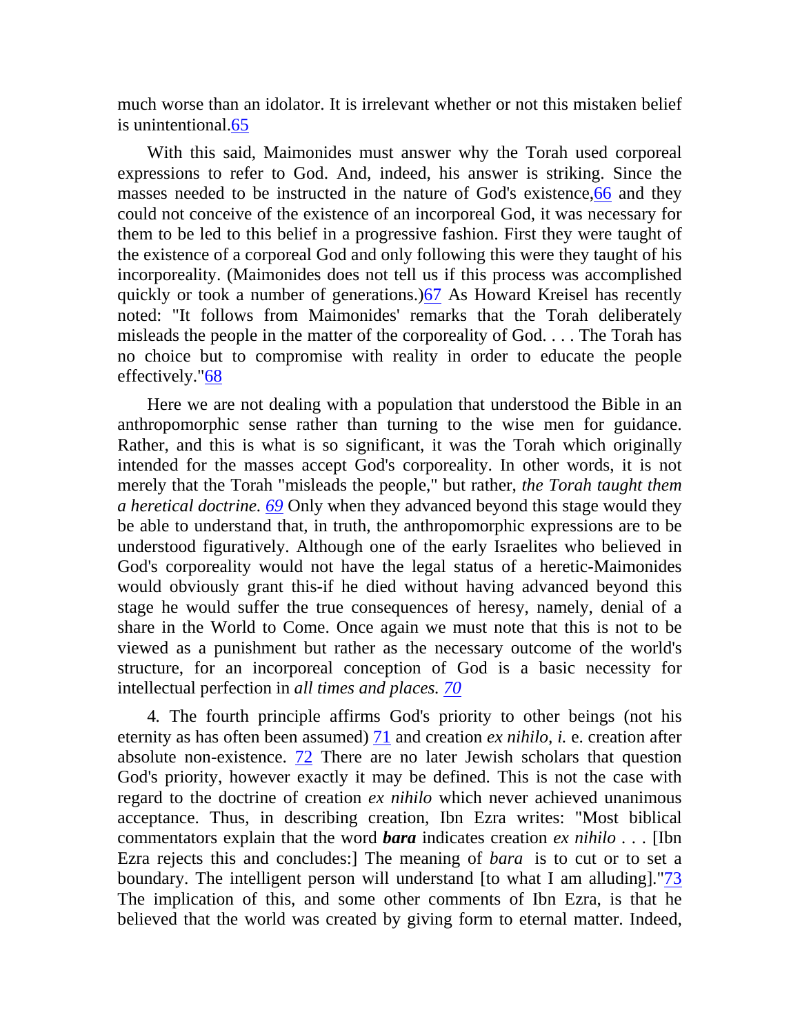much worse than an idolator. It is irrelevant whether or not this mistaken belief is unintentional.[65]

With this said, Maimonides must answer why the Torah used corporeal expressions to refer to God. And, indeed, his answer is striking. Since the masses needed to be instructed in the nature of God's existence,[66] and they could not conceive of the existence of an incorporeal God, it was necessary for them to be led to this belief in a progressive fashion. First they were taught of the existence of a corporeal God and only following this were they taught of his incorporeality. (Maimonides does not tell us if this process was accomplished quickly or took a number of generations.)[67] As Howard Kreisel has recently noted: "It follows from Maimonides' remarks that the Torah deliberately misleads the people in the matter of the corporeality of God. . . . The Torah has no choice but to compromise with reality in order to educate the people effectively."[68]

Here we are not dealing with a population that understood the Bible in an anthropomorphic sense rather than turning to the wise men for guidance. Rather, and this is what is so significant, it was the Torah which originally intended for the masses accept God's corporeality. In other words, it is not merely that the Torah "misleads the people," but rather, *the Torah taught them a heretical doctrine.* [69] Only when they advanced beyond this stage would they be able to understand that, in truth, the anthropomorphic expressions are to be understood figuratively. Although one of the early Israelites who believed in God's corporeality would not have the legal status of a heretic-Maimonides would obviously grant this-if he died without having advanced beyond this stage he would suffer the true consequences of heresy, namely, denial of a share in the World to Come. Once again we must note that this is not to be viewed as a punishment but rather as the necessary outcome of the world's structure, for an incorporeal conception of God is a basic necessity for intellectual perfection in *all times and places.* [70]

4. The fourth principle affirms God's priority to other beings (not his eternity as has often been assumed) [71] and creation *ex nihilo, i.* e. creation after absolute non-existence. [72] There are no later Jewish scholars that question God's priority, however exactly it may be defined. This is not the case with regard to the doctrine of creation *ex nihilo* which never achieved unanimous acceptance. Thus, in describing creation, Ibn Ezra writes: "Most biblical commentators explain that the word ***bara*** indicates creation *ex nihilo* . . . [Ibn Ezra rejects this and concludes:] The meaning of *bara* is to cut or to set a boundary. The intelligent person will understand [to what I am alluding]."[73] The implication of this, and some other comments of Ibn Ezra, is that he believed that the world was created by giving form to eternal matter. Indeed,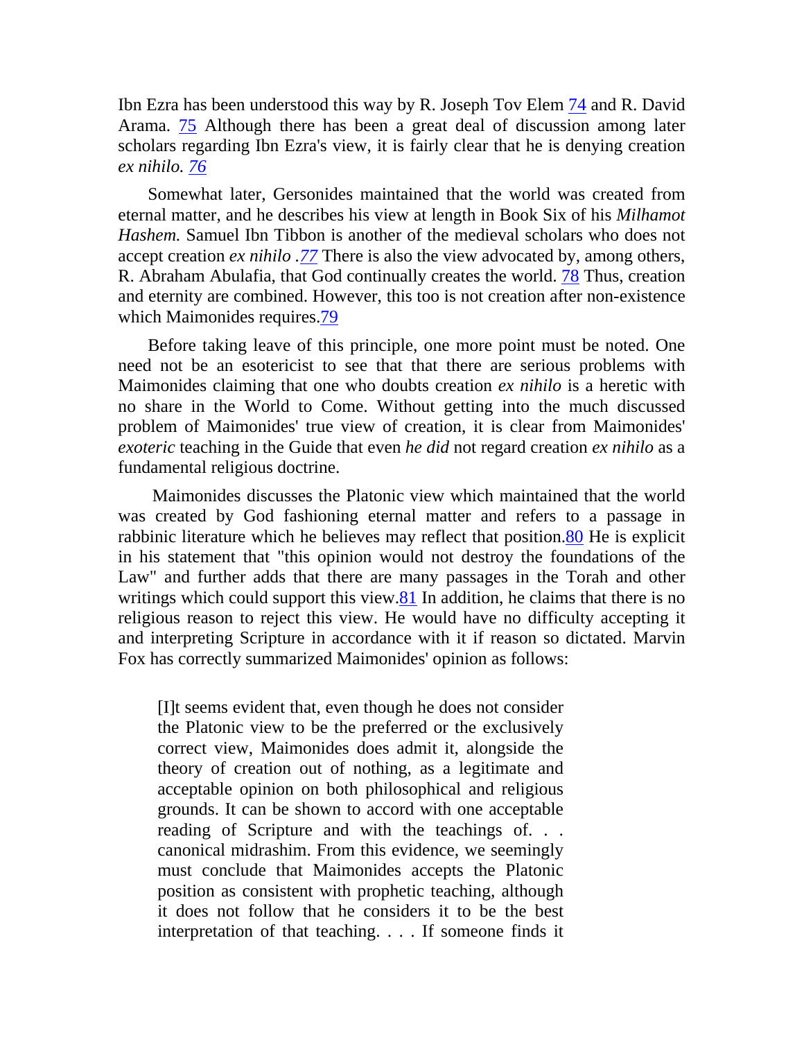Ibn Ezra has been understood this way by R. Joseph Tov Elem [74] and R. David Arama. [75] Although there has been a great deal of discussion among later scholars regarding Ibn Ezra's view, it is fairly clear that he is denying creation *ex nihilo. [76]*

Somewhat later, Gersonides maintained that the world was created from eternal matter, and he describes his view at length in Book Six of his *Milhamot Hashem.* Samuel Ibn Tibbon is another of the medieval scholars who does not accept creation *ex nihilo .[77]* There is also the view advocated by, among others, R. Abraham Abulafia, that God continually creates the world. [78] Thus, creation and eternity are combined. However, this too is not creation after non-existence which Maimonides requires.[79]

Before taking leave of this principle, one more point must be noted. One need not be an esotericist to see that that there are serious problems with Maimonides claiming that one who doubts creation *ex nihilo* is a heretic with no share in the World to Come. Without getting into the much discussed problem of Maimonides' true view of creation, it is clear from Maimonides' *exoteric* teaching in the Guide that even *he did* not regard creation *ex nihilo* as a fundamental religious doctrine.

Maimonides discusses the Platonic view which maintained that the world was created by God fashioning eternal matter and refers to a passage in rabbinic literature which he believes may reflect that position.[80] He is explicit in his statement that "this opinion would not destroy the foundations of the Law" and further adds that there are many passages in the Torah and other writings which could support this view.[81] In addition, he claims that there is no religious reason to reject this view. He would have no difficulty accepting it and interpreting Scripture in accordance with it if reason so dictated. Marvin Fox has correctly summarized Maimonides' opinion as follows:

> [I]t seems evident that, even though he does not consider the Platonic view to be the preferred or the exclusively correct view, Maimonides does admit it, alongside the theory of creation out of nothing, as a legitimate and acceptable opinion on both philosophical and religious grounds. It can be shown to accord with one acceptable reading of Scripture and with the teachings of. . . canonical midrashim. From this evidence, we seemingly must conclude that Maimonides accepts the Platonic position as consistent with prophetic teaching, although it does not follow that he considers it to be the best interpretation of that teaching. . . . If someone finds it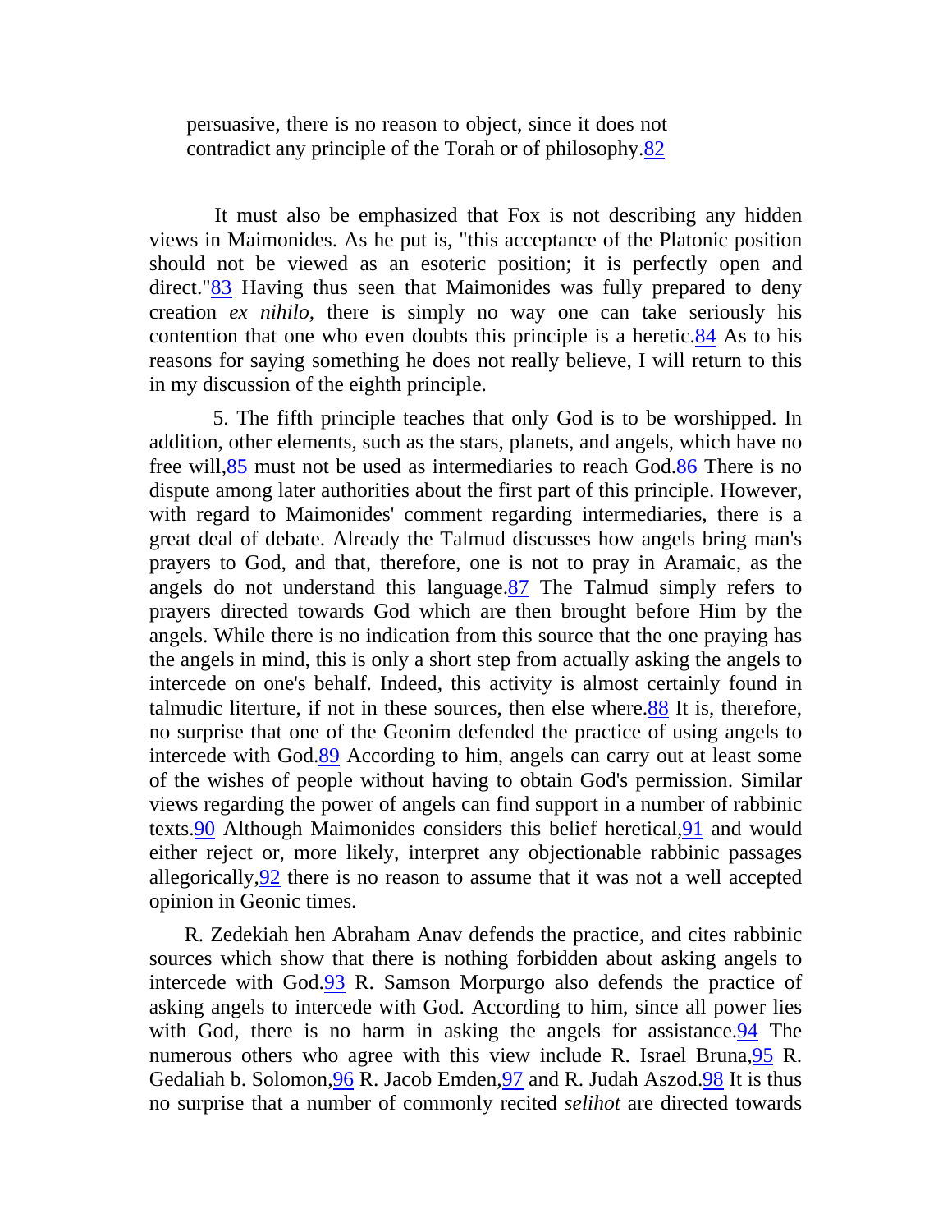> persuasive, there is no reason to object, since it does not contradict any principle of the Torah or of philosophy.[82]

It must also be emphasized that Fox is not describing any hidden views in Maimonides. As he put is, "this acceptance of the Platonic position should not be viewed as an esoteric position; it is perfectly open and direct."[83] Having thus seen that Maimonides was fully prepared to deny creation *ex nihilo*, there is simply no way one can take seriously his contention that one who even doubts this principle is a heretic.[84] As to his reasons for saying something he does not really believe, I will return to this in my discussion of the eighth principle.

5. The fifth principle teaches that only God is to be worshipped. In addition, other elements, such as the stars, planets, and angels, which have no free will,[85] must not be used as intermediaries to reach God.[86] There is no dispute among later authorities about the first part of this principle. However, with regard to Maimonides' comment regarding intermediaries, there is a great deal of debate. Already the Talmud discusses how angels bring man's prayers to God, and that, therefore, one is not to pray in Aramaic, as the angels do not understand this language.[87] The Talmud simply refers to prayers directed towards God which are then brought before Him by the angels. While there is no indication from this source that the one praying has the angels in mind, this is only a short step from actually asking the angels to intercede on one's behalf. Indeed, this activity is almost certainly found in talmudic literture, if not in these sources, then else where.[88] It is, therefore, no surprise that one of the Geonim defended the practice of using angels to intercede with God.[89] According to him, angels can carry out at least some of the wishes of people without having to obtain God's permission. Similar views regarding the power of angels can find support in a number of rabbinic texts.[90] Although Maimonides considers this belief heretical,[91] and would either reject or, more likely, interpret any objectionable rabbinic passages allegorically,[92] there is no reason to assume that it was not a well accepted opinion in Geonic times.

R. Zedekiah hen Abraham Anav defends the practice, and cites rabbinic sources which show that there is nothing forbidden about asking angels to intercede with God.[93] R. Samson Morpurgo also defends the practice of asking angels to intercede with God. According to him, since all power lies with God, there is no harm in asking the angels for assistance.[94] The numerous others who agree with this view include R. Israel Bruna,[95] R. Gedaliah b. Solomon,[96] R. Jacob Emden,[97] and R. Judah Aszod.[98] It is thus no surprise that a number of commonly recited *selihot* are directed towards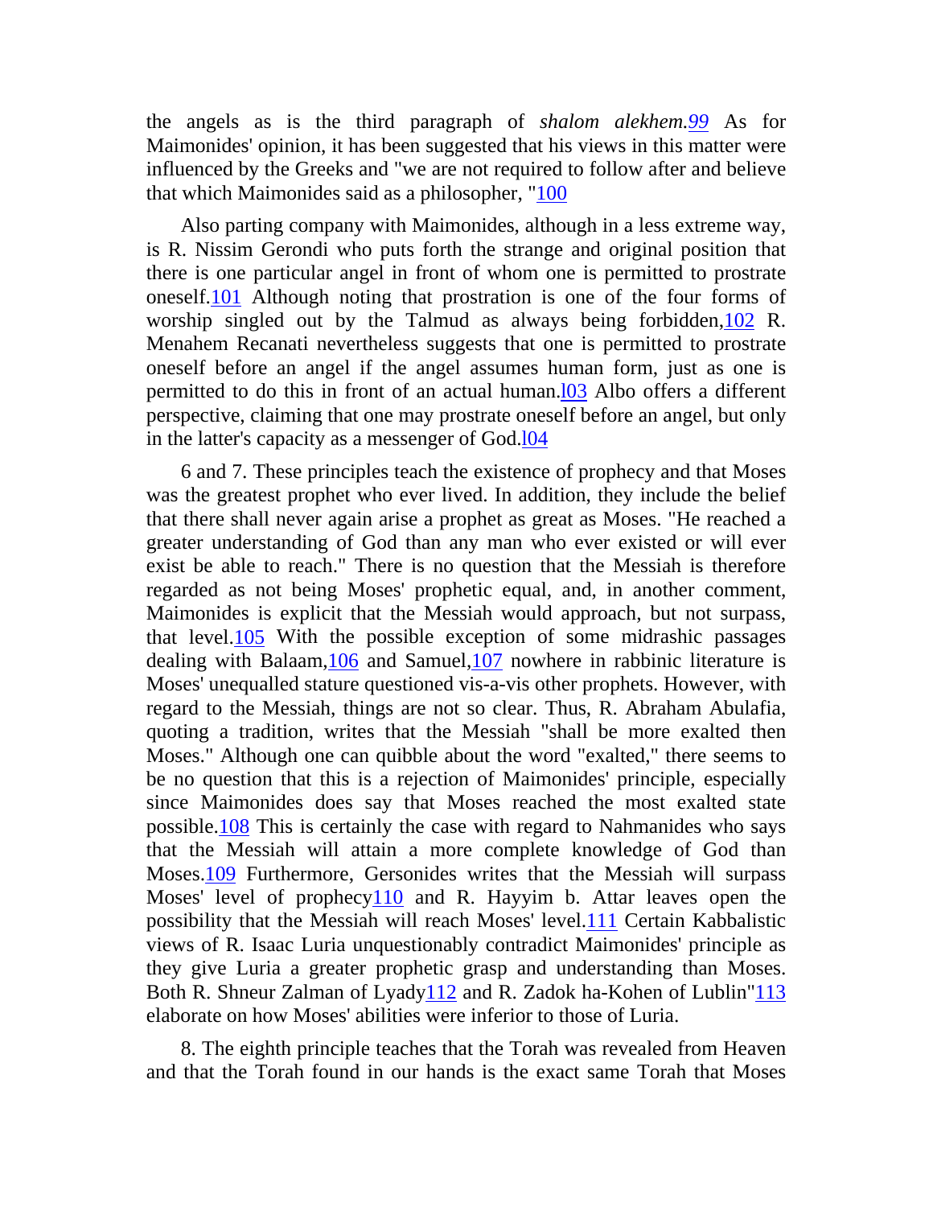the angels as is the third paragraph of *shalom alekhem.*[99] As for Maimonides' opinion, it has been suggested that his views in this matter were influenced by the Greeks and "we are not required to follow after and believe that which Maimonides said as a philosopher, "[100]

Also parting company with Maimonides, although in a less extreme way, is R. Nissim Gerondi who puts forth the strange and original position that there is one particular angel in front of whom one is permitted to prostrate oneself.[101] Although noting that prostration is one of the four forms of worship singled out by the Talmud as always being forbidden,[102] R. Menahem Recanati nevertheless suggests that one is permitted to prostrate oneself before an angel if the angel assumes human form, just as one is permitted to do this in front of an actual human.[l03] Albo offers a different perspective, claiming that one may prostrate oneself before an angel, but only in the latter's capacity as a messenger of God.[l04]

6 and 7. These principles teach the existence of prophecy and that Moses was the greatest prophet who ever lived. In addition, they include the belief that there shall never again arise a prophet as great as Moses. "He reached a greater understanding of God than any man who ever existed or will ever exist be able to reach." There is no question that the Messiah is therefore regarded as not being Moses' prophetic equal, and, in another comment, Maimonides is explicit that the Messiah would approach, but not surpass, that level.[105] With the possible exception of some midrashic passages dealing with Balaam,[106] and Samuel,[107] nowhere in rabbinic literature is Moses' unequalled stature questioned vis-a-vis other prophets. However, with regard to the Messiah, things are not so clear. Thus, R. Abraham Abulafia, quoting a tradition, writes that the Messiah "shall be more exalted then Moses." Although one can quibble about the word "exalted," there seems to be no question that this is a rejection of Maimonides' principle, especially since Maimonides does say that Moses reached the most exalted state possible.[108] This is certainly the case with regard to Nahmanides who says that the Messiah will attain a more complete knowledge of God than Moses.[109] Furthermore, Gersonides writes that the Messiah will surpass Moses' level of prophecy[110] and R. Hayyim b. Attar leaves open the possibility that the Messiah will reach Moses' level.[111] Certain Kabbalistic views of R. Isaac Luria unquestionably contradict Maimonides' principle as they give Luria a greater prophetic grasp and understanding than Moses. Both R. Shneur Zalman of Lyady[112] and R. Zadok ha-Kohen of Lublin"[113] elaborate on how Moses' abilities were inferior to those of Luria.

8. The eighth principle teaches that the Torah was revealed from Heaven and that the Torah found in our hands is the exact same Torah that Moses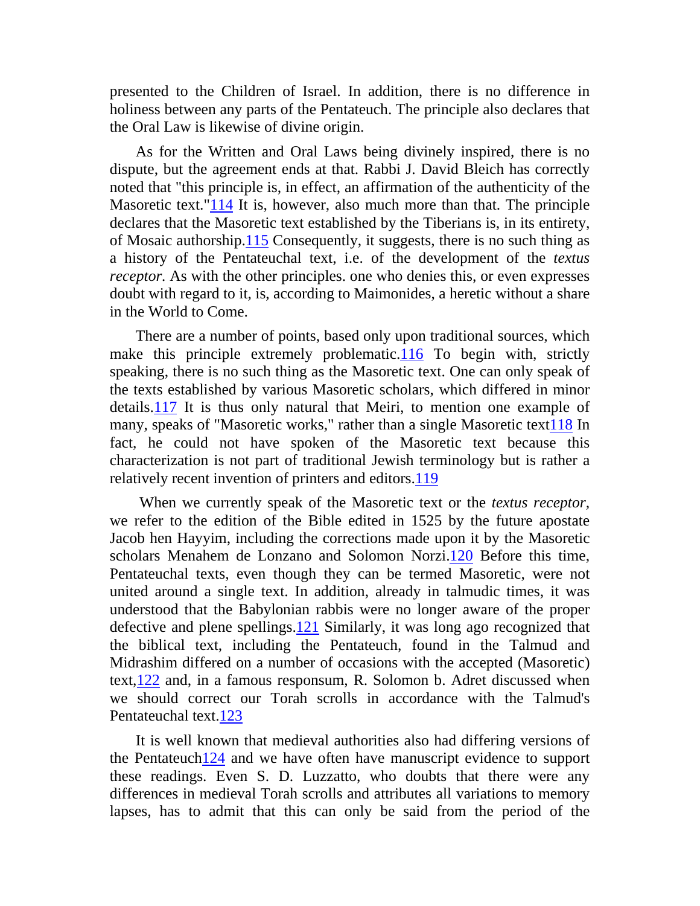presented to the Children of Israel. In addition, there is no difference in holiness between any parts of the Pentateuch. The principle also declares that the Oral Law is likewise of divine origin.

As for the Written and Oral Laws being divinely inspired, there is no dispute, but the agreement ends at that. Rabbi J. David Bleich has correctly noted that "this principle is, in effect, an affirmation of the authenticity of the Masoretic text."[114] It is, however, also much more than that. The principle declares that the Masoretic text established by the Tiberians is, in its entirety, of Mosaic authorship.[115] Consequently, it suggests, there is no such thing as a history of the Pentateuchal text, i.e. of the development of the *textus receptor*. As with the other principles. one who denies this, or even expresses doubt with regard to it, is, according to Maimonides, a heretic without a share in the World to Come.

There are a number of points, based only upon traditional sources, which make this principle extremely problematic.[116] To begin with, strictly speaking, there is no such thing as the Masoretic text. One can only speak of the texts established by various Masoretic scholars, which differed in minor details.[117] It is thus only natural that Meiri, to mention one example of many, speaks of "Masoretic works," rather than a single Masoretic text[118] In fact, he could not have spoken of the Masoretic text because this characterization is not part of traditional Jewish terminology but is rather a relatively recent invention of printers and editors.[119]

When we currently speak of the Masoretic text or the *textus receptor*, we refer to the edition of the Bible edited in 1525 by the future apostate Jacob hen Hayyim, including the corrections made upon it by the Masoretic scholars Menahem de Lonzano and Solomon Norzi.[120] Before this time, Pentateuchal texts, even though they can be termed Masoretic, were not united around a single text. In addition, already in talmudic times, it was understood that the Babylonian rabbis were no longer aware of the proper defective and plene spellings.[121] Similarly, it was long ago recognized that the biblical text, including the Pentateuch, found in the Talmud and Midrashim differed on a number of occasions with the accepted (Masoretic) text,[122] and, in a famous responsum, R. Solomon b. Adret discussed when we should correct our Torah scrolls in accordance with the Talmud's Pentateuchal text.[123]

It is well known that medieval authorities also had differing versions of the Pentateuch[124] and we have often have manuscript evidence to support these readings. Even S. D. Luzzatto, who doubts that there were any differences in medieval Torah scrolls and attributes all variations to memory lapses, has to admit that this can only be said from the period of the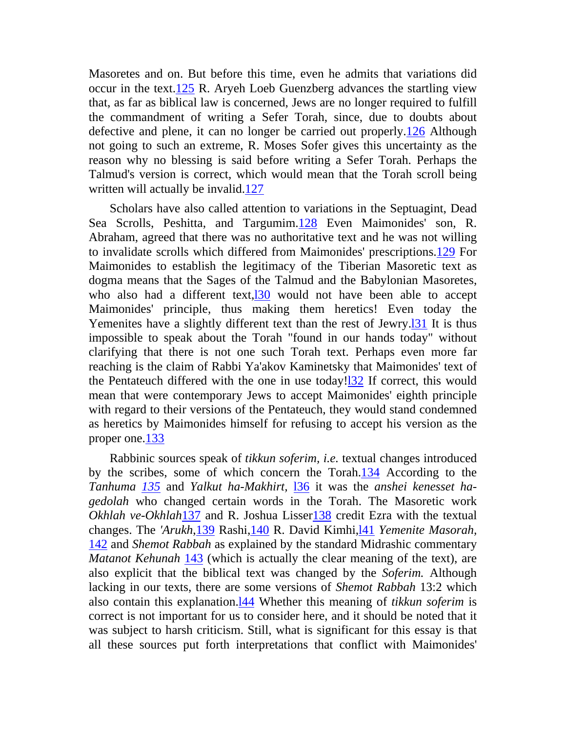Masoretes and on. But before this time, even he admits that variations did occur in the text.[125] R. Aryeh Loeb Guenzberg advances the startling view that, as far as biblical law is concerned, Jews are no longer required to fulfill the commandment of writing a Sefer Torah, since, due to doubts about defective and plene, it can no longer be carried out properly.[126] Although not going to such an extreme, R. Moses Sofer gives this uncertainty as the reason why no blessing is said before writing a Sefer Torah. Perhaps the Talmud's version is correct, which would mean that the Torah scroll being written will actually be invalid.[127]

Scholars have also called attention to variations in the Septuagint, Dead Sea Scrolls, Peshitta, and Targumim.[128] Even Maimonides' son, R. Abraham, agreed that there was no authoritative text and he was not willing to invalidate scrolls which differed from Maimonides' prescriptions.[129] For Maimonides to establish the legitimacy of the Tiberian Masoretic text as dogma means that the Sages of the Talmud and the Babylonian Masoretes, who also had a different text,[130] would not have been able to accept Maimonides' principle, thus making them heretics! Even today the Yemenites have a slightly different text than the rest of Jewry.[131] It is thus impossible to speak about the Torah "found in our hands today" without clarifying that there is not one such Torah text. Perhaps even more far reaching is the claim of Rabbi Ya'akov Kaminetsky that Maimonides' text of the Pentateuch differed with the one in use today![132] If correct, this would mean that were contemporary Jews to accept Maimonides' eighth principle with regard to their versions of the Pentateuch, they would stand condemned as heretics by Maimonides himself for refusing to accept his version as the proper one.[133]

Rabbinic sources speak of *tikkun soferim*, *i.e.* textual changes introduced by the scribes, some of which concern the Torah.[134] According to the *Tanhuma* [135] and *Yalkut ha-Makhirt*, [136] it was the *anshei kenesset ha-gedolah* who changed certain words in the Torah. The Masoretic work *Okhlah ve-Okhlah*[137] and R. Joshua Lisser[138] credit Ezra with the textual changes. The *'Arukh*,[139] Rashi,[140] R. David Kimhi,[141] *Yemenite Masorah*, [142] and *Shemot Rabbah* as explained by the standard Midrashic commentary *Matanot Kehunah* [143] (which is actually the clear meaning of the text), are also explicit that the biblical text was changed by the *Soferim.* Although lacking in our texts, there are some versions of *Shemot Rabbah* 13:2 which also contain this explanation.[144] Whether this meaning of *tikkun soferim* is correct is not important for us to consider here, and it should be noted that it was subject to harsh criticism. Still, what is significant for this essay is that all these sources put forth interpretations that conflict with Maimonides'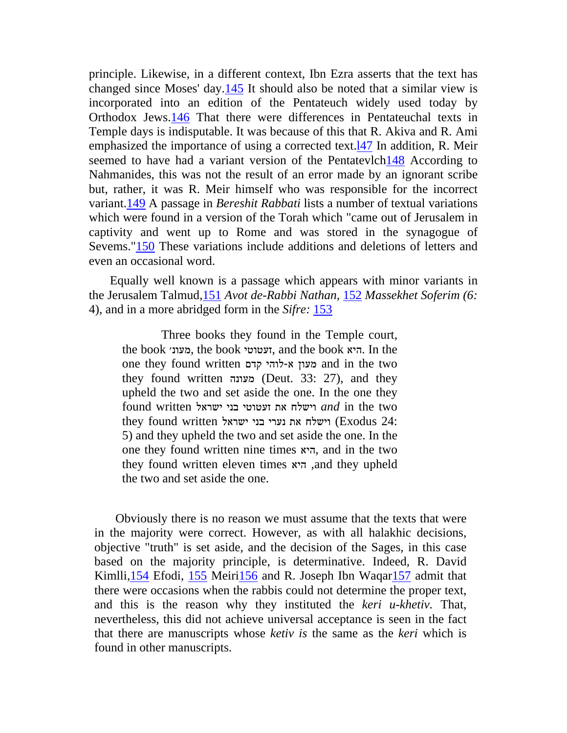principle. Likewise, in a different context, Ibn Ezra asserts that the text has changed since Moses' day.[145] It should also be noted that a similar view is incorporated into an edition of the Pentateuch widely used today by Orthodox Jews.[146] That there were differences in Pentateuchal texts in Temple days is indisputable. It was because of this that R. Akiva and R. Ami emphasized the importance of using a corrected text.[l47] In addition, R. Meir seemed to have had a variant version of the Pentatevlch[148] According to Nahmanides, this was not the result of an error made by an ignorant scribe but, rather, it was R. Meir himself who was responsible for the incorrect variant.[149] A passage in *Bereshit Rabbati* lists a number of textual variations which were found in a version of the Torah which "came out of Jerusalem in captivity and went up to Rome and was stored in the synagogue of Sevems."[150] These variations include additions and deletions of letters and even an occasional word.

Equally well known is a passage which appears with minor variants in the Jerusalem Talmud,[151] *Avot de-Rabbi Nathan,* [152] *Massekhet Soferim (6:* 4), and in a more abridged form in the *Sifre:* [153]

> Three books they found in the Temple court, the book מעוני, the book זעטוטי, and the book היא. In the one they found written מעון א-לוהי קדם and in the two they found written מעונה (Deut. 33: 27), and they upheld the two and set aside the one. In the one they found written וישלח את זעטוטי בני ישראל *and* in the two they found written וישלח את נערי בני ישראל (Exodus 24: 5) and they upheld the two and set aside the one. In the one they found written nine times היא, and in the two they found written eleven times היא ,and they upheld the two and set aside the one.

Obviously there is no reason we must assume that the texts that were in the majority were correct. However, as with all halakhic decisions, objective "truth" is set aside, and the decision of the Sages, in this case based on the majority principle, is determinative. Indeed, R. David Kimlli,[154] Efodi, [155] Meiri[156] and R. Joseph Ibn Waqar[157] admit that there were occasions when the rabbis could not determine the proper text, and this is the reason why they instituted the *keri u-khetiv*. That, nevertheless, this did not achieve universal acceptance is seen in the fact that there are manuscripts whose *ketiv is* the same as the *keri* which is found in other manuscripts.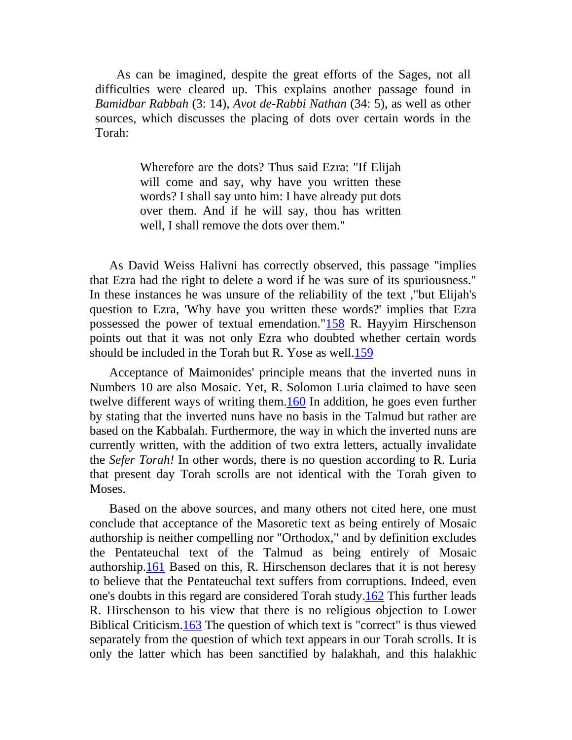As can be imagined, despite the great efforts of the Sages, not all difficulties were cleared up. This explains another passage found in *Bamidbar Rabbah* (3: 14), *Avot de-Rabbi Nathan* (34: 5), as well as other sources, which discusses the placing of dots over certain words in the Torah:

> Wherefore are the dots? Thus said Ezra: "If Elijah will come and say, why have you written these words? I shall say unto him: I have already put dots over them. And if he will say, thou has written well, I shall remove the dots over them."

As David Weiss Halivni has correctly observed, this passage "implies that Ezra had the right to delete a word if he was sure of its spuriousness." In these instances he was unsure of the reliability of the text ,"but Elijah's question to Ezra, 'Why have you written these words?' implies that Ezra possessed the power of textual emendation."[158] R. Hayyim Hirschenson points out that it was not only Ezra who doubted whether certain words should be included in the Torah but R. Yose as well.[159]

Acceptance of Maimonides' principle means that the inverted nuns in Numbers 10 are also Mosaic. Yet, R. Solomon Luria claimed to have seen twelve different ways of writing them.[160] In addition, he goes even further by stating that the inverted nuns have no basis in the Talmud but rather are based on the Kabbalah. Furthermore, the way in which the inverted nuns are currently written, with the addition of two extra letters, actually invalidate the *Sefer Torah!* In other words, there is no question according to R. Luria that present day Torah scrolls are not identical with the Torah given to Moses.

Based on the above sources, and many others not cited here, one must conclude that acceptance of the Masoretic text as being entirely of Mosaic authorship is neither compelling nor "Orthodox," and by definition excludes the Pentateuchal text of the Talmud as being entirely of Mosaic authorship.[161] Based on this, R. Hirschenson declares that it is not heresy to believe that the Pentateuchal text suffers from corruptions. Indeed, even one's doubts in this regard are considered Torah study.[162] This further leads R. Hirschenson to his view that there is no religious objection to Lower Biblical Criticism.[163] The question of which text is "correct" is thus viewed separately from the question of which text appears in our Torah scrolls. It is only the latter which has been sanctified by halakhah, and this halakhic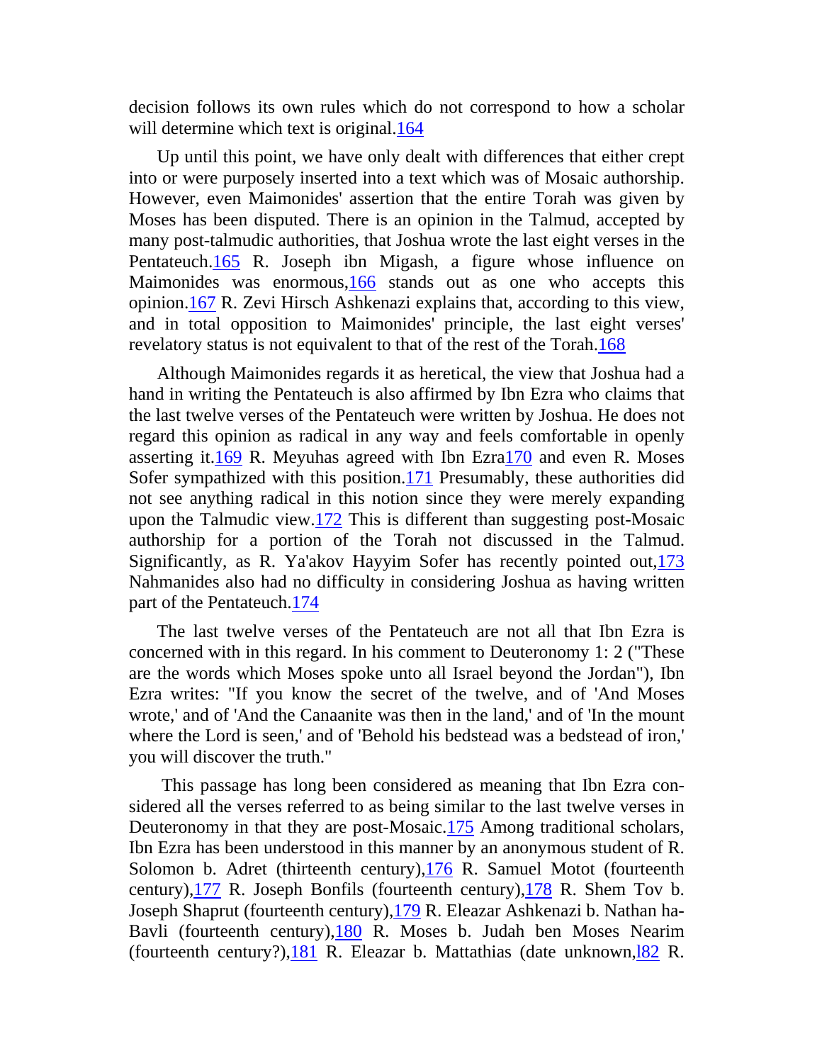decision follows its own rules which do not correspond to how a scholar will determine which text is original.[164]

Up until this point, we have only dealt with differences that either crept into or were purposely inserted into a text which was of Mosaic authorship. However, even Maimonides' assertion that the entire Torah was given by Moses has been disputed. There is an opinion in the Talmud, accepted by many post-talmudic authorities, that Joshua wrote the last eight verses in the Pentateuch.[165] R. Joseph ibn Migash, a figure whose influence on Maimonides was enormous,[166] stands out as one who accepts this opinion.[167] R. Zevi Hirsch Ashkenazi explains that, according to this view, and in total opposition to Maimonides' principle, the last eight verses' revelatory status is not equivalent to that of the rest of the Torah.[168]

Although Maimonides regards it as heretical, the view that Joshua had a hand in writing the Pentateuch is also affirmed by Ibn Ezra who claims that the last twelve verses of the Pentateuch were written by Joshua. He does not regard this opinion as radical in any way and feels comfortable in openly asserting it.[169] R. Meyuhas agreed with Ibn Ezra[170] and even R. Moses Sofer sympathized with this position.[171] Presumably, these authorities did not see anything radical in this notion since they were merely expanding upon the Talmudic view.[172] This is different than suggesting post-Mosaic authorship for a portion of the Torah not discussed in the Talmud. Significantly, as R. Ya'akov Hayyim Sofer has recently pointed out,[173] Nahmanides also had no difficulty in considering Joshua as having written part of the Pentateuch.[174]

The last twelve verses of the Pentateuch are not all that Ibn Ezra is concerned with in this regard. In his comment to Deuteronomy 1: 2 ("These are the words which Moses spoke unto all Israel beyond the Jordan"), Ibn Ezra writes: "If you know the secret of the twelve, and of 'And Moses wrote,' and of 'And the Canaanite was then in the land,' and of 'In the mount where the Lord is seen,' and of 'Behold his bedstead was a bedstead of iron,' you will discover the truth."

This passage has long been considered as meaning that Ibn Ezra considered all the verses referred to as being similar to the last twelve verses in Deuteronomy in that they are post-Mosaic.[175] Among traditional scholars, Ibn Ezra has been understood in this manner by an anonymous student of R. Solomon b. Adret (thirteenth century),[176] R. Samuel Motot (fourteenth century),[177] R. Joseph Bonfils (fourteenth century),[178] R. Shem Tov b. Joseph Shaprut (fourteenth century),[179] R. Eleazar Ashkenazi b. Nathan ha-Bavli (fourteenth century),[180] R. Moses b. Judah ben Moses Nearim (fourteenth century?),[181] R. Eleazar b. Mattathias (date unknown,[182] R.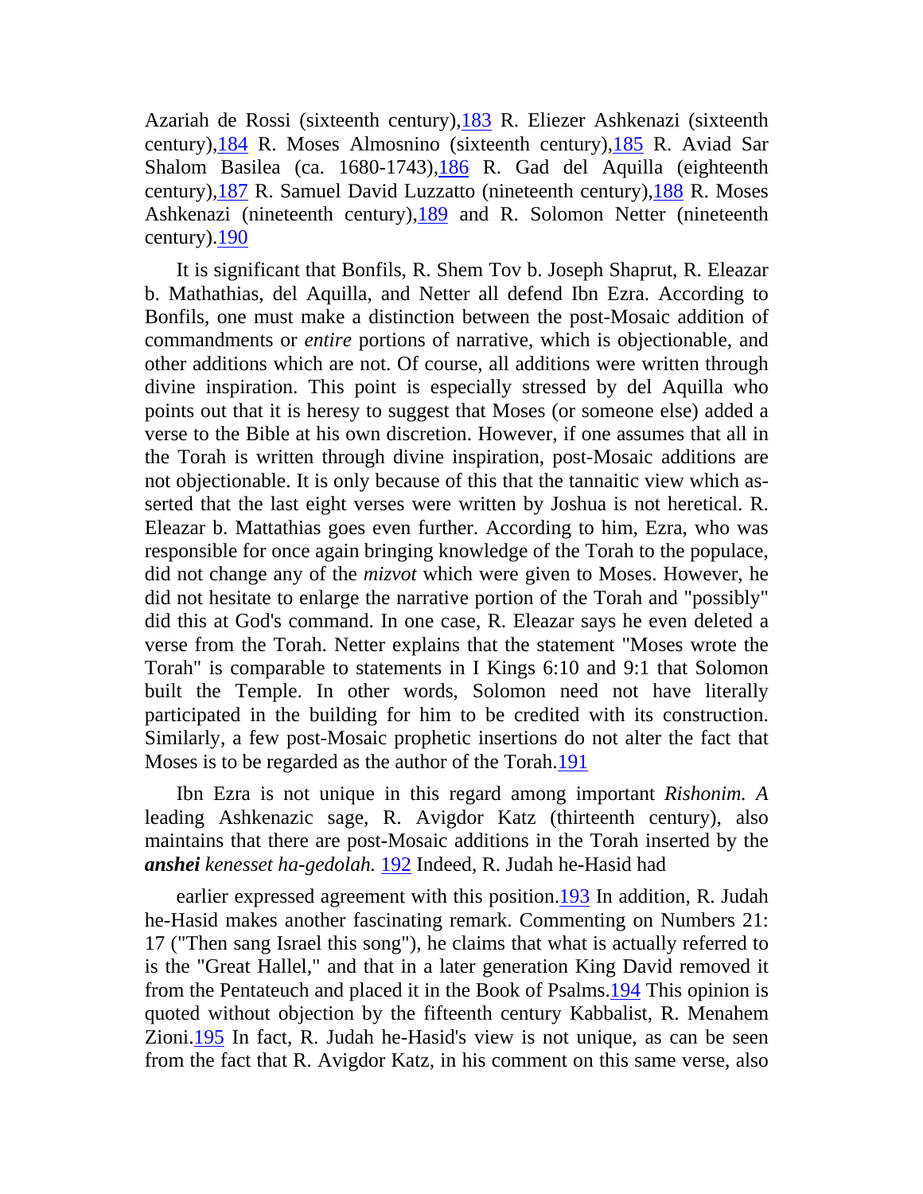Azariah de Rossi (sixteenth century),[183] R. Eliezer Ashkenazi (sixteenth century),[184] R. Moses Almosnino (sixteenth century),[185] R. Aviad Sar Shalom Basilea (ca. 1680-1743),[186] R. Gad del Aquilla (eighteenth century),[187] R. Samuel David Luzzatto (nineteenth century),[188] R. Moses Ashkenazi (nineteenth century),[189] and R. Solomon Netter (nineteenth century).[190]

It is significant that Bonfils, R. Shem Tov b. Joseph Shaprut, R. Eleazar b. Mathathias, del Aquilla, and Netter all defend Ibn Ezra. According to Bonfils, one must make a distinction between the post-Mosaic addition of commandments or *entire* portions of narrative, which is objectionable, and other additions which are not. Of course, all additions were written through divine inspiration. This point is especially stressed by del Aquilla who points out that it is heresy to suggest that Moses (or someone else) added a verse to the Bible at his own discretion. However, if one assumes that all in the Torah is written through divine inspiration, post-Mosaic additions are not objectionable. It is only because of this that the tannaitic view which asserted that the last eight verses were written by Joshua is not heretical. R. Eleazar b. Mattathias goes even further. According to him, Ezra, who was responsible for once again bringing knowledge of the Torah to the populace, did not change any of the *mizvot* which were given to Moses. However, he did not hesitate to enlarge the narrative portion of the Torah and "possibly" did this at God's command. In one case, R. Eleazar says he even deleted a verse from the Torah. Netter explains that the statement "Moses wrote the Torah" is comparable to statements in I Kings 6:10 and 9:1 that Solomon built the Temple. In other words, Solomon need not have literally participated in the building for him to be credited with its construction. Similarly, a few post-Mosaic prophetic insertions do not alter the fact that Moses is to be regarded as the author of the Torah.[191]

Ibn Ezra is not unique in this regard among important *Rishonim. A* leading Ashkenazic sage, R. Avigdor Katz (thirteenth century), also maintains that there are post-Mosaic additions in the Torah inserted by the ***anshei** kenesset ha-gedolah.* [192] Indeed, R. Judah he-Hasid had

earlier expressed agreement with this position.[193] In addition, R. Judah he-Hasid makes another fascinating remark. Commenting on Numbers 21: 17 ("Then sang Israel this song"), he claims that what is actually referred to is the "Great Hallel," and that in a later generation King David removed it from the Pentateuch and placed it in the Book of Psalms.[194] This opinion is quoted without objection by the fifteenth century Kabbalist, R. Menahem Zioni.[195] In fact, R. Judah he-Hasid's view is not unique, as can be seen from the fact that R. Avigdor Katz, in his comment on this same verse, also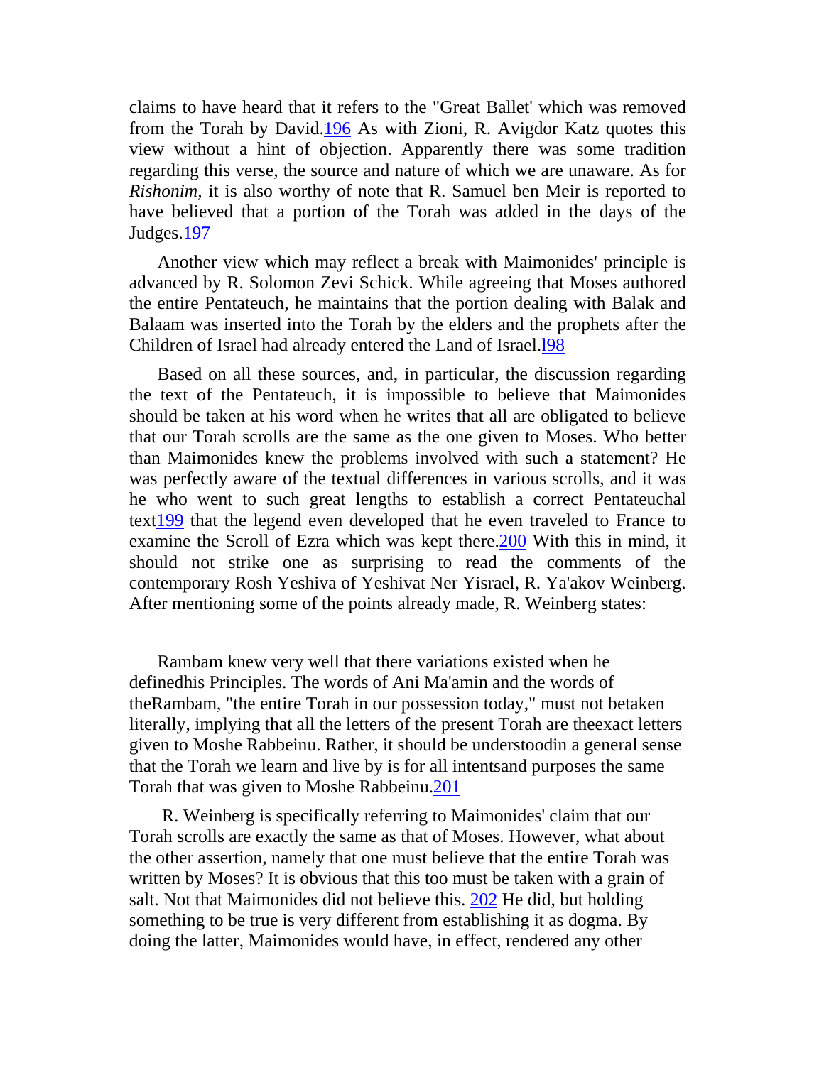claims to have heard that it refers to the "Great Ballet' which was removed from the Torah by David.[196] As with Zioni, R. Avigdor Katz quotes this view without a hint of objection. Apparently there was some tradition regarding this verse, the source and nature of which we are unaware. As for *Rishonim*, it is also worthy of note that R. Samuel ben Meir is reported to have believed that a portion of the Torah was added in the days of the Judges.[197]

Another view which may reflect a break with Maimonides' principle is advanced by R. Solomon Zevi Schick. While agreeing that Moses authored the entire Pentateuch, he maintains that the portion dealing with Balak and Balaam was inserted into the Torah by the elders and the prophets after the Children of Israel had already entered the Land of Israel.[l98]

Based on all these sources, and, in particular, the discussion regarding the text of the Pentateuch, it is impossible to believe that Maimonides should be taken at his word when he writes that all are obligated to believe that our Torah scrolls are the same as the one given to Moses. Who better than Maimonides knew the problems involved with such a statement? He was perfectly aware of the textual differences in various scrolls, and it was he who went to such great lengths to establish a correct Pentateuchal text[199] that the legend even developed that he even traveled to France to examine the Scroll of Ezra which was kept there.[200] With this in mind, it should not strike one as surprising to read the comments of the contemporary Rosh Yeshiva of Yeshivat Ner Yisrael, R. Ya'akov Weinberg. After mentioning some of the points already made, R. Weinberg states:

> Rambam knew very well that there variations existed when he definedhis Principles. The words of Ani Ma'amin and the words of theRambam, "the entire Torah in our possession today," must not betaken literally, implying that all the letters of the present Torah are theexact letters given to Moshe Rabbeinu. Rather, it should be understoodin a general sense that the Torah we learn and live by is for all intentsand purposes the same Torah that was given to Moshe Rabbeinu.[201]

R. Weinberg is specifically referring to Maimonides' claim that our Torah scrolls are exactly the same as that of Moses. However, what about the other assertion, namely that one must believe that the entire Torah was written by Moses? It is obvious that this too must be taken with a grain of salt. Not that Maimonides did not believe this. [202] He did, but holding something to be true is very different from establishing it as dogma. By doing the latter, Maimonides would have, in effect, rendered any other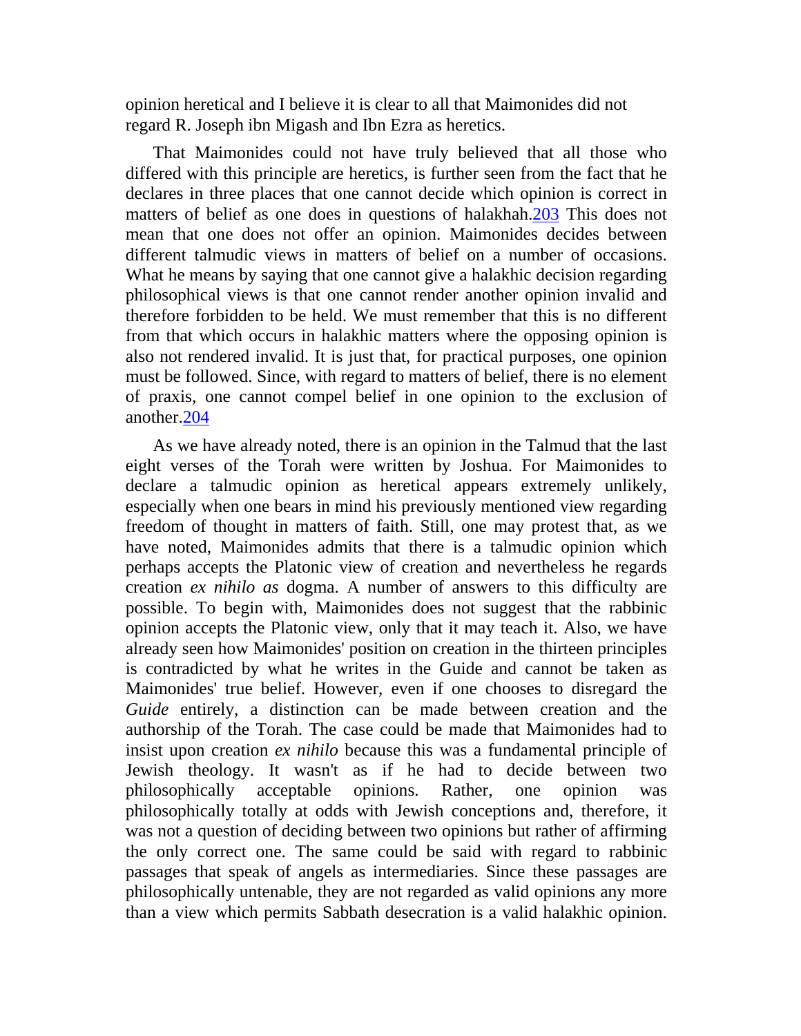opinion heretical and I believe it is clear to all that Maimonides did not regard R. Joseph ibn Migash and Ibn Ezra as heretics.

That Maimonides could not have truly believed that all those who differed with this principle are heretics, is further seen from the fact that he declares in three places that one cannot decide which opinion is correct in matters of belief as one does in questions of halakhah.[203] This does not mean that one does not offer an opinion. Maimonides decides between different talmudic views in matters of belief on a number of occasions. What he means by saying that one cannot give a halakhic decision regarding philosophical views is that one cannot render another opinion invalid and therefore forbidden to be held. We must remember that this is no different from that which occurs in halakhic matters where the opposing opinion is also not rendered invalid. It is just that, for practical purposes, one opinion must be followed. Since, with regard to matters of belief, there is no element of praxis, one cannot compel belief in one opinion to the exclusion of another.[204]

As we have already noted, there is an opinion in the Talmud that the last eight verses of the Torah were written by Joshua. For Maimonides to declare a talmudic opinion as heretical appears extremely unlikely, especially when one bears in mind his previously mentioned view regarding freedom of thought in matters of faith. Still, one may protest that, as we have noted, Maimonides admits that there is a talmudic opinion which perhaps accepts the Platonic view of creation and nevertheless he regards creation *ex nihilo as* dogma. A number of answers to this difficulty are possible. To begin with, Maimonides does not suggest that the rabbinic opinion accepts the Platonic view, only that it may teach it. Also, we have already seen how Maimonides' position on creation in the thirteen principles is contradicted by what he writes in the Guide and cannot be taken as Maimonides' true belief. However, even if one chooses to disregard the *Guide* entirely, a distinction can be made between creation and the authorship of the Torah. The case could be made that Maimonides had to insist upon creation *ex nihilo* because this was a fundamental principle of Jewish theology. It wasn't as if he had to decide between two philosophically acceptable opinions. Rather, one opinion was philosophically totally at odds with Jewish conceptions and, therefore, it was not a question of deciding between two opinions but rather of affirming the only correct one. The same could be said with regard to rabbinic passages that speak of angels as intermediaries. Since these passages are philosophically untenable, they are not regarded as valid opinions any more than a view which permits Sabbath desecration is a valid halakhic opinion.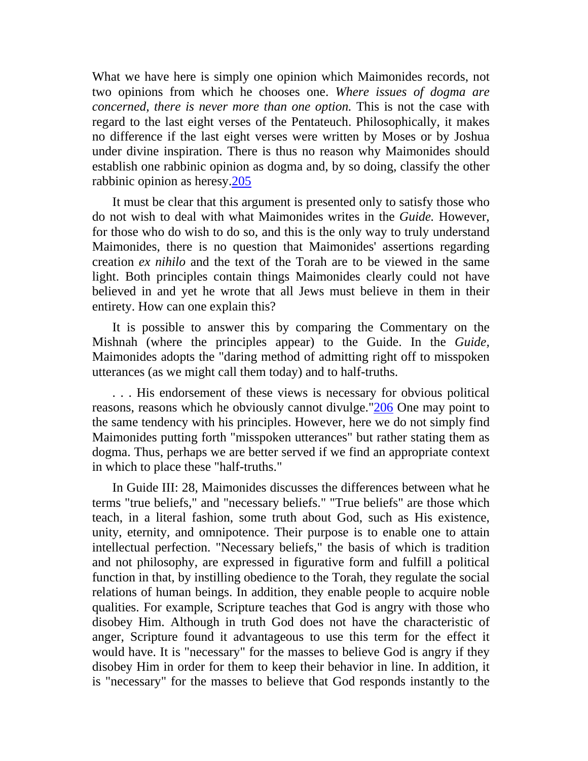What we have here is simply one opinion which Maimonides records, not two opinions from which he chooses one. *Where issues of dogma are concerned, there is never more than one option.* This is not the case with regard to the last eight verses of the Pentateuch. Philosophically, it makes no difference if the last eight verses were written by Moses or by Joshua under divine inspiration. There is thus no reason why Maimonides should establish one rabbinic opinion as dogma and, by so doing, classify the other rabbinic opinion as heresy.[205]

It must be clear that this argument is presented only to satisfy those who do not wish to deal with what Maimonides writes in the *Guide.* However, for those who do wish to do so, and this is the only way to truly understand Maimonides, there is no question that Maimonides' assertions regarding creation *ex nihilo* and the text of the Torah are to be viewed in the same light. Both principles contain things Maimonides clearly could not have believed in and yet he wrote that all Jews must believe in them in their entirety. How can one explain this?

It is possible to answer this by comparing the Commentary on the Mishnah (where the principles appear) to the Guide. In the *Guide,* Maimonides adopts the "daring method of admitting right off to misspoken utterances (as we might call them today) and to half-truths.

. . . His endorsement of these views is necessary for obvious political reasons, reasons which he obviously cannot divulge."[206] One may point to the same tendency with his principles. However, here we do not simply find Maimonides putting forth "misspoken utterances" but rather stating them as dogma. Thus, perhaps we are better served if we find an appropriate context in which to place these "half-truths."

In Guide III: 28, Maimonides discusses the differences between what he terms "true beliefs," and "necessary beliefs." "True beliefs" are those which teach, in a literal fashion, some truth about God, such as His existence, unity, eternity, and omnipotence. Their purpose is to enable one to attain intellectual perfection. "Necessary beliefs," the basis of which is tradition and not philosophy, are expressed in figurative form and fulfill a political function in that, by instilling obedience to the Torah, they regulate the social relations of human beings. In addition, they enable people to acquire noble qualities. For example, Scripture teaches that God is angry with those who disobey Him. Although in truth God does not have the characteristic of anger, Scripture found it advantageous to use this term for the effect it would have. It is "necessary" for the masses to believe God is angry if they disobey Him in order for them to keep their behavior in line. In addition, it is "necessary" for the masses to believe that God responds instantly to the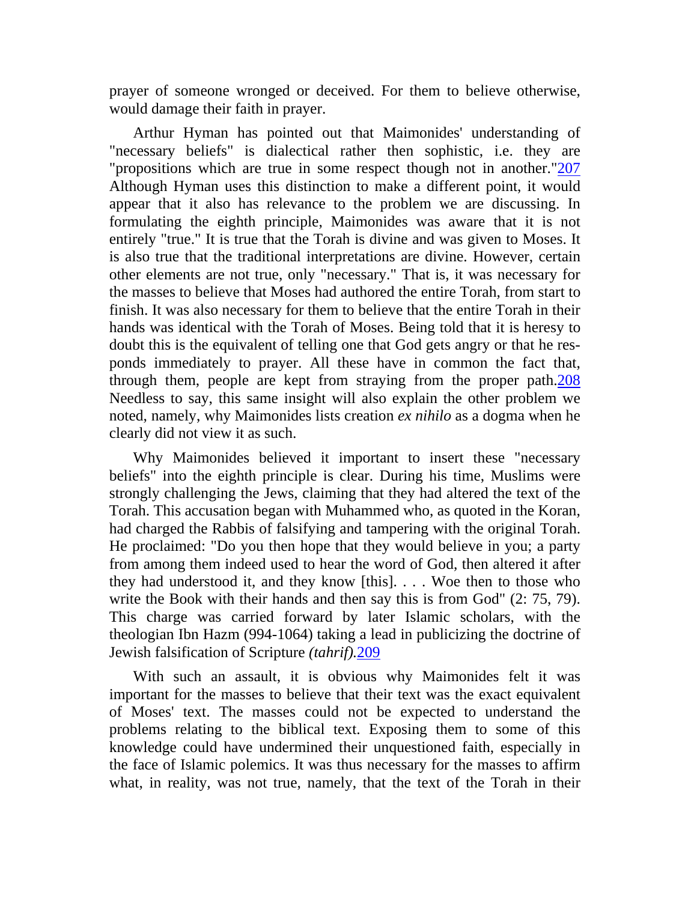prayer of someone wronged or deceived. For them to believe otherwise, would damage their faith in prayer.

Arthur Hyman has pointed out that Maimonides' understanding of "necessary beliefs" is dialectical rather then sophistic, i.e. they are "propositions which are true in some respect though not in another."[207] Although Hyman uses this distinction to make a different point, it would appear that it also has relevance to the problem we are discussing. In formulating the eighth principle, Maimonides was aware that it is not entirely "true." It is true that the Torah is divine and was given to Moses. It is also true that the traditional interpretations are divine. However, certain other elements are not true, only "necessary." That is, it was necessary for the masses to believe that Moses had authored the entire Torah, from start to finish. It was also necessary for them to believe that the entire Torah in their hands was identical with the Torah of Moses. Being told that it is heresy to doubt this is the equivalent of telling one that God gets angry or that he responds immediately to prayer. All these have in common the fact that, through them, people are kept from straying from the proper path.[208] Needless to say, this same insight will also explain the other problem we noted, namely, why Maimonides lists creation *ex nihilo* as a dogma when he clearly did not view it as such.

Why Maimonides believed it important to insert these "necessary beliefs" into the eighth principle is clear. During his time, Muslims were strongly challenging the Jews, claiming that they had altered the text of the Torah. This accusation began with Muhammed who, as quoted in the Koran, had charged the Rabbis of falsifying and tampering with the original Torah. He proclaimed: "Do you then hope that they would believe in you; a party from among them indeed used to hear the word of God, then altered it after they had understood it, and they know [this]. . . . Woe then to those who write the Book with their hands and then say this is from God" (2: 75, 79). This charge was carried forward by later Islamic scholars, with the theologian Ibn Hazm (994-1064) taking a lead in publicizing the doctrine of Jewish falsification of Scripture *(tahrif)*.[209]

With such an assault, it is obvious why Maimonides felt it was important for the masses to believe that their text was the exact equivalent of Moses' text. The masses could not be expected to understand the problems relating to the biblical text. Exposing them to some of this knowledge could have undermined their unquestioned faith, especially in the face of Islamic polemics. It was thus necessary for the masses to affirm what, in reality, was not true, namely, that the text of the Torah in their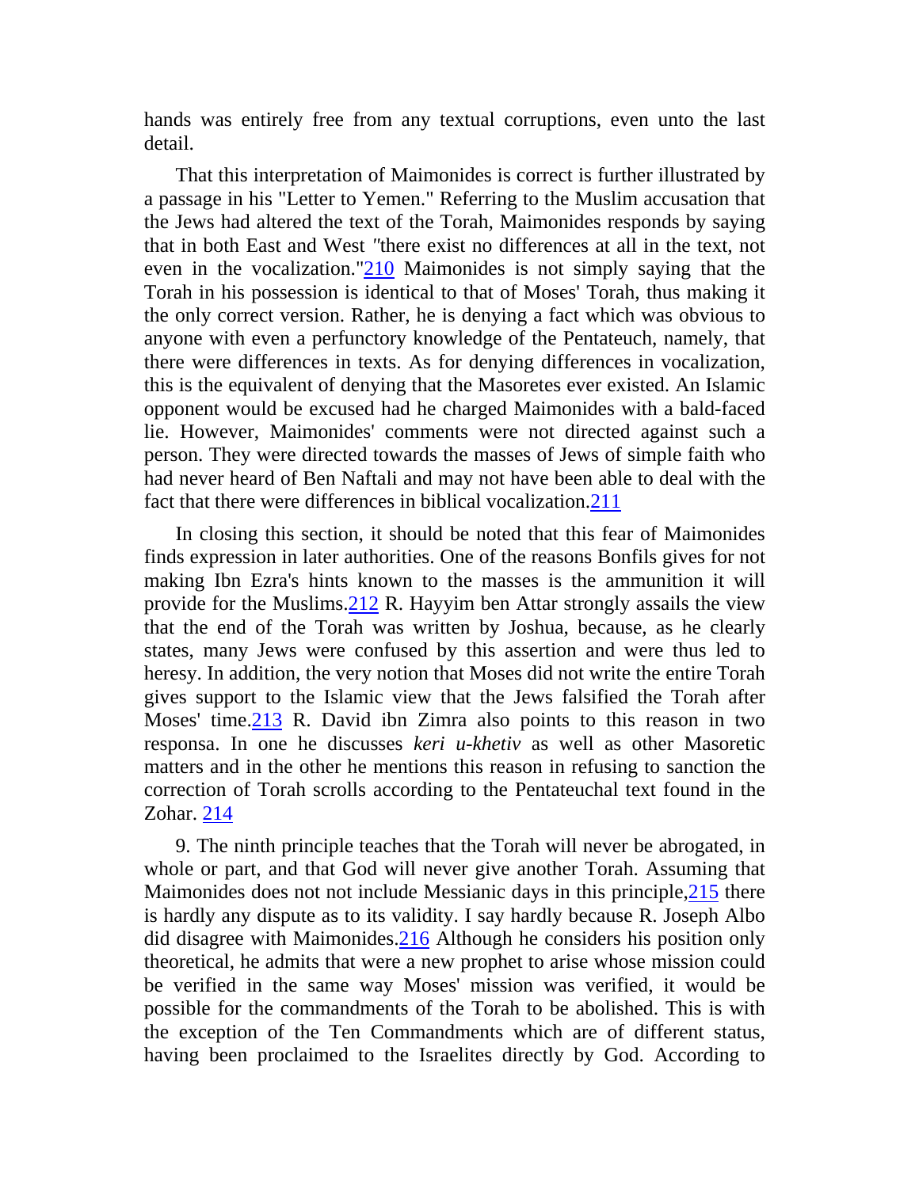hands was entirely free from any textual corruptions, even unto the last detail.

That this interpretation of Maimonides is correct is further illustrated by a passage in his "Letter to Yemen." Referring to the Muslim accusation that the Jews had altered the text of the Torah, Maimonides responds by saying that in both East and West "there exist no differences at all in the text, not even in the vocalization."[210] Maimonides is not simply saying that the Torah in his possession is identical to that of Moses' Torah, thus making it the only correct version. Rather, he is denying a fact which was obvious to anyone with even a perfunctory knowledge of the Pentateuch, namely, that there were differences in texts. As for denying differences in vocalization, this is the equivalent of denying that the Masoretes ever existed. An Islamic opponent would be excused had he charged Maimonides with a bald-faced lie. However, Maimonides' comments were not directed against such a person. They were directed towards the masses of Jews of simple faith who had never heard of Ben Naftali and may not have been able to deal with the fact that there were differences in biblical vocalization.[211]

In closing this section, it should be noted that this fear of Maimonides finds expression in later authorities. One of the reasons Bonfils gives for not making Ibn Ezra's hints known to the masses is the ammunition it will provide for the Muslims.[212] R. Hayyim ben Attar strongly assails the view that the end of the Torah was written by Joshua, because, as he clearly states, many Jews were confused by this assertion and were thus led to heresy. In addition, the very notion that Moses did not write the entire Torah gives support to the Islamic view that the Jews falsified the Torah after Moses' time.[213] R. David ibn Zimra also points to this reason in two responsa. In one he discusses *keri u-khetiv* as well as other Masoretic matters and in the other he mentions this reason in refusing to sanction the correction of Torah scrolls according to the Pentateuchal text found in the Zohar. [214]

9. The ninth principle teaches that the Torah will never be abrogated, in whole or part, and that God will never give another Torah. Assuming that Maimonides does not not include Messianic days in this principle,[215] there is hardly any dispute as to its validity. I say hardly because R. Joseph Albo did disagree with Maimonides.[216] Although he considers his position only theoretical, he admits that were a new prophet to arise whose mission could be verified in the same way Moses' mission was verified, it would be possible for the commandments of the Torah to be abolished. This is with the exception of the Ten Commandments which are of different status, having been proclaimed to the Israelites directly by God. According to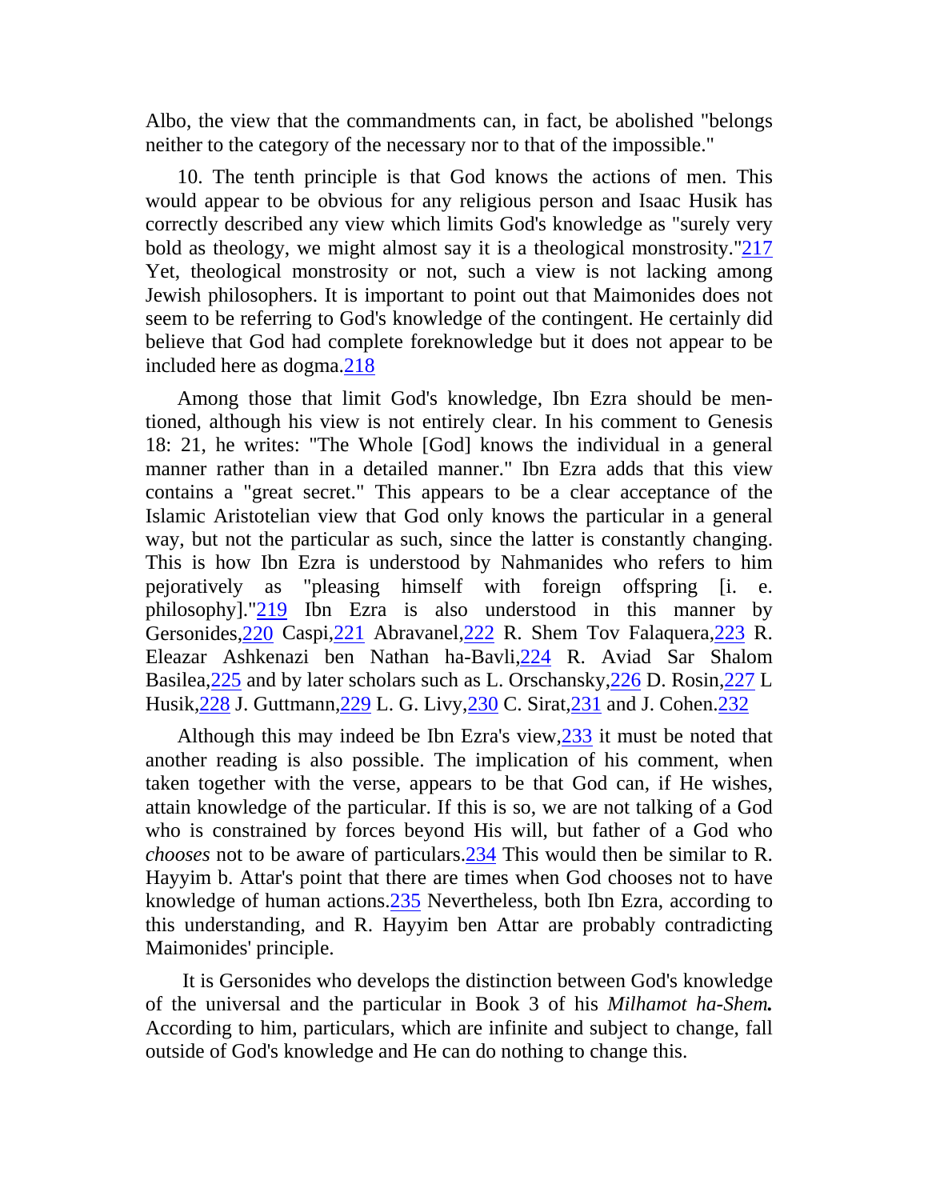Albo, the view that the commandments can, in fact, be abolished "belongs neither to the category of the necessary nor to that of the impossible."

10. The tenth principle is that God knows the actions of men. This would appear to be obvious for any religious person and Isaac Husik has correctly described any view which limits God's knowledge as "surely very bold as theology, we might almost say it is a theological monstrosity."[217] Yet, theological monstrosity or not, such a view is not lacking among Jewish philosophers. It is important to point out that Maimonides does not seem to be referring to God's knowledge of the contingent. He certainly did believe that God had complete foreknowledge but it does not appear to be included here as dogma.[218]

Among those that limit God's knowledge, Ibn Ezra should be mentioned, although his view is not entirely clear. In his comment to Genesis 18: 21, he writes: "The Whole [God] knows the individual in a general manner rather than in a detailed manner." Ibn Ezra adds that this view contains a "great secret." This appears to be a clear acceptance of the Islamic Aristotelian view that God only knows the particular in a general way, but not the particular as such, since the latter is constantly changing. This is how Ibn Ezra is understood by Nahmanides who refers to him pejoratively as "pleasing himself with foreign offspring [i. e. philosophy]."[219] Ibn Ezra is also understood in this manner by Gersonides,[220] Caspi,[221] Abravanel,[222] R. Shem Tov Falaquera,[223] R. Eleazar Ashkenazi ben Nathan ha-Bavli,[224] R. Aviad Sar Shalom Basilea,[225] and by later scholars such as L. Orschansky,[226] D. Rosin,[227] L Husik,[228] J. Guttmann,[229] L. G. Livy,[230] C. Sirat,[231] and J. Cohen.[232]

Although this may indeed be Ibn Ezra's view,[233] it must be noted that another reading is also possible. The implication of his comment, when taken together with the verse, appears to be that God can, if He wishes, attain knowledge of the particular. If this is so, we are not talking of a God who is constrained by forces beyond His will, but father of a God who *chooses* not to be aware of particulars.[234] This would then be similar to R. Hayyim b. Attar's point that there are times when God chooses not to have knowledge of human actions.[235] Nevertheless, both Ibn Ezra, according to this understanding, and R. Hayyim ben Attar are probably contradicting Maimonides' principle.

It is Gersonides who develops the distinction between God's knowledge of the universal and the particular in Book 3 of his *Milhamot ha-Shem.* According to him, particulars, which are infinite and subject to change, fall outside of God's knowledge and He can do nothing to change this.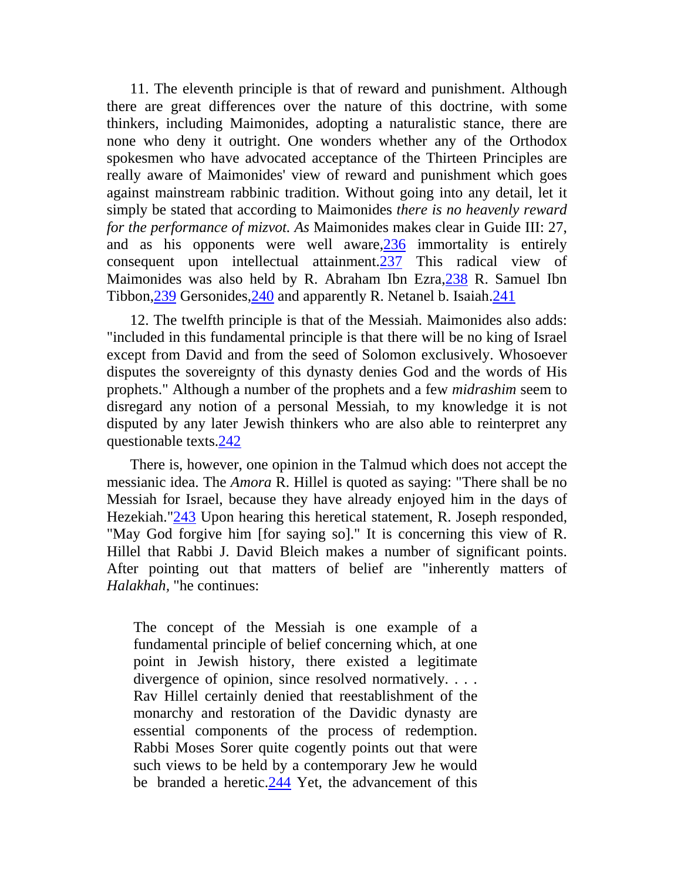11. The eleventh principle is that of reward and punishment. Although there are great differences over the nature of this doctrine, with some thinkers, including Maimonides, adopting a naturalistic stance, there are none who deny it outright. One wonders whether any of the Orthodox spokesmen who have advocated acceptance of the Thirteen Principles are really aware of Maimonides' view of reward and punishment which goes against mainstream rabbinic tradition. Without going into any detail, let it simply be stated that according to Maimonides *there is no heavenly reward for the performance of mizvot. As* Maimonides makes clear in Guide III: 27, and as his opponents were well aware,[236] immortality is entirely consequent upon intellectual attainment.[237] This radical view of Maimonides was also held by R. Abraham Ibn Ezra,[238] R. Samuel Ibn Tibbon,[239] Gersonides,[240] and apparently R. Netanel b. Isaiah.[241]

12. The twelfth principle is that of the Messiah. Maimonides also adds: "included in this fundamental principle is that there will be no king of Israel except from David and from the seed of Solomon exclusively. Whosoever disputes the sovereignty of this dynasty denies God and the words of His prophets." Although a number of the prophets and a few *midrashim* seem to disregard any notion of a personal Messiah, to my knowledge it is not disputed by any later Jewish thinkers who are also able to reinterpret any questionable texts.[242]

There is, however, one opinion in the Talmud which does not accept the messianic idea. The *Amora* R. Hillel is quoted as saying: "There shall be no Messiah for Israel, because they have already enjoyed him in the days of Hezekiah."[243] Upon hearing this heretical statement, R. Joseph responded, "May God forgive him [for saying so]." It is concerning this view of R. Hillel that Rabbi J. David Bleich makes a number of significant points. After pointing out that matters of belief are "inherently matters of *Halakhah,* "he continues:

> The concept of the Messiah is one example of a fundamental principle of belief concerning which, at one point in Jewish history, there existed a legitimate divergence of opinion, since resolved normatively. . . . Rav Hillel certainly denied that reestablishment of the monarchy and restoration of the Davidic dynasty are essential components of the process of redemption. Rabbi Moses Sorer quite cogently points out that were such views to be held by a contemporary Jew he would be branded a heretic.[244] Yet, the advancement of this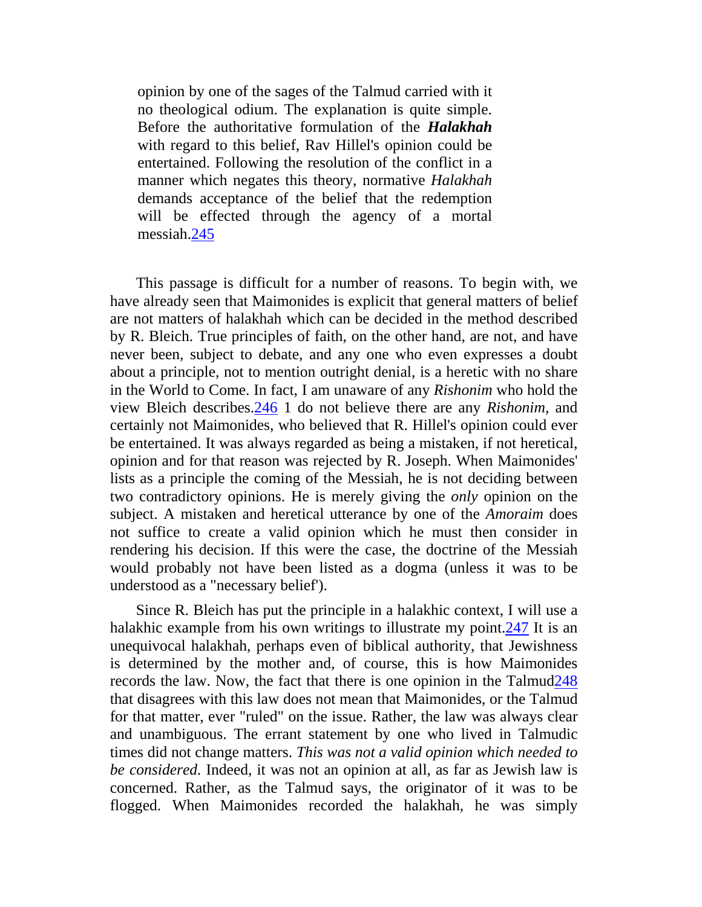> opinion by one of the sages of the Talmud carried with it no theological odium. The explanation is quite simple. Before the authoritative formulation of the ***Halakhah*** with regard to this belief, Rav Hillel's opinion could be entertained. Following the resolution of the conflict in a manner which negates this theory, normative *Halakhah* demands acceptance of the belief that the redemption will be effected through the agency of a mortal messiah.[245]

This passage is difficult for a number of reasons. To begin with, we have already seen that Maimonides is explicit that general matters of belief are not matters of halakhah which can be decided in the method described by R. Bleich. True principles of faith, on the other hand, are not, and have never been, subject to debate, and any one who even expresses a doubt about a principle, not to mention outright denial, is a heretic with no share in the World to Come. In fact, I am unaware of any *Rishonim* who hold the view Bleich describes.[246] 1 do not believe there are any *Rishonim,* and certainly not Maimonides, who believed that R. Hillel's opinion could ever be entertained. It was always regarded as being a mistaken, if not heretical, opinion and for that reason was rejected by R. Joseph. When Maimonides' lists as a principle the coming of the Messiah, he is not deciding between two contradictory opinions. He is merely giving the *only* opinion on the subject. A mistaken and heretical utterance by one of the *Amoraim* does not suffice to create a valid opinion which he must then consider in rendering his decision. If this were the case, the doctrine of the Messiah would probably not have been listed as a dogma (unless it was to be understood as a "necessary belief').

Since R. Bleich has put the principle in a halakhic context, I will use a halakhic example from his own writings to illustrate my point.[247] It is an unequivocal halakhah, perhaps even of biblical authority, that Jewishness is determined by the mother and, of course, this is how Maimonides records the law. Now, the fact that there is one opinion in the Talmud[248] that disagrees with this law does not mean that Maimonides, or the Talmud for that matter, ever "ruled" on the issue. Rather, the law was always clear and unambiguous. The errant statement by one who lived in Talmudic times did not change matters. *This was not a valid opinion which needed to be considered.* Indeed, it was not an opinion at all, as far as Jewish law is concerned. Rather, as the Talmud says, the originator of it was to be flogged. When Maimonides recorded the halakhah, he was simply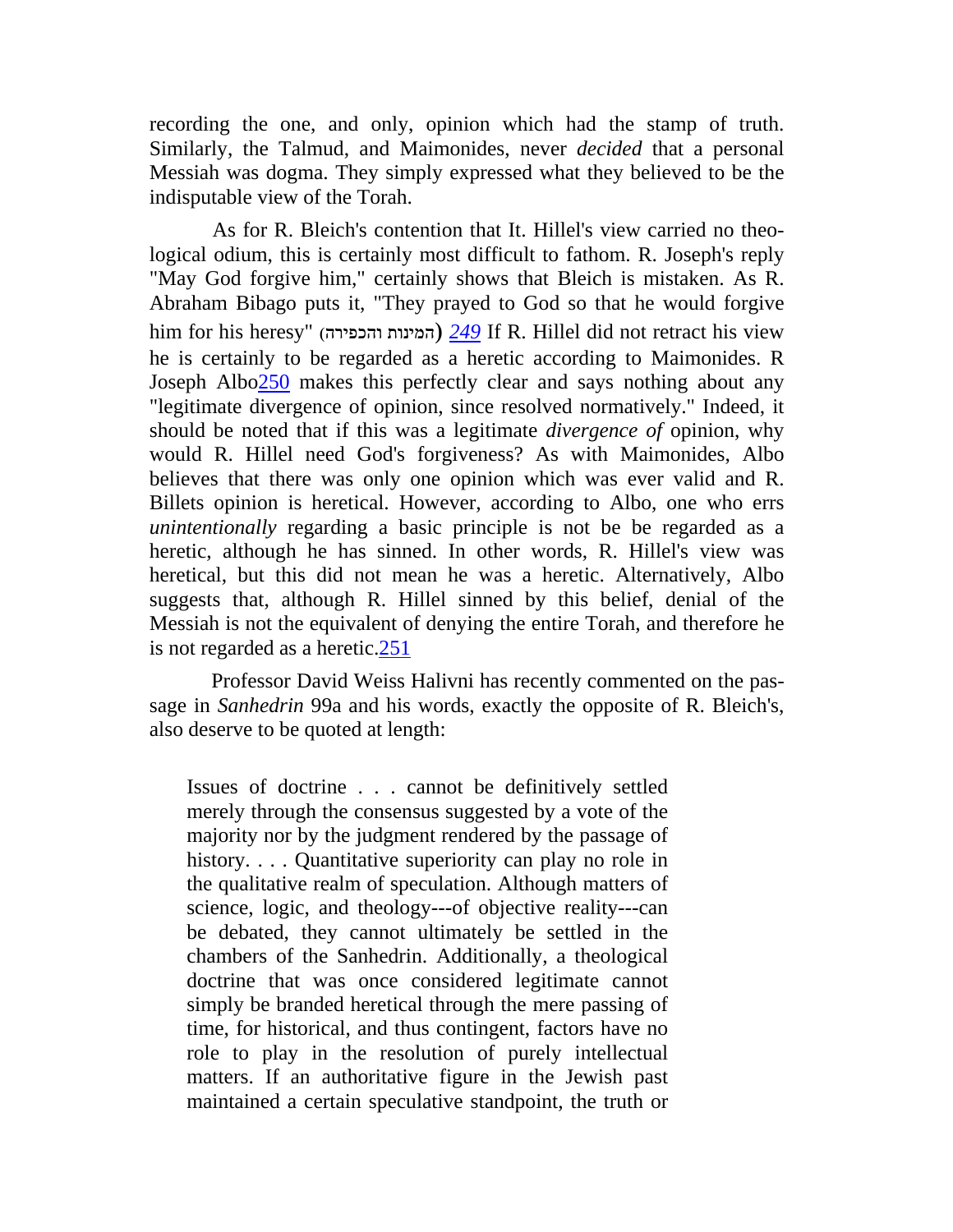recording the one, and only, opinion which had the stamp of truth. Similarly, the Talmud, and Maimonides, never *decided* that a personal Messiah was dogma. They simply expressed what they believed to be the indisputable view of the Torah.

As for R. Bleich's contention that It. Hillel's view carried no theological odium, this is certainly most difficult to fathom. R. Joseph's reply "May God forgive him," certainly shows that Bleich is mistaken. As R. Abraham Bibago puts it, "They prayed to God so that he would forgive him for his heresy" (המינות והכפירה) *249* If R. Hillel did not retract his view he is certainly to be regarded as a heretic according to Maimonides. R Joseph Albo250 makes this perfectly clear and says nothing about any "legitimate divergence of opinion, since resolved normatively." Indeed, it should be noted that if this was a legitimate *divergence of* opinion, why would R. Hillel need God's forgiveness? As with Maimonides, Albo believes that there was only one opinion which was ever valid and R. Billets opinion is heretical. However, according to Albo, one who errs *unintentionally* regarding a basic principle is not be be regarded as a heretic, although he has sinned. In other words, R. Hillel's view was heretical, but this did not mean he was a heretic. Alternatively, Albo suggests that, although R. Hillel sinned by this belief, denial of the Messiah is not the equivalent of denying the entire Torah, and therefore he is not regarded as a heretic.251

Professor David Weiss Halivni has recently commented on the passage in *Sanhedrin* 99a and his words, exactly the opposite of R. Bleich's, also deserve to be quoted at length:

> Issues of doctrine . . . cannot be definitively settled merely through the consensus suggested by a vote of the majority nor by the judgment rendered by the passage of history. . . . Quantitative superiority can play no role in the qualitative realm of speculation. Although matters of science, logic, and theology---of objective reality---can be debated, they cannot ultimately be settled in the chambers of the Sanhedrin. Additionally, a theological doctrine that was once considered legitimate cannot simply be branded heretical through the mere passing of time, for historical, and thus contingent, factors have no role to play in the resolution of purely intellectual matters. If an authoritative figure in the Jewish past maintained a certain speculative standpoint, the truth or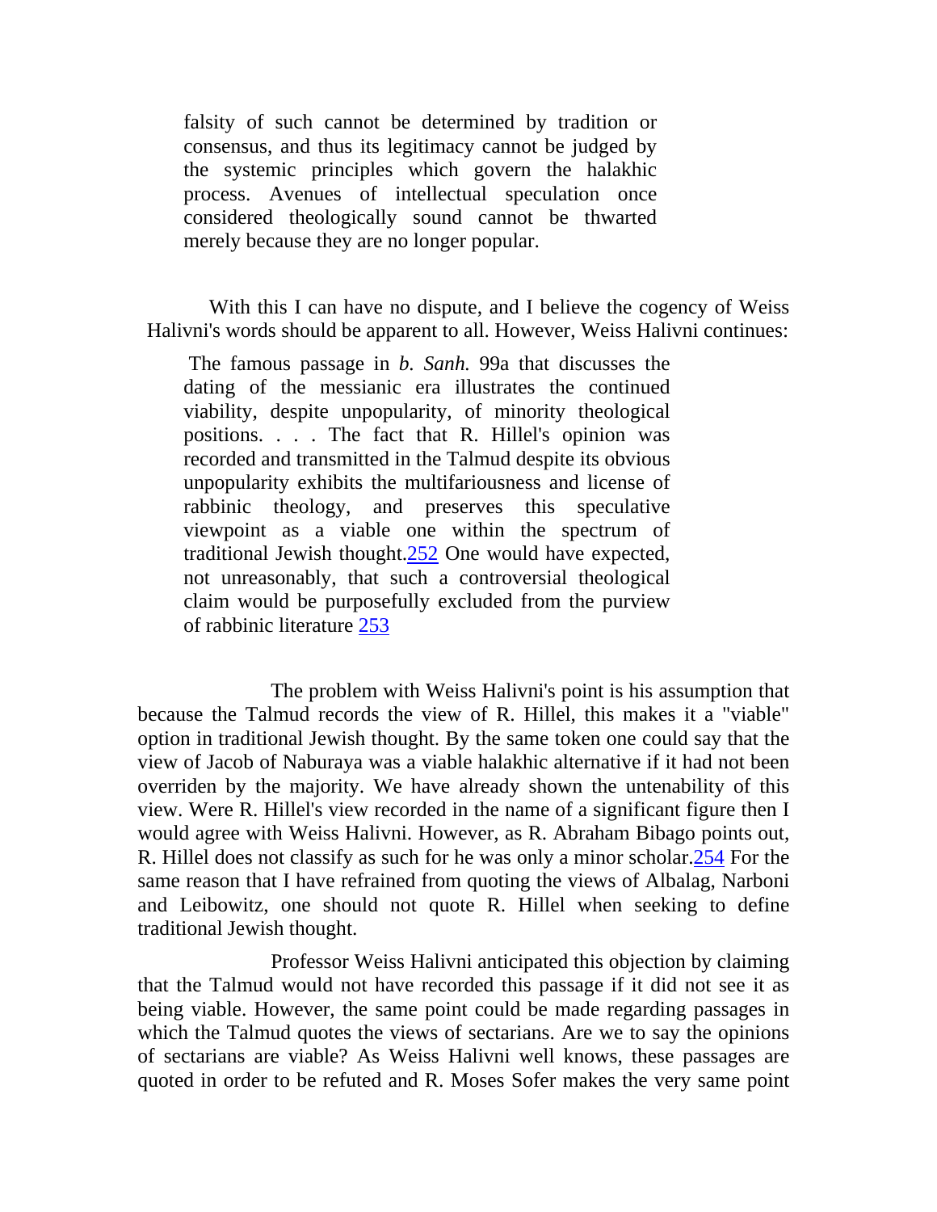> falsity of such cannot be determined by tradition or consensus, and thus its legitimacy cannot be judged by the systemic principles which govern the halakhic process. Avenues of intellectual speculation once considered theologically sound cannot be thwarted merely because they are no longer popular.

With this I can have no dispute, and I believe the cogency of Weiss Halivni's words should be apparent to all. However, Weiss Halivni continues:

> The famous passage in *b. Sanh.* 99a that discusses the dating of the messianic era illustrates the continued viability, despite unpopularity, of minority theological positions. . . . The fact that R. Hillel's opinion was recorded and transmitted in the Talmud despite its obvious unpopularity exhibits the multifariousness and license of rabbinic theology, and preserves this speculative viewpoint as a viable one within the spectrum of traditional Jewish thought.[252] One would have expected, not unreasonably, that such a controversial theological claim would be purposefully excluded from the purview of rabbinic literature [253]

The problem with Weiss Halivni's point is his assumption that because the Talmud records the view of R. Hillel, this makes it a "viable" option in traditional Jewish thought. By the same token one could say that the view of Jacob of Naburaya was a viable halakhic alternative if it had not been overriden by the majority. We have already shown the untenability of this view. Were R. Hillel's view recorded in the name of a significant figure then I would agree with Weiss Halivni. However, as R. Abraham Bibago points out, R. Hillel does not classify as such for he was only a minor scholar.[254] For the same reason that I have refrained from quoting the views of Albalag, Narboni and Leibowitz, one should not quote R. Hillel when seeking to define traditional Jewish thought.

Professor Weiss Halivni anticipated this objection by claiming that the Talmud would not have recorded this passage if it did not see it as being viable. However, the same point could be made regarding passages in which the Talmud quotes the views of sectarians. Are we to say the opinions of sectarians are viable? As Weiss Halivni well knows, these passages are quoted in order to be refuted and R. Moses Sofer makes the very same point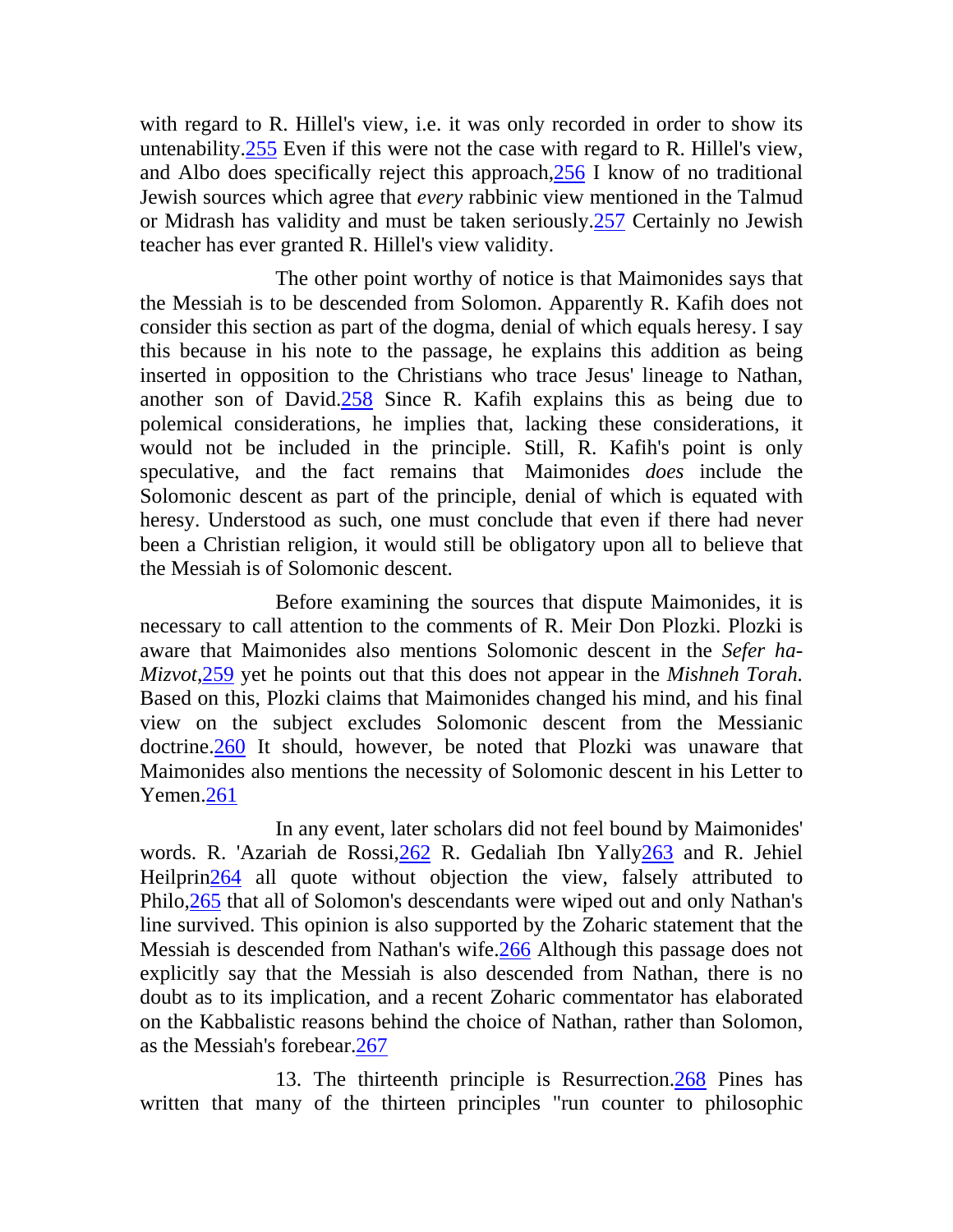with regard to R. Hillel's view, i.e. it was only recorded in order to show its untenability.[255] Even if this were not the case with regard to R. Hillel's view, and Albo does specifically reject this approach,[256] I know of no traditional Jewish sources which agree that *every* rabbinic view mentioned in the Talmud or Midrash has validity and must be taken seriously.[257] Certainly no Jewish teacher has ever granted R. Hillel's view validity.

The other point worthy of notice is that Maimonides says that the Messiah is to be descended from Solomon. Apparently R. Kafih does not consider this section as part of the dogma, denial of which equals heresy. I say this because in his note to the passage, he explains this addition as being inserted in opposition to the Christians who trace Jesus' lineage to Nathan, another son of David.[258] Since R. Kafih explains this as being due to polemical considerations, he implies that, lacking these considerations, it would not be included in the principle. Still, R. Kafih's point is only speculative, and the fact remains that Maimonides *does* include the Solomonic descent as part of the principle, denial of which is equated with heresy. Understood as such, one must conclude that even if there had never been a Christian religion, it would still be obligatory upon all to believe that the Messiah is of Solomonic descent.

Before examining the sources that dispute Maimonides, it is necessary to call attention to the comments of R. Meir Don Plozki. Plozki is aware that Maimonides also mentions Solomonic descent in the *Sefer ha-Mizvot*,[259] yet he points out that this does not appear in the *Mishneh Torah.* Based on this, Plozki claims that Maimonides changed his mind, and his final view on the subject excludes Solomonic descent from the Messianic doctrine.[260] It should, however, be noted that Plozki was unaware that Maimonides also mentions the necessity of Solomonic descent in his Letter to Yemen.[261]

In any event, later scholars did not feel bound by Maimonides' words. R. 'Azariah de Rossi,[262] R. Gedaliah Ibn Yally[263] and R. Jehiel Heilprin[264] all quote without objection the view, falsely attributed to Philo,[265] that all of Solomon's descendants were wiped out and only Nathan's line survived. This opinion is also supported by the Zoharic statement that the Messiah is descended from Nathan's wife.[266] Although this passage does not explicitly say that the Messiah is also descended from Nathan, there is no doubt as to its implication, and a recent Zoharic commentator has elaborated on the Kabbalistic reasons behind the choice of Nathan, rather than Solomon, as the Messiah's forebear.[267]

13. The thirteenth principle is Resurrection.[268] Pines has written that many of the thirteen principles "run counter to philosophic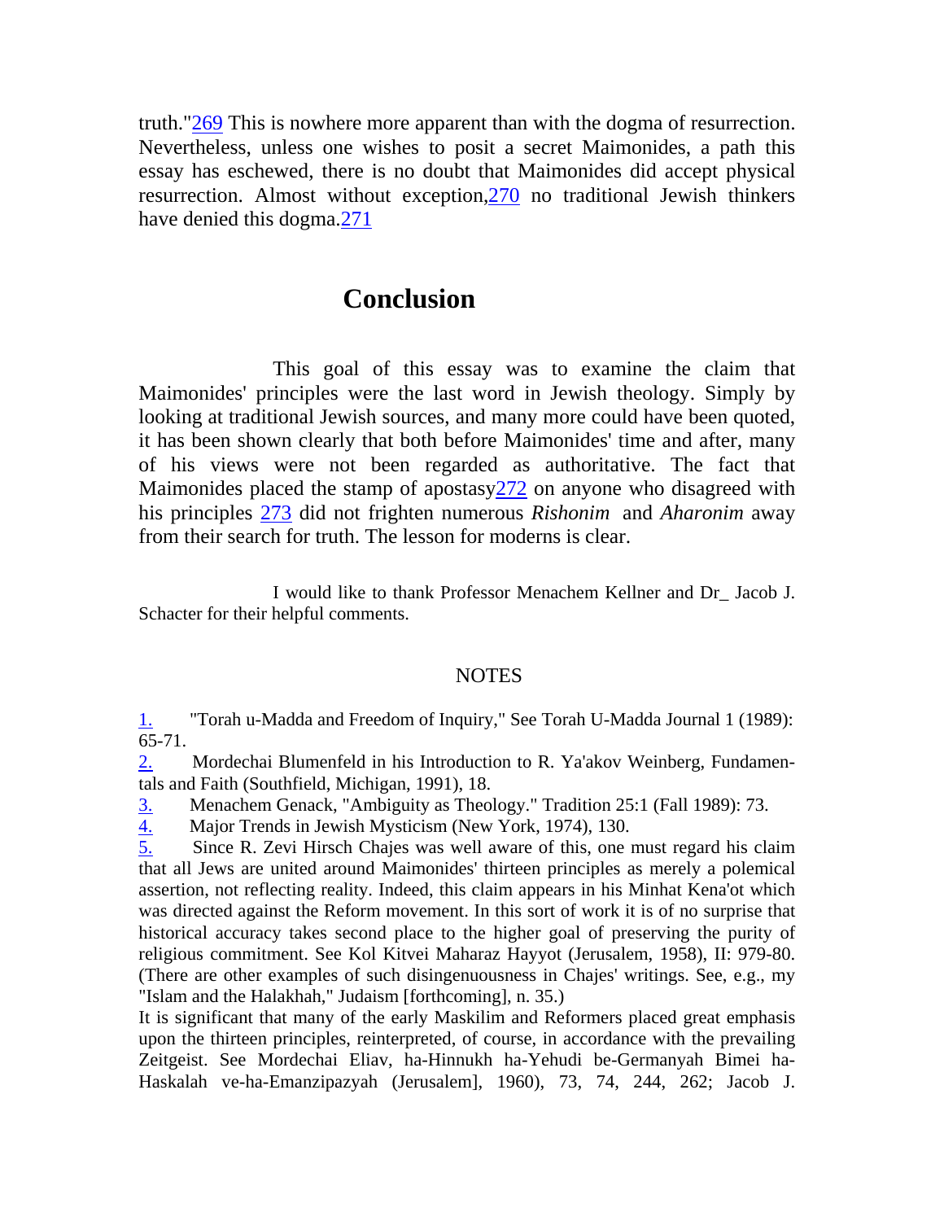truth."[269] This is nowhere more apparent than with the dogma of resurrection. Nevertheless, unless one wishes to posit a secret Maimonides, a path this essay has eschewed, there is no doubt that Maimonides did accept physical resurrection. Almost without exception,[270] no traditional Jewish thinkers have denied this dogma.[271]

## Conclusion

This goal of this essay was to examine the claim that Maimonides' principles were the last word in Jewish theology. Simply by looking at traditional Jewish sources, and many more could have been quoted, it has been shown clearly that both before Maimonides' time and after, many of his views were not been regarded as authoritative. The fact that Maimonides placed the stamp of apostasy[272] on anyone who disagreed with his principles [273] did not frighten numerous *Rishonim* and *Aharonim* away from their search for truth. The lesson for moderns is clear.

I would like to thank Professor Menachem Kellner and Dr_ Jacob J. Schacter for their helpful comments.

NOTES

1. "Torah u-Madda and Freedom of Inquiry," See Torah U-Madda Journal 1 (1989): 65-71.

2. Mordechai Blumenfeld in his Introduction to R. Ya'akov Weinberg, Fundamentals and Faith (Southfield, Michigan, 1991), 18.

3. Menachem Genack, "Ambiguity as Theology." Tradition 25:1 (Fall 1989): 73.

4. Major Trends in Jewish Mysticism (New York, 1974), 130.

5. Since R. Zevi Hirsch Chajes was well aware of this, one must regard his claim that all Jews are united around Maimonides' thirteen principles as merely a polemical assertion, not reflecting reality. Indeed, this claim appears in his Minhat Kena'ot which was directed against the Reform movement. In this sort of work it is of no surprise that historical accuracy takes second place to the higher goal of preserving the purity of religious commitment. See Kol Kitvei Maharaz Hayyot (Jerusalem, 1958), II: 979-80. (There are other examples of such disingenuousness in Chajes' writings. See, e.g., my "Islam and the Halakhah," Judaism [forthcoming], n. 35.)

It is significant that many of the early Maskilim and Reformers placed great emphasis upon the thirteen principles, reinterpreted, of course, in accordance with the prevailing Zeitgeist. See Mordechai Eliav, ha-Hinnukh ha-Yehudi be-Germanyah Bimei ha-Haskalah ve-ha-Emanzipazyah (Jerusalem], 1960), 73, 74, 244, 262; Jacob J.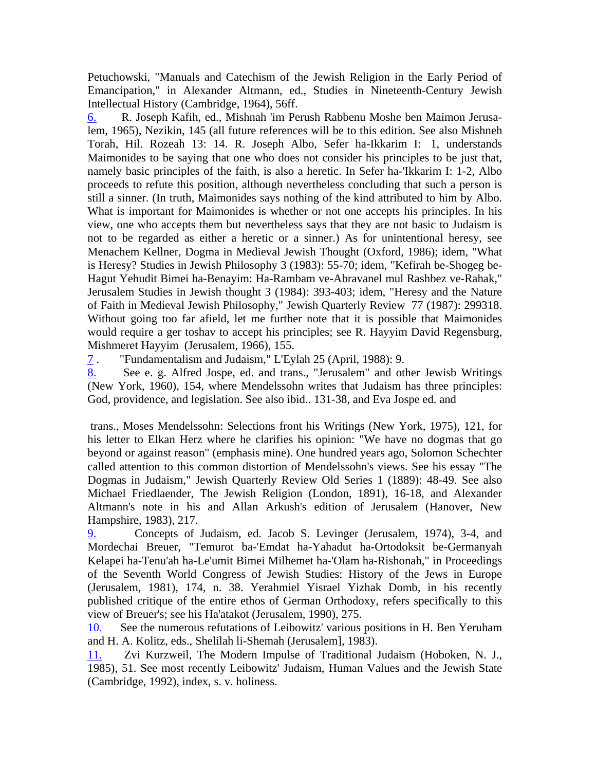Petuchowski, "Manuals and Catechism of the Jewish Religion in the Early Period of Emancipation," in Alexander Altmann, ed., Studies in Nineteenth-Century Jewish Intellectual History (Cambridge, 1964), 56ff.

6. R. Joseph Kafih, ed., Mishnah 'im Perush Rabbenu Moshe ben Maimon Jerusalem, 1965), Nezikin, 145 (all future references will be to this edition. See also Mishneh Torah, Hil. Rozeah 13: 14. R. Joseph Albo, Sefer ha-Ikkarim I: 1, understands Maimonides to be saying that one who does not consider his principles to be just that, namely basic principles of the faith, is also a heretic. In Sefer ha-'Ikkarim I: 1-2, Albo proceeds to refute this position, although nevertheless concluding that such a person is still a sinner. (In truth, Maimonides says nothing of the kind attributed to him by Albo. What is important for Maimonides is whether or not one accepts his principles. In his view, one who accepts them but nevertheless says that they are not basic to Judaism is not to be regarded as either a heretic or a sinner.) As for unintentional heresy, see Menachem Kellner, Dogma in Medieval Jewish Thought (Oxford, 1986); idem, "What is Heresy? Studies in Jewish Philosophy 3 (1983): 55-70; idem, "Kefirah be-Shogeg be-Hagut Yehudit Bimei ha-Benayim: Ha-Rambam ve-Abravanel mul Rashbez ve-Rahak," Jerusalem Studies in Jewish thought 3 (1984): 393-403; idem, "Heresy and the Nature of Faith in Medieval Jewish Philosophy," Jewish Quarterly Review 77 (1987): 299318. Without going too far afield, let me further note that it is possible that Maimonides would require a ger toshav to accept his principles; see R. Hayyim David Regensburg, Mishmeret Hayyim (Jerusalem, 1966), 155.

7 . "Fundamentalism and Judaism," L'Eylah 25 (April, 1988): 9.

8. See e. g. Alfred Jospe, ed. and trans., "Jerusalem" and other Jewisb Writings (New York, 1960), 154, where Mendelssohn writes that Judaism has three principles: God, providence, and legislation. See also ibid.. 131-38, and Eva Jospe ed. and trans., Moses Mendelssohn: Selections front his Writings (New York, 1975), 121, for his letter to Elkan Herz where he clarifies his opinion: "We have no dogmas that go beyond or against reason" (emphasis mine). One hundred years ago, Solomon Schechter called attention to this common distortion of Mendelssohn's views. See his essay "The Dogmas in Judaism," Jewish Quarterly Review Old Series 1 (1889): 48-49. See also Michael Friedlaender, The Jewish Religion (London, 1891), 16-18, and Alexander Altmann's note in his and Allan Arkush's edition of Jerusalem (Hanover, New Hampshire, 1983), 217.

9. Concepts of Judaism, ed. Jacob S. Levinger (Jerusalem, 1974), 3-4, and Mordechai Breuer, "Temurot ba-'Emdat ha-Yahadut ha-Ortodoksit be-Germanyah Kelapei ha-Tenu'ah ha-Le'umit Bimei Milhemet ha-'Olam ha-Rishonah," in Proceedings of the Seventh World Congress of Jewish Studies: History of the Jews in Europe (Jerusalem, 1981), 174, n. 38. Yerahmiel Yisrael Yizhak Domb, in his recently published critique of the entire ethos of German Orthodoxy, refers specifically to this view of Breuer's; see his Ha'atakot (Jerusalem, 1990), 275.

10. See the numerous refutations of Leibowitz' various positions in H. Ben Yeruham and H. A. Kolitz, eds., Shelilah li-Shemah (Jerusalem], 1983).

11. Zvi Kurzweil, The Modern Impulse of Traditional Judaism (Hoboken, N. J., 1985), 51. See most recently Leibowitz' Judaism, Human Values and the Jewish State (Cambridge, 1992), index, s. v. holiness.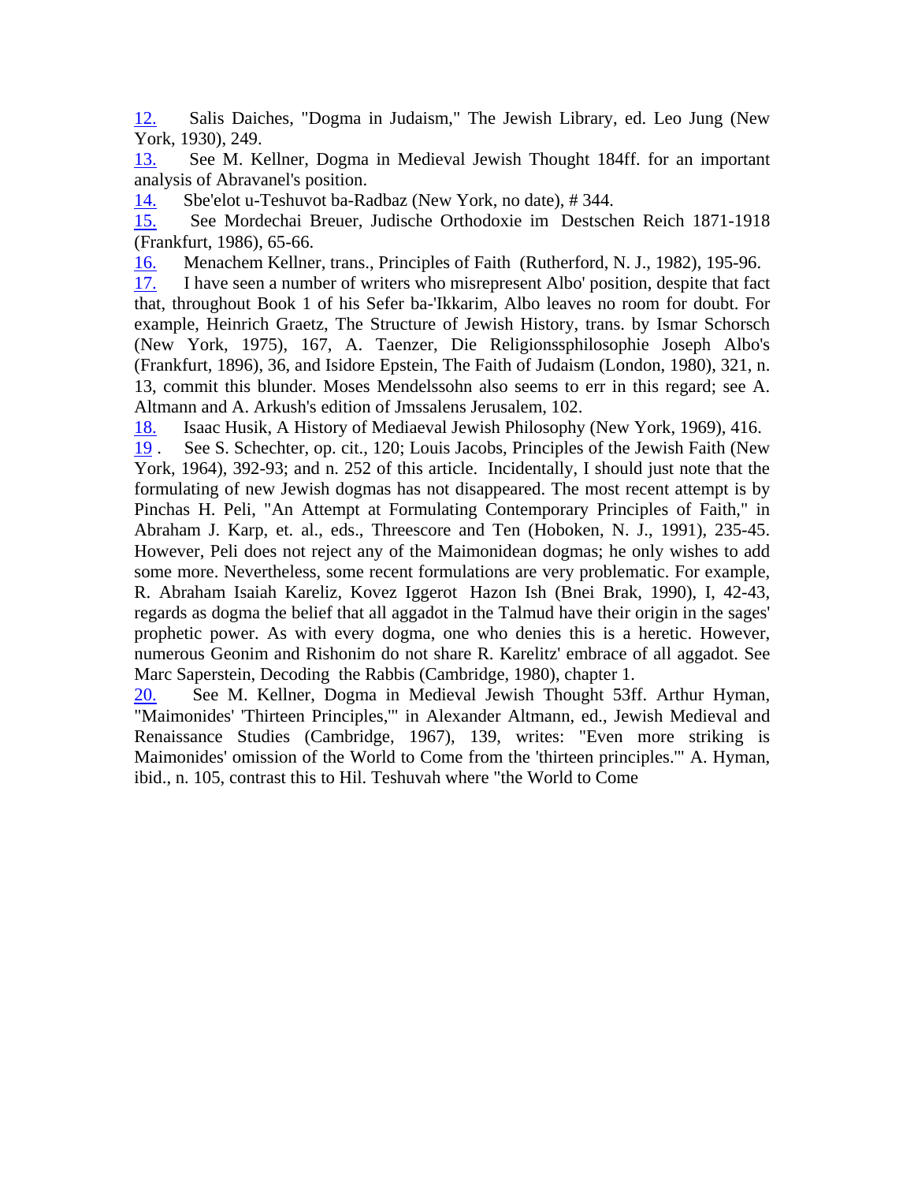12. Salis Daiches, "Dogma in Judaism," The Jewish Library, ed. Leo Jung (New York, 1930), 249.
13. See M. Kellner, Dogma in Medieval Jewish Thought 184ff. for an important analysis of Abravanel's position.
14. Sbe'elot u-Teshuvot ba-Radbaz (New York, no date), # 344.
15. See Mordechai Breuer, Judische Orthodoxie im Destschen Reich 1871-1918 (Frankfurt, 1986), 65-66.
16. Menachem Kellner, trans., Principles of Faith (Rutherford, N. J., 1982), 195-96.
17. I have seen a number of writers who misrepresent Albo' position, despite that fact that, throughout Book 1 of his Sefer ba-'Ikkarim, Albo leaves no room for doubt. For example, Heinrich Graetz, The Structure of Jewish History, trans. by Ismar Schorsch (New York, 1975), 167, A. Taenzer, Die Religionssphilosophie Joseph Albo's (Frankfurt, 1896), 36, and Isidore Epstein, The Faith of Judaism (London, 1980), 321, n. 13, commit this blunder. Moses Mendelssohn also seems to err in this regard; see A. Altmann and A. Arkush's edition of Jmssalens Jerusalem, 102.
18. Isaac Husik, A History of Mediaeval Jewish Philosophy (New York, 1969), 416.
19 . See S. Schechter, op. cit., 120; Louis Jacobs, Principles of the Jewish Faith (New York, 1964), 392-93; and n. 252 of this article. Incidentally, I should just note that the formulating of new Jewish dogmas has not disappeared. The most recent attempt is by Pinchas H. Peli, "An Attempt at Formulating Contemporary Principles of Faith," in Abraham J. Karp, et. al., eds., Threescore and Ten (Hoboken, N. J., 1991), 235-45. However, Peli does not reject any of the Maimonidean dogmas; he only wishes to add some more. Nevertheless, some recent formulations are very problematic. For example, R. Abraham Isaiah Kareliz, Kovez Iggerot Hazon Ish (Bnei Brak, 1990), I, 42-43, regards as dogma the belief that all aggadot in the Talmud have their origin in the sages' prophetic power. As with every dogma, one who denies this is a heretic. However, numerous Geonim and Rishonim do not share R. Karelitz' embrace of all aggadot. See Marc Saperstein, Decoding the Rabbis (Cambridge, 1980), chapter 1.
20. See M. Kellner, Dogma in Medieval Jewish Thought 53ff. Arthur Hyman, "Maimonides' 'Thirteen Principles,'" in Alexander Altmann, ed., Jewish Medieval and Renaissance Studies (Cambridge, 1967), 139, writes: "Even more striking is Maimonides' omission of the World to Come from the 'thirteen principles.'" A. Hyman, ibid., n. 105, contrast this to Hil. Teshuvah where "the World to Come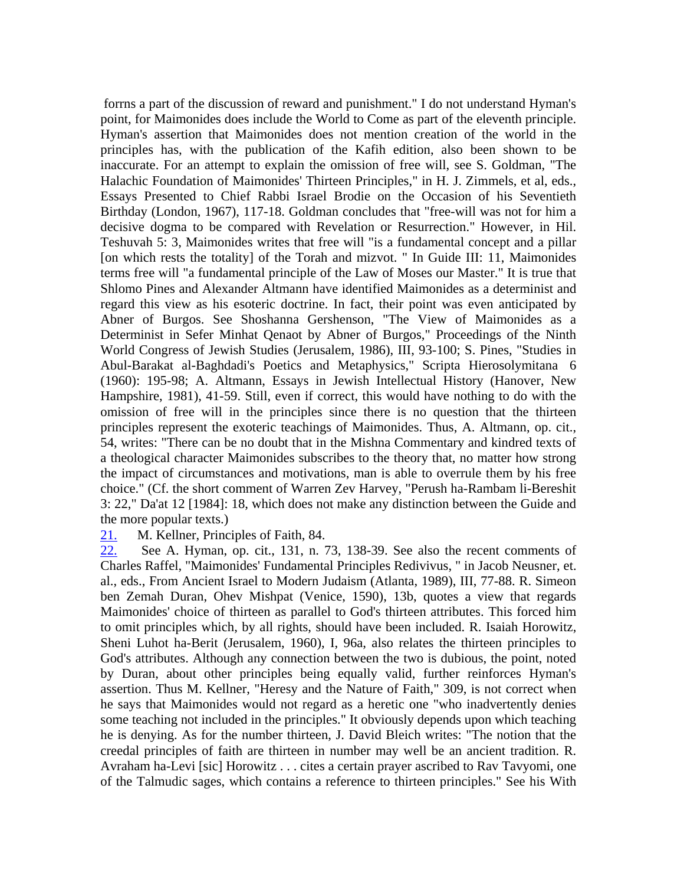forrns a part of the discussion of reward and punishment." I do not understand Hyman's point, for Maimonides does include the World to Come as part of the eleventh principle. Hyman's assertion that Maimonides does not mention creation of the world in the principles has, with the publication of the Kafih edition, also been shown to be inaccurate. For an attempt to explain the omission of free will, see S. Goldman, "The Halachic Foundation of Maimonides' Thirteen Principles," in H. J. Zimmels, et al, eds., Essays Presented to Chief Rabbi Israel Brodie on the Occasion of his Seventieth Birthday (London, 1967), 117-18. Goldman concludes that "free-will was not for him a decisive dogma to be compared with Revelation or Resurrection." However, in Hil. Teshuvah 5: 3, Maimonides writes that free will "is a fundamental concept and a pillar [on which rests the totality] of the Torah and mizvot. " In Guide III: 11, Maimonides terms free will "a fundamental principle of the Law of Moses our Master." It is true that Shlomo Pines and Alexander Altmann have identified Maimonides as a determinist and regard this view as his esoteric doctrine. In fact, their point was even anticipated by Abner of Burgos. See Shoshanna Gershenson, "The View of Maimonides as a Determinist in Sefer Minhat Qenaot by Abner of Burgos," Proceedings of the Ninth World Congress of Jewish Studies (Jerusalem, 1986), III, 93-100; S. Pines, "Studies in Abul-Barakat al-Baghdadi's Poetics and Metaphysics," Scripta Hierosolymitana 6 (1960): 195-98; A. Altmann, Essays in Jewish Intellectual History (Hanover, New Hampshire, 1981), 41-59. Still, even if correct, this would have nothing to do with the omission of free will in the principles since there is no question that the thirteen principles represent the exoteric teachings of Maimonides. Thus, A. Altmann, op. cit., 54, writes: "There can be no doubt that in the Mishna Commentary and kindred texts of a theological character Maimonides subscribes to the theory that, no matter how strong the impact of circumstances and motivations, man is able to overrule them by his free choice." (Cf. the short comment of Warren Zev Harvey, "Perush ha-Rambam li-Bereshit 3: 22," Da'at 12 [1984]: 18, which does not make any distinction between the Guide and the more popular texts.)

21. M. Kellner, Principles of Faith, 84.

22. See A. Hyman, op. cit., 131, n. 73, 138-39. See also the recent comments of Charles Raffel, "Maimonides' Fundamental Principles Redivivus, " in Jacob Neusner, et. al., eds., From Ancient Israel to Modern Judaism (Atlanta, 1989), III, 77-88. R. Simeon ben Zemah Duran, Ohev Mishpat (Venice, 1590), 13b, quotes a view that regards Maimonides' choice of thirteen as parallel to God's thirteen attributes. This forced him to omit principles which, by all rights, should have been included. R. Isaiah Horowitz, Sheni Luhot ha-Berit (Jerusalem, 1960), I, 96a, also relates the thirteen principles to God's attributes. Although any connection between the two is dubious, the point, noted by Duran, about other principles being equally valid, further reinforces Hyman's assertion. Thus M. Kellner, "Heresy and the Nature of Faith," 309, is not correct when he says that Maimonides would not regard as a heretic one "who inadvertently denies some teaching not included in the principles." It obviously depends upon which teaching he is denying. As for the number thirteen, J. David Bleich writes: "The notion that the creedal principles of faith are thirteen in number may well be an ancient tradition. R. Avraham ha-Levi [sic] Horowitz . . . cites a certain prayer ascribed to Rav Tavyomi, one of the Talmudic sages, which contains a reference to thirteen principles." See his With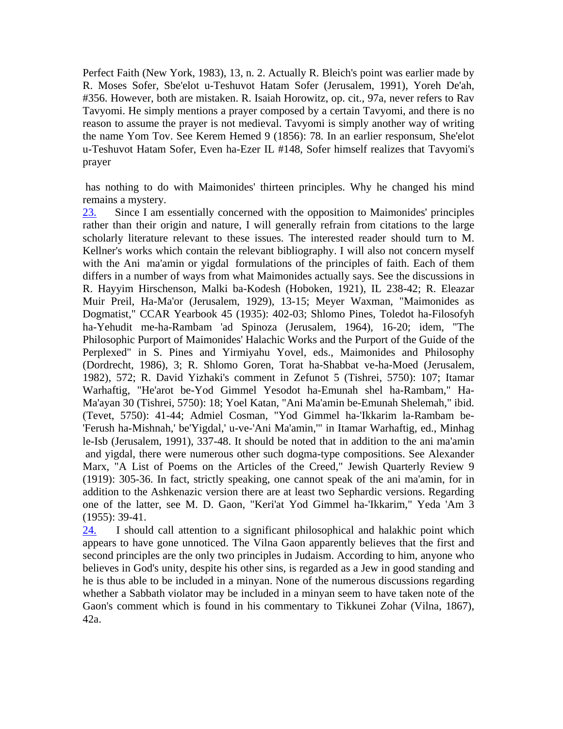Perfect Faith (New York, 1983), 13, n. 2. Actually R. Bleich's point was earlier made by R. Moses Sofer, Sbe'elot u-Teshuvot Hatam Sofer (Jerusalem, 1991), Yoreh De'ah, #356. However, both are mistaken. R. Isaiah Horowitz, op. cit., 97a, never refers to Rav Tavyomi. He simply mentions a prayer composed by a certain Tavyomi, and there is no reason to assume the prayer is not medieval. Tavyomi is simply another way of writing the name Yom Tov. See Kerem Hemed 9 (1856): 78. In an earlier responsum, She'elot u-Teshuvot Hatam Sofer, Even ha-Ezer IL #148, Sofer himself realizes that Tavyomi's prayer has nothing to do with Maimonides' thirteen principles. Why he changed his mind remains a mystery.

23. Since I am essentially concerned with the opposition to Maimonides' principles rather than their origin and nature, I will generally refrain from citations to the large scholarly literature relevant to these issues. The interested reader should turn to M. Kellner's works which contain the relevant bibliography. I will also not concern myself with the Ani ma'amin or yigdal formulations of the principles of faith. Each of them differs in a number of ways from what Maimonides actually says. See the discussions in R. Hayyim Hirschenson, Malki ba-Kodesh (Hoboken, 1921), IL 238-42; R. Eleazar Muir Preil, Ha-Ma'or (Jerusalem, 1929), 13-15; Meyer Waxman, "Maimonides as Dogmatist," CCAR Yearbook 45 (1935): 402-03; Shlomo Pines, Toledot ha-Filosofyh ha-Yehudit me-ha-Rambam 'ad Spinoza (Jerusalem, 1964), 16-20; idem, "The Philosophic Purport of Maimonides' Halachic Works and the Purport of the Guide of the Perplexed" in S. Pines and Yirmiyahu Yovel, eds., Maimonides and Philosophy (Dordrecht, 1986), 3; R. Shlomo Goren, Torat ha-Shabbat ve-ha-Moed (Jerusalem, 1982), 572; R. David Yizhaki's comment in Zefunot 5 (Tishrei, 5750): 107; Itamar Warhaftig, "He'arot be-Yod Gimmel Yesodot ha-Emunah shel ha-Rambam," Ha-Ma'ayan 30 (Tishrei, 5750): 18; Yoel Katan, "Ani Ma'amin be-Emunah Shelemah," ibid. (Tevet, 5750): 41-44; Admiel Cosman, "Yod Gimmel ha-'Ikkarim la-Rambam be-'Ferush ha-Mishnah,' be'Yigdal,' u-ve-'Ani Ma'amin,'" in Itamar Warhaftig, ed., Minhag le-Isb (Jerusalem, 1991), 337-48. It should be noted that in addition to the ani ma'amin and yigdal, there were numerous other such dogma-type compositions. See Alexander Marx, "A List of Poems on the Articles of the Creed," Jewish Quarterly Review 9 (1919): 305-36. In fact, strictly speaking, one cannot speak of the ani ma'amin, for in addition to the Ashkenazic version there are at least two Sephardic versions. Regarding one of the latter, see M. D. Gaon, "Keri'at Yod Gimmel ha-'Ikkarim," Yeda 'Am 3 (1955): 39-41.

24. I should call attention to a significant philosophical and halakhic point which appears to have gone unnoticed. The Vilna Gaon apparently believes that the first and second principles are the only two principles in Judaism. According to him, anyone who believes in God's unity, despite his other sins, is regarded as a Jew in good standing and he is thus able to be included in a minyan. None of the numerous discussions regarding whether a Sabbath violator may be included in a minyan seem to have taken note of the Gaon's comment which is found in his commentary to Tikkunei Zohar (Vilna, 1867), 42a.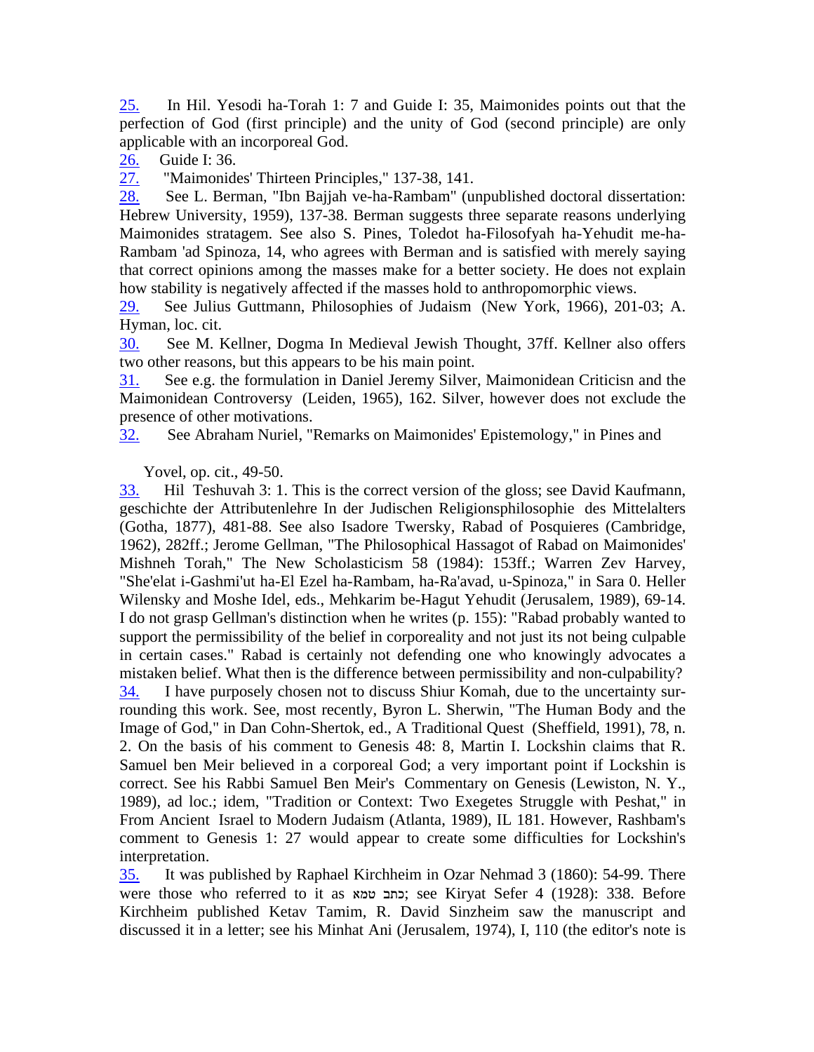25. In Hil. Yesodi ha-Torah 1: 7 and Guide I: 35, Maimonides points out that the perfection of God (first principle) and the unity of God (second principle) are only applicable with an incorporeal God.

26. Guide I: 36.

27. "Maimonides' Thirteen Principles," 137-38, 141.

28. See L. Berman, "Ibn Bajjah ve-ha-Rambam" (unpublished doctoral dissertation: Hebrew University, 1959), 137-38. Berman suggests three separate reasons underlying Maimonides stratagem. See also S. Pines, Toledot ha-Filosofyah ha-Yehudit me-ha-Rambam 'ad Spinoza, 14, who agrees with Berman and is satisfied with merely saying that correct opinions among the masses make for a better society. He does not explain how stability is negatively affected if the masses hold to anthropomorphic views.

29. See Julius Guttmann, Philosophies of Judaism (New York, 1966), 201-03; A. Hyman, loc. cit.

30. See M. Kellner, Dogma In Medieval Jewish Thought, 37ff. Kellner also offers two other reasons, but this appears to be his main point.

31. See e.g. the formulation in Daniel Jeremy Silver, Maimonidean Criticisn and the Maimonidean Controversy (Leiden, 1965), 162. Silver, however does not exclude the presence of other motivations.

32. See Abraham Nuriel, "Remarks on Maimonides' Epistemology," in Pines and Yovel, op. cit., 49-50.

33. Hil Teshuvah 3: 1. This is the correct version of the gloss; see David Kaufmann, geschichte der Attributenlehre In der Judischen Religionsphilosophie des Mittelalters (Gotha, 1877), 481-88. See also Isadore Twersky, Rabad of Posquieres (Cambridge, 1962), 282ff.; Jerome Gellman, "The Philosophical Hassagot of Rabad on Maimonides' Mishneh Torah," The New Scholasticism 58 (1984): 153ff.; Warren Zev Harvey, "She'elat i-Gashmi'ut ha-El Ezel ha-Rambam, ha-Ra'avad, u-Spinoza," in Sara 0. Heller Wilensky and Moshe Idel, eds., Mehkarim be-Hagut Yehudit (Jerusalem, 1989), 69-14. I do not grasp Gellman's distinction when he writes (p. 155): "Rabad probably wanted to support the permissibility of the belief in corporeality and not just its not being culpable in certain cases." Rabad is certainly not defending one who knowingly advocates a mistaken belief. What then is the difference between permissibility and non-culpability?

34. I have purposely chosen not to discuss Shiur Komah, due to the uncertainty surrounding this work. See, most recently, Byron L. Sherwin, "The Human Body and the Image of God," in Dan Cohn-Shertok, ed., A Traditional Quest (Sheffield, 1991), 78, n. 2. On the basis of his comment to Genesis 48: 8, Martin I. Lockshin claims that R. Samuel ben Meir believed in a corporeal God; a very important point if Lockshin is correct. See his Rabbi Samuel Ben Meir's Commentary on Genesis (Lewiston, N. Y., 1989), ad loc.; idem, "Tradition or Context: Two Exegetes Struggle with Peshat," in From Ancient Israel to Modern Judaism (Atlanta, 1989), IL 181. However, Rashbam's comment to Genesis 1: 27 would appear to create some difficulties for Lockshin's interpretation.

35. It was published by Raphael Kirchheim in Ozar Nehmad 3 (1860): 54-99. There were those who referred to it as כתב טמא; see Kiryat Sefer 4 (1928): 338. Before Kirchheim published Ketav Tamim, R. David Sinzheim saw the manuscript and discussed it in a letter; see his Minhat Ani (Jerusalem, 1974), I, 110 (the editor's note is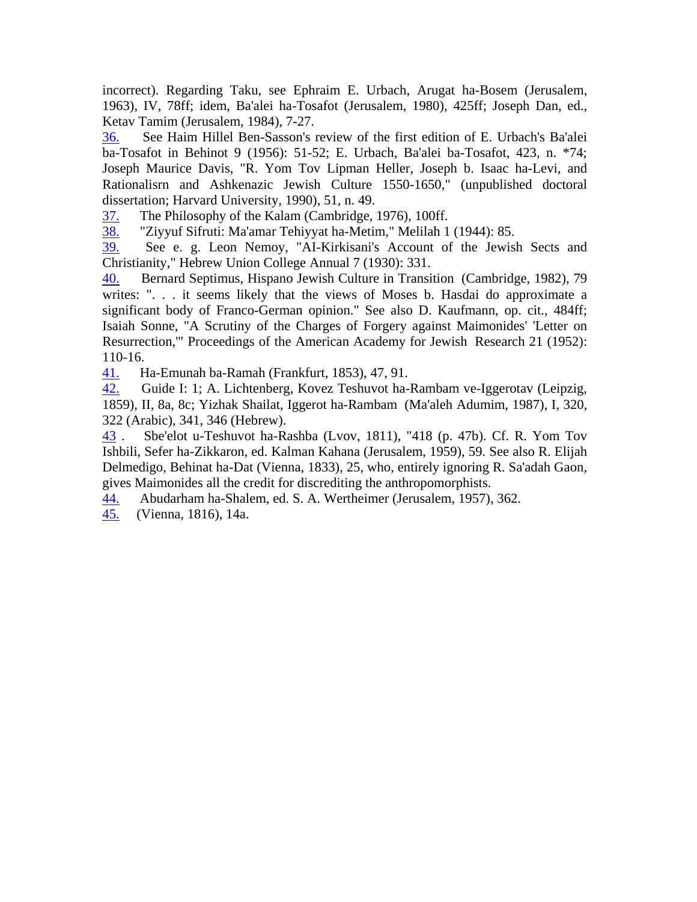incorrect). Regarding Taku, see Ephraim E. Urbach, Arugat ha-Bosem (Jerusalem, 1963), IV, 78ff; idem, Ba'alei ha-Tosafot (Jerusalem, 1980), 425ff; Joseph Dan, ed., Ketav Tamim (Jerusalem, 1984), 7-27.

36. See Haim Hillel Ben-Sasson's review of the first edition of E. Urbach's Ba'alei ba-Tosafot in Behinot 9 (1956): 51-52; E. Urbach, Ba'alei ba-Tosafot, 423, n. *74; Joseph Maurice Davis, "R. Yom Tov Lipman Heller, Joseph b. Isaac ha-Levi, and Rationalisrn and Ashkenazic Jewish Culture 1550-1650," (unpublished doctoral dissertation; Harvard University, 1990), 51, n. 49.

37. The Philosophy of the Kalam (Cambridge, 1976), 100ff.

38. "Ziyyuf Sifruti: Ma'amar Tehiyyat ha-Metim," Melilah 1 (1944): 85.

39. See e. g. Leon Nemoy, "AI-Kirkisani's Account of the Jewish Sects and Christianity," Hebrew Union College Annual 7 (1930): 331.

40. Bernard Septimus, Hispano Jewish Culture in Transition (Cambridge, 1982), 79 writes: ". . . it seems likely that the views of Moses b. Hasdai do approximate a significant body of Franco-German opinion." See also D. Kaufmann, op. cit., 484ff; Isaiah Sonne, "A Scrutiny of the Charges of Forgery against Maimonides' 'Letter on Resurrection,'" Proceedings of the American Academy for Jewish Research 21 (1952): 110-16.

41. Ha-Emunah ba-Ramah (Frankfurt, 1853), 47, 91.

42. Guide I: 1; A. Lichtenberg, Kovez Teshuvot ha-Rambam ve-Iggerotav (Leipzig, 1859), II, 8a, 8c; Yizhak Shailat, Iggerot ha-Rambam (Ma'aleh Adumim, 1987), I, 320, 322 (Arabic), 341, 346 (Hebrew).

43 . Sbe'elot u-Teshuvot ha-Rashba (Lvov, 1811), "418 (p. 47b). Cf. R. Yom Tov Ishbili, Sefer ha-Zikkaron, ed. Kalman Kahana (Jerusalem, 1959), 59. See also R. Elijah Delmedigo, Behinat ha-Dat (Vienna, 1833), 25, who, entirely ignoring R. Sa'adah Gaon, gives Maimonides all the credit for discrediting the anthropomorphists.

44. Abudarham ha-Shalem, ed. S. A. Wertheimer (Jerusalem, 1957), 362.

45. (Vienna, 1816), 14a.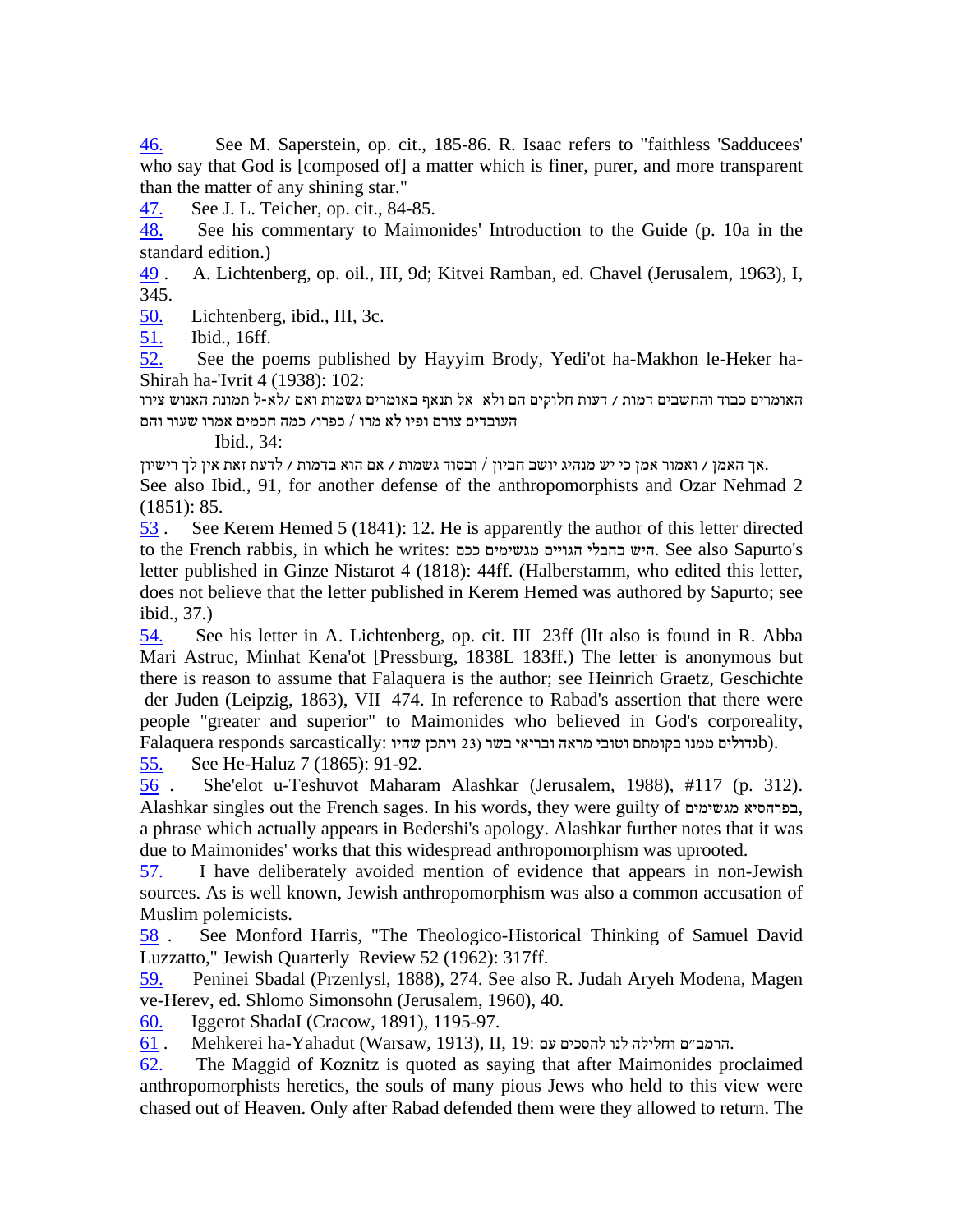46. See M. Saperstein, op. cit., 185-86. R. Isaac refers to "faithless 'Sadducees' who say that God is [composed of] a matter which is finer, purer, and more transparent than the matter of any shining star."

47. See J. L. Teicher, op. cit., 84-85.

48. See his commentary to Maimonides' Introduction to the Guide (p. 10a in the standard edition.)

49. A. Lichtenberg, op. oil., III, 9d; Kitvei Ramban, ed. Chavel (Jerusalem, 1963), I, 345.

50. Lichtenberg, ibid., III, 3c.

51. Ibid., 16ff.

52. See the poems published by Hayyim Brody, Yedi'ot ha-Makhon le-Heker ha-Shirah ha-'Ivrit 4 (1938): 102:

האומרים כבוד והחשבים דמות / דעות חלוקים הם ולא אל תנאף באומרים גשמות ואם /לא-ל תמונת האנוש צירו העובדים צורם ופיו לא מרו / כפרו/ כמה חכמים אמרו שעור והם

Ibid., 34:

אך האמן / ואמור אמן כי יש מנהיג יושב חביון / ובסוד גשמות / אם הוא בדמות / לדעת זאת אין לך רישיון.

See also Ibid., 91, for another defense of the anthropomorphists and Ozar Nehmad 2 (1851): 85.

53. See Kerem Hemed 5 (1841): 12. He is apparently the author of this letter directed to the French rabbis, in which he writes: היש בהבלי הגויים מגשימים ככם. See also Sapurto's letter published in Ginze Nistarot 4 (1818): 44ff. (Halberstamm, who edited this letter, does not believe that the letter published in Kerem Hemed was authored by Sapurto; see ibid., 37.)

54. See his letter in A. Lichtenberg, op. cit. III 23ff (lIt also is found in R. Abba Mari Astruc, Minhat Kena'ot [Pressburg, 1838L 183ff.) The letter is anonymous but there is reason to assume that Falaquera is the author; see Heinrich Graetz, Geschichte der Juden (Leipzig, 1863), VII 474. In reference to Rabad's assertion that there were people "greater and superior" to Maimonides who believed in God's corporeality, Falaquera responds sarcastically: גדולים ממנו בקומתם וטובי מראה ובריאי בשר (23 ויתכן שהיו b).

55. See He-Haluz 7 (1865): 91-92.

56. She'elot u-Teshuvot Maharam Alashkar (Jerusalem, 1988), #117 (p. 312). Alashkar singles out the French sages. In his words, they were guilty of בפרהסיא מגשימים, a phrase which actually appears in Bedershi's apology. Alashkar further notes that it was due to Maimonides' works that this widespread anthropomorphism was uprooted.

57. I have deliberately avoided mention of evidence that appears in non-Jewish sources. As is well known, Jewish anthropomorphism was also a common accusation of Muslim polemicists.

58. See Monford Harris, "The Theologico-Historical Thinking of Samuel David Luzzatto," Jewish Quarterly Review 52 (1962): 317ff.

59. Peninei Sbadal (Przenlysl, 1888), 274. See also R. Judah Aryeh Modena, Magen ve-Herev, ed. Shlomo Simonsohn (Jerusalem, 1960), 40.

60. Iggerot ShadaI (Cracow, 1891), 1195-97.

61. Mehkerei ha-Yahadut (Warsaw, 1913), II, 19: הרמב״ם וחלילה לנו להסכים עם.

62. The Maggid of Koznitz is quoted as saying that after Maimonides proclaimed anthropomorphists heretics, the souls of many pious Jews who held to this view were chased out of Heaven. Only after Rabad defended them were they allowed to return. The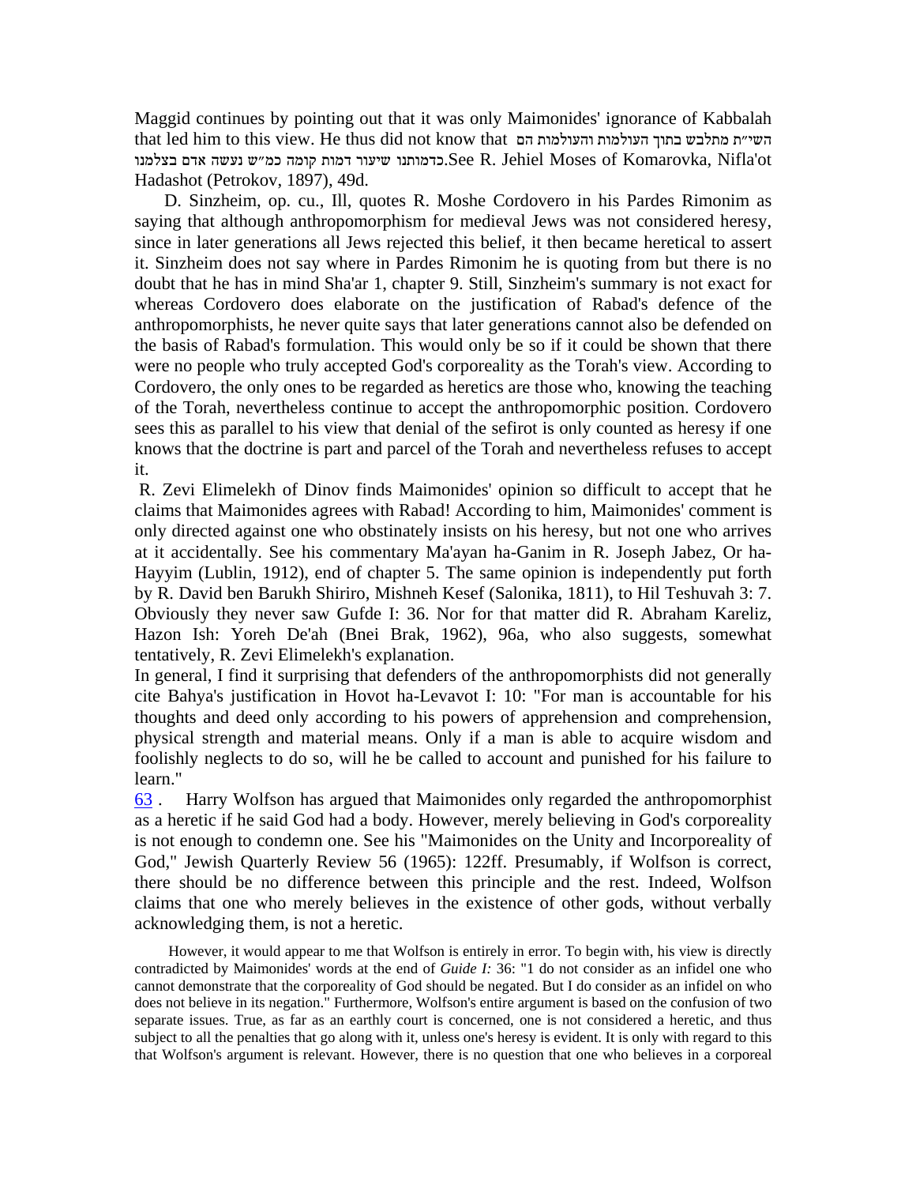Maggid continues by pointing out that it was only Maimonides' ignorance of Kabbalah that led him to this view. He thus did not know that השי״ת מתלבש בתוך העולמות והעולמות הם כדמותנו שיעור דמות קומה כמ״ש נעשה אדם בצלמנו. See R. Jehiel Moses of Komarovka, Nifla'ot Hadashot (Petrokov, 1897), 49d.

D. Sinzheim, op. cu., Ill, quotes R. Moshe Cordovero in his Pardes Rimonim as saying that although anthropomorphism for medieval Jews was not considered heresy, since in later generations all Jews rejected this belief, it then became heretical to assert it. Sinzheim does not say where in Pardes Rimonim he is quoting from but there is no doubt that he has in mind Sha'ar 1, chapter 9. Still, Sinzheim's summary is not exact for whereas Cordovero does elaborate on the justification of Rabad's defence of the anthropomorphists, he never quite says that later generations cannot also be defended on the basis of Rabad's formulation. This would only be so if it could be shown that there were no people who truly accepted God's corporeality as the Torah's view. According to Cordovero, the only ones to be regarded as heretics are those who, knowing the teaching of the Torah, nevertheless continue to accept the anthropomorphic position. Cordovero sees this as parallel to his view that denial of the sefirot is only counted as heresy if one knows that the doctrine is part and parcel of the Torah and nevertheless refuses to accept it.

R. Zevi Elimelekh of Dinov finds Maimonides' opinion so difficult to accept that he claims that Maimonides agrees with Rabad! According to him, Maimonides' comment is only directed against one who obstinately insists on his heresy, but not one who arrives at it accidentally. See his commentary Ma'ayan ha-Ganim in R. Joseph Jabez, Or ha-Hayyim (Lublin, 1912), end of chapter 5. The same opinion is independently put forth by R. David ben Barukh Shiriro, Mishneh Kesef (Salonika, 1811), to Hil Teshuvah 3: 7. Obviously they never saw Gufde I: 36. Nor for that matter did R. Abraham Kareliz, Hazon Ish: Yoreh De'ah (Bnei Brak, 1962), 96a, who also suggests, somewhat tentatively, R. Zevi Elimelekh's explanation.

In general, I find it surprising that defenders of the anthropomorphists did not generally cite Bahya's justification in Hovot ha-Levavot I: 10: "For man is accountable for his thoughts and deed only according to his powers of apprehension and comprehension, physical strength and material means. Only if a man is able to acquire wisdom and foolishly neglects to do so, will he be called to account and punished for his failure to learn."

63 . Harry Wolfson has argued that Maimonides only regarded the anthropomorphist as a heretic if he said God had a body. However, merely believing in God's corporeality is not enough to condemn one. See his "Maimonides on the Unity and Incorporeality of God," Jewish Quarterly Review 56 (1965): 122ff. Presumably, if Wolfson is correct, there should be no difference between this principle and the rest. Indeed, Wolfson claims that one who merely believes in the existence of other gods, without verbally acknowledging them, is not a heretic.

However, it would appear to me that Wolfson is entirely in error. To begin with, his view is directly contradicted by Maimonides' words at the end of *Guide I:* 36: "1 do not consider as an infidel one who cannot demonstrate that the corporeality of God should be negated. But I do consider as an infidel on who does not believe in its negation." Furthermore, Wolfson's entire argument is based on the confusion of two separate issues. True, as far as an earthly court is concerned, one is not considered a heretic, and thus subject to all the penalties that go along with it, unless one's heresy is evident. It is only with regard to this that Wolfson's argument is relevant. However, there is no question that one who believes in a corporeal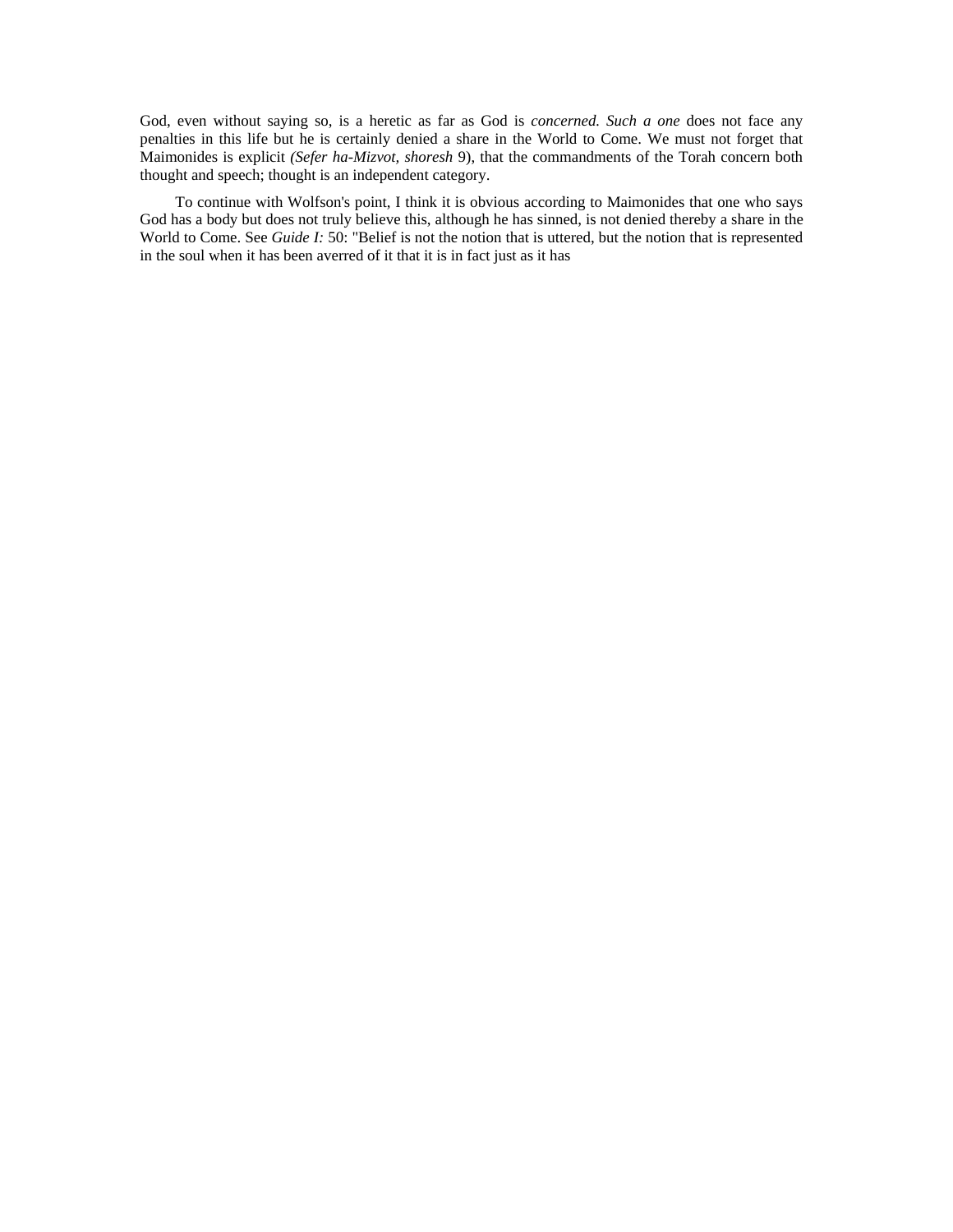God, even without saying so, is a heretic as far as God is *concerned. Such a one* does not face any penalties in this life but he is certainly denied a share in the World to Come. We must not forget that Maimonides is explicit *(Sefer ha-Mizvot, shoresh* 9), that the commandments of the Torah concern both thought and speech; thought is an independent category.

To continue with Wolfson's point, I think it is obvious according to Maimonides that one who says God has a body but does not truly believe this, although he has sinned, is not denied thereby a share in the World to Come. See *Guide I:* 50: "Belief is not the notion that is uttered, but the notion that is represented in the soul when it has been averred of it that it is in fact just as it has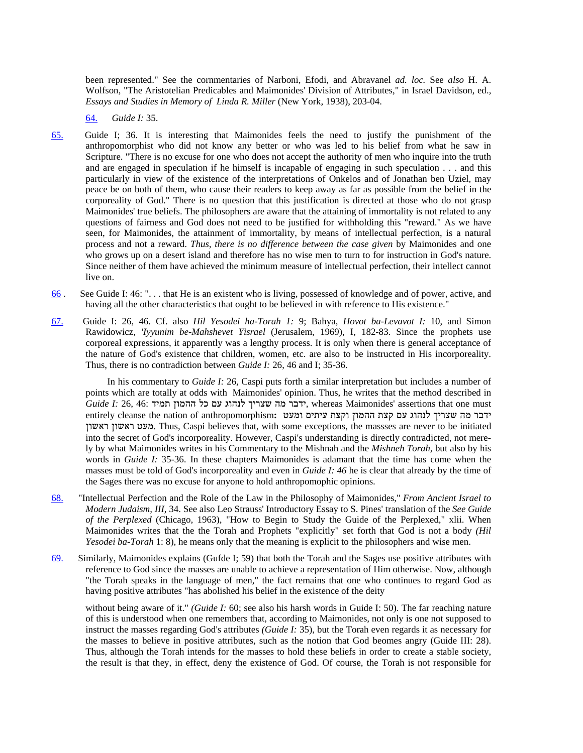been represented." See the cornmentaries of Narboni, Efodi, and Abravanel *ad. loc.* See *also* H. A. Wolfson, "The Aristotelian Predicables and Maimonides' Division of Attributes," in Israel Davidson, ed., *Essays and Studies in Memory of Linda R. Miller* (New York, 1938), 203-04.

64. *Guide I:* 35.

65. Guide I; 36. It is interesting that Maimonides feels the need to justify the punishment of the anthropomorphist who did not know any better or who was led to his belief from what he saw in Scripture. "There is no excuse for one who does not accept the authority of men who inquire into the truth and are engaged in speculation if he himself is incapable of engaging in such speculation . . . and this particularly in view of the existence of the interpretations of Onkelos and of Jonathan ben Uziel, may peace be on both of them, who cause their readers to keep away as far as possible from the belief in the corporeality of God." There is no question that this justification is directed at those who do not grasp Maimonides' true beliefs. The philosophers are aware that the attaining of immortality is not related to any questions of fairness and God does not need to be justified for withholding this "reward." As we have seen, for Maimonides, the attainment of immortality, by means of intellectual perfection, is a natural process and not a reward. *Thus, there is no difference between the case given* by Maimonides and one who grows up on a desert island and therefore has no wise men to turn to for instruction in God's nature. Since neither of them have achieved the minimum measure of intellectual perfection, their intellect cannot live on.

66 . See Guide I: 46: ". . . that He is an existent who is living, possessed of knowledge and of power, active, and having all the other characteristics that ought to be believed in with reference to His existence."

67. Guide I: 26, 46. Cf. also *Hil Yesodei ha-Torah 1:* 9; Bahya, *Hovot ba-Levavot I:* 10, and Simon Rawidowicz, *'Iyyunim be-Mahshevet Yisrael* (Jerusalem, 1969), I, 182-83. Since the prophets use corporeal expressions, it apparently was a lengthy process. It is only when there is general acceptance of the nature of God's existence that children, women, etc. are also to be instructed in His incorporeality. Thus, there is no contradiction between *Guide I:* 26, 46 and I; 35-36.

In his commentary to *Guide I:* 26, Caspi puts forth a similar interpretation but includes a number of points which are totally at odds with Maimonides' opinion. Thus, he writes that the method described in *Guide I:* 26, 46: ידבר מה שצריך לנהוג עם כל ההמון תמיד, whereas Maimonides' assertions that one must entirely cleanse the nation of anthropomorphism**:** ידבר מה שצריך לנהוג עם קצת ההמון וקצת עיתים ומעט מעט ראשון ראשון. Thus, Caspi believes that, with some exceptions, the massses are never to be initiated into the secret of God's incorporeality. However, Caspi's understanding is directly contradicted, not merely by what Maimonides writes in his Commentary to the Mishnah and the *Mishneh Torah*, but also by his words in *Guide I:* 35-36. In these chapters Maimonides is adamant that the time has come when the masses must be told of God's incorporeality and even in *Guide I: 46* he is clear that already by the time of the Sages there was no excuse for anyone to hold anthropomophic opinions.

68. "Intellectual Perfection and the Role of the Law in the Philosophy of Maimonides," *From Ancient Israel to Modern Judaism, III*, 34. See also Leo Strauss' Introductory Essay to S. Pines' translation of the *See Guide of the Perplexed* (Chicago, 1963), "How to Begin to Study the Guide of the Perplexed," xlii. When Maimonides writes that the the Torah and Prophets "explicitly" set forth that God is not a body *(Hil Yesodei ba-Torah* 1: 8), he means only that the meaning is explicit to the philosophers and wise men.

69. Similarly, Maimonides explains (Gufde I; 59) that both the Torah and the Sages use positive attributes with reference to God since the masses are unable to achieve a representation of Him otherwise. Now, although "the Torah speaks in the language of men," the fact remains that one who continues to regard God as having positive attributes "has abolished his belief in the existence of the deity

without being aware of it." *(Guide I:* 60; see also his harsh words in Guide I: 50). The far reaching nature of this is understood when one remembers that, according to Maimonides, not only is one not supposed to instruct the masses regarding God's attributes *(Guide I:* 35), but the Torah even regards it as necessary for the masses to believe in positive attributes, such as the notion that God beomes angry (Guide III: 28). Thus, although the Torah intends for the masses to hold these beliefs in order to create a stable society, the result is that they, in effect, deny the existence of God. Of course, the Torah is not responsible for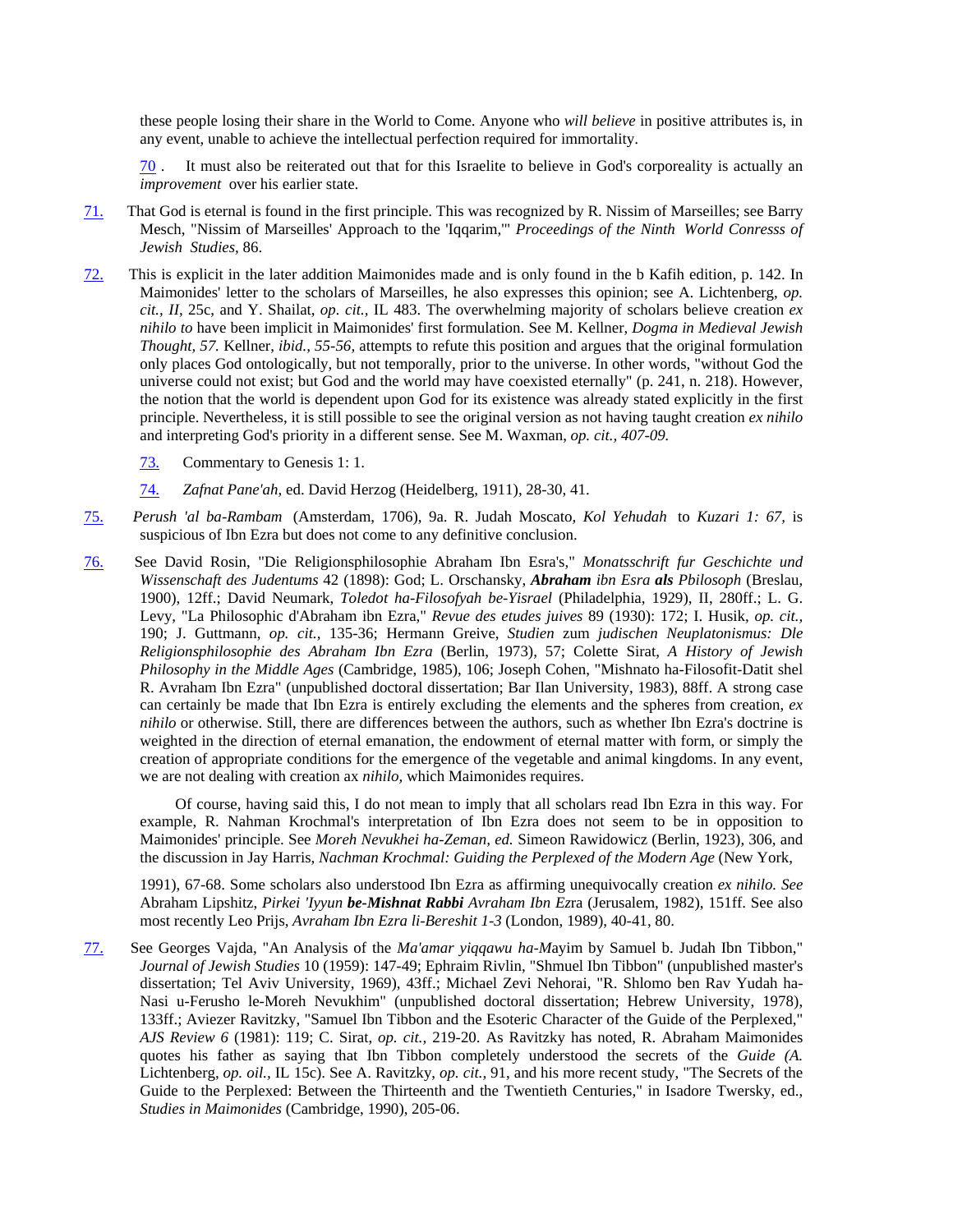these people losing their share in the World to Come. Anyone who *will believe* in positive attributes is, in any event, unable to achieve the intellectual perfection required for immortality.

70 . It must also be reiterated out that for this Israelite to believe in God's corporeality is actually an *improvement* over his earlier state.

71. That God is eternal is found in the first principle. This was recognized by R. Nissim of Marseilles; see Barry Mesch, "Nissim of Marseilles' Approach to the 'Iqqarim,'" *Proceedings of the Ninth World Conresss of Jewish Studies*, 86.

72. This is explicit in the later addition Maimonides made and is only found in the b Kafih edition, p. 142. In Maimonides' letter to the scholars of Marseilles, he also expresses this opinion; see A. Lichtenberg, *op. cit., II,* 25c, and Y. Shailat, *op. cit.,* IL 483. The overwhelming majority of scholars believe creation *ex nihilo to* have been implicit in Maimonides' first formulation. See M. Kellner, *Dogma in Medieval Jewish Thought, 57.* Kellner, *ibid., 55-56,* attempts to refute this position and argues that the original formulation only places God ontologically, but not temporally, prior to the universe. In other words, "without God the universe could not exist; but God and the world may have coexisted eternally" (p. 241, n. 218). However, the notion that the world is dependent upon God for its existence was already stated explicitly in the first principle. Nevertheless, it is still possible to see the original version as not having taught creation *ex nihilo* and interpreting God's priority in a different sense. See M. Waxman, *op. cit., 407-09.*

73. Commentary to Genesis 1: 1.

74. *Zafnat Pane'ah*, ed. David Herzog (Heidelberg, 1911), 28-30, 41.

75. *Perush 'al ba-Rambam* (Amsterdam, 1706), 9a. R. Judah Moscato, *Kol Yehudah* to *Kuzari 1: 67,* is suspicious of Ibn Ezra but does not come to any definitive conclusion.

76. See David Rosin, "Die Religionsphilosophie Abraham Ibn Esra's," *Monatsschrift fur Geschichte und Wissenschaft des Judentums* 42 (1898): God; L. Orschansky, ***Abraham** ibn Esra **als** Pbilosoph* (Breslau, 1900), 12ff.; David Neumark, *Toledot ha-Filosofyah be-Yisrael* (Philadelphia, 1929), II, 280ff.; L. G. Levy, "La Philosophic d'Abraham ibn Ezra," *Revue des etudes juives* 89 (1930): 172; I. Husik, *op. cit.,* 190; J. Guttmann, *op. cit.,* 135-36; Hermann Greive, *Studien* zum *judischen Neuplatonismus: Dle Religionsphilosophie des Abraham Ibn Ezra* (Berlin, 1973), 57; Colette Sirat, *A History of Jewish Philosophy in the Middle Ages* (Cambridge, 1985), 106; Joseph Cohen, "Mishnato ha-Filosofit-Datit shel R. Avraham Ibn Ezra" (unpublished doctoral dissertation; Bar Ilan University, 1983), 88ff. A strong case can certainly be made that Ibn Ezra is entirely excluding the elements and the spheres from creation, *ex nihilo* or otherwise. Still, there are differences between the authors, such as whether Ibn Ezra's doctrine is weighted in the direction of eternal emanation, the endowment of eternal matter with form, or simply the creation of appropriate conditions for the emergence of the vegetable and animal kingdoms. In any event, we are not dealing with creation ax *nihilo,* which Maimonides requires.

Of course, having said this, I do not mean to imply that all scholars read Ibn Ezra in this way. For example, R. Nahman Krochmal's interpretation of Ibn Ezra does not seem to be in opposition to Maimonides' principle. See *Moreh Nevukhei ha-Zeman, ed.* Simeon Rawidowicz (Berlin, 1923), 306, and the discussion in Jay Harris, *Nachman Krochmal: Guiding the Perplexed of the Modern Age* (New York, 1991), 67-68. Some scholars also understood Ibn Ezra as affirming unequivocally creation *ex nihilo. See* Abraham Lipshitz, *Pirkei 'Iyyun **be-Mishnat Rabbi** Avraham Ibn Ez*ra (Jerusalem, 1982), 151ff. See also most recently Leo Prijs, *Avraham Ibn Ezra li-Bereshit 1-3* (London, 1989), 40-41, 80.

77. See Georges Vajda, "An Analysis of the *Ma'amar yiqqawu ha-M*ayim by Samuel b. Judah Ibn Tibbon," *Journal of Jewish Studies* 10 (1959): 147-49; Ephraim Rivlin, "Shmuel Ibn Tibbon" (unpublished master's dissertation; Tel Aviv University, 1969), 43ff.; Michael Zevi Nehorai, "R. Shlomo ben Rav Yudah ha-Nasi u-Ferusho le-Moreh Nevukhim" (unpublished doctoral dissertation; Hebrew University, 1978), 133ff.; Aviezer Ravitzky, "Samuel Ibn Tibbon and the Esoteric Character of the Guide of the Perplexed," *AJS Review 6* (1981): 119; C. Sirat, *op. cit.,* 219-20. As Ravitzky has noted, R. Abraham Maimonides quotes his father as saying that Ibn Tibbon completely understood the secrets of the *Guide (A.* Lichtenberg, *op. oil.,* IL 15c). See A. Ravitzky, *op. cit.,* 91, and his more recent study, "The Secrets of the Guide to the Perplexed: Between the Thirteenth and the Twentieth Centuries," in Isadore Twersky, ed., *Studies in Maimonides* (Cambridge, 1990), 205-06.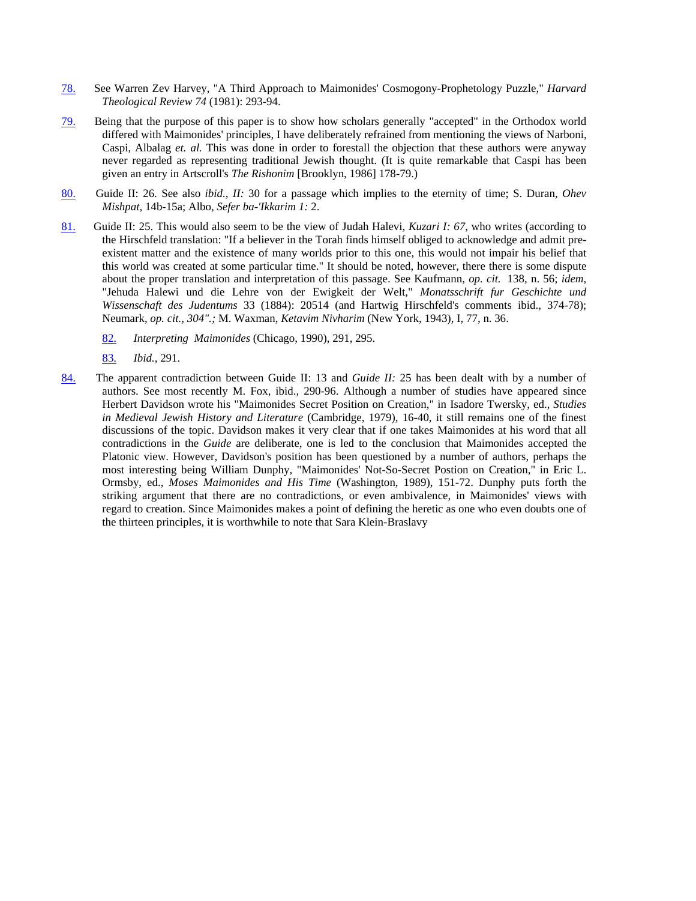78. See Warren Zev Harvey, "A Third Approach to Maimonides' Cosmogony-Prophetology Puzzle," *Harvard Theological Review 74* (1981): 293-94.

79. Being that the purpose of this paper is to show how scholars generally "accepted" in the Orthodox world differed with Maimonides' principles, I have deliberately refrained from mentioning the views of Narboni, Caspi, Albalag *et. al.* This was done in order to forestall the objection that these authors were anyway never regarded as representing traditional Jewish thought. (It is quite remarkable that Caspi has been given an entry in Artscroll's *The Rishonim* [Brooklyn, 1986] 178-79.)

80. Guide II: 26. See also *ibid., II:* 30 for a passage which implies to the eternity of time; S. Duran, *Ohev Mishpat*, 14b-15a; Albo, *Sefer ba-'Ikkarim 1:* 2.

81. Guide II: 25. This would also seem to be the view of Judah Halevi, *Kuzari I: 67*, who writes (according to the Hirschfeld translation: "If a believer in the Torah finds himself obliged to acknowledge and admit pre-existent matter and the existence of many worlds prior to this one, this would not impair his belief that this world was created at some particular time." It should be noted, however, there there is some dispute about the proper translation and interpretation of this passage. See Kaufmann, *op. cit.* 138, n. 56; *idem,* "Jehuda Halewi und die Lehre von der Ewigkeit der Welt," *Monatsschrift fur Geschichte und Wissenschaft des Judentums* 33 (1884): 20514 (and Hartwig Hirschfeld's comments ibid., 374-78); Neumark, *op. cit., 304".;* M. Waxman, *Ketavim Nivharim* (New York, 1943), I, 77, n. 36.

82. *Interpreting Maimonides* (Chicago, 1990), 291, 295.

83. *Ibid.,* 291.

84. The apparent contradiction between Guide II: 13 and *Guide II:* 25 has been dealt with by a number of authors. See most recently M. Fox, ibid., 290-96. Although a number of studies have appeared since Herbert Davidson wrote his "Maimonides Secret Position on Creation," in Isadore Twersky, ed., *Studies in Medieval Jewish History and Literature* (Cambridge, 1979), 16-40, it still remains one of the finest discussions of the topic. Davidson makes it very clear that if one takes Maimonides at his word that all contradictions in the *Guide* are deliberate, one is led to the conclusion that Maimonides accepted the Platonic view. However, Davidson's position has been questioned by a number of authors, perhaps the most interesting being William Dunphy, "Maimonides' Not-So-Secret Postion on Creation," in Eric L. Ormsby, ed., *Moses Maimonides and His Time* (Washington, 1989), 151-72. Dunphy puts forth the striking argument that there are no contradictions, or even ambivalence, in Maimonides' views with regard to creation. Since Maimonides makes a point of defining the heretic as one who even doubts one of the thirteen principles, it is worthwhile to note that Sara Klein-Braslavy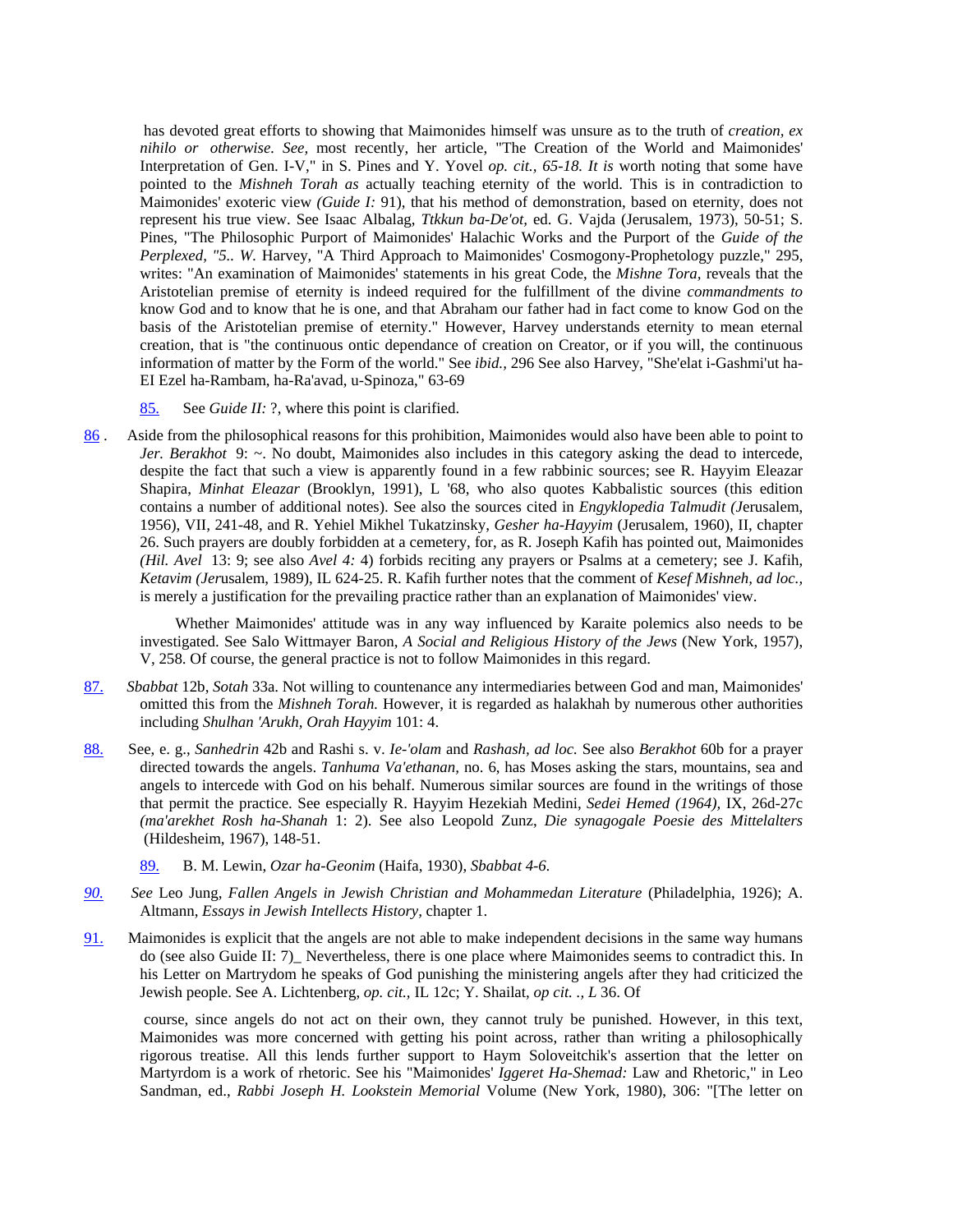has devoted great efforts to showing that Maimonides himself was unsure as to the truth of *creation, ex nihilo or otherwise. See,* most recently, her article, "The Creation of the World and Maimonides' Interpretation of Gen. I-V," in S. Pines and Y. Yovel *op. cit., 65-18. It is* worth noting that some have pointed to the *Mishneh Torah as* actually teaching eternity of the world. This is in contradiction to Maimonides' exoteric view *(Guide I:* 91), that his method of demonstration, based on eternity, does not represent his true view. See Isaac Albalag, *Ttkkun ba-De'ot,* ed. G. Vajda (Jerusalem, 1973), 50-51; S. Pines, "The Philosophic Purport of Maimonides' Halachic Works and the Purport of the *Guide of the Perplexed, "5.. W.* Harvey, "A Third Approach to Maimonides' Cosmogony-Prophetology puzzle," 295, writes: "An examination of Maimonides' statements in his great Code, the *Mishne Tora,* reveals that the Aristotelian premise of eternity is indeed required for the fulfillment of the divine *commandments to* know God and to know that he is one, and that Abraham our father had in fact come to know God on the basis of the Aristotelian premise of eternity." However, Harvey understands eternity to mean eternal creation, that is "the continuous ontic dependance of creation on Creator, or if you will, the continuous information of matter by the Form of the world." See *ibid.,* 296 See also Harvey, "She'elat i-Gashmi'ut ha-EI Ezel ha-Rambam, ha-Ra'avad, u-Spinoza," 63-69

85. See *Guide II:* ?, where this point is clarified.

86 . Aside from the philosophical reasons for this prohibition, Maimonides would also have been able to point to *Jer. Berakhot* 9: ~. No doubt, Maimonides also includes in this category asking the dead to intercede, despite the fact that such a view is apparently found in a few rabbinic sources; see R. Hayyim Eleazar Shapira, *Minhat Eleazar* (Brooklyn, 1991), L '68, who also quotes Kabbalistic sources (this edition contains a number of additional notes). See also the sources cited in *Engyklopedia Talmudit (J*erusalem, 1956), VII, 241-48, and R. Yehiel Mikhel Tukatzinsky, *Gesher ha-Hayyim* (Jerusalem, 1960), II, chapter 26. Such prayers are doubly forbidden at a cemetery, for, as R. Joseph Kafih has pointed out, Maimonides *(Hil. Avel* 13: 9; see also *Avel 4:* 4) forbids reciting any prayers or Psalms at a cemetery; see J. Kafih, *Ketavim (Jer*usalem, 1989), IL 624-25. R. Kafih further notes that the comment of *Kesef Mishneh, ad loc.,* is merely a justification for the prevailing practice rather than an explanation of Maimonides' view.

Whether Maimonides' attitude was in any way influenced by Karaite polemics also needs to be investigated. See Salo Wittmayer Baron, *A Social and Religious History of the Jews* (New York, 1957), V, 258. Of course, the general practice is not to follow Maimonides in this regard.

87. *Sbabbat* 12b, *Sotah* 33a. Not willing to countenance any intermediaries between God and man, Maimonides' omitted this from the *Mishneh Torah.* However, it is regarded as halakhah by numerous other authorities including *Shulhan 'Arukh, Orah Hayyim* 101: 4.

88. See, e. g., *Sanhedrin* 42b and Rashi s. v. *Ie-'olam* and *Rashash, ad loc.* See also *Berakhot* 60b for a prayer directed towards the angels. *Tanhuma Va'ethanan,* no. 6, has Moses asking the stars, mountains, sea and angels to intercede with God on his behalf. Numerous similar sources are found in the writings of those that permit the practice. See especially R. Hayyim Hezekiah Medini, *Sedei Hemed (1964),* IX, 26d-27c *(ma'arekhet Rosh ha-Shanah* 1: 2). See also Leopold Zunz, *Die synagogale Poesie des Mittelalters* (Hildesheim, 1967), 148-51.

89. B. M. Lewin, *Ozar ha-Geonim* (Haifa, 1930), *Sbabbat 4-6.*

*90. See* Leo Jung, *Fallen Angels in Jewish Christian and Mohammedan Literature* (Philadelphia, 1926); A. Altmann, *Essays in Jewish Intellects History,* chapter 1.

91. Maimonides is explicit that the angels are not able to make independent decisions in the same way humans do (see also Guide II: 7)_ Nevertheless, there is one place where Maimonides seems to contradict this. In his Letter on Martrydom he speaks of God punishing the ministering angels after they had criticized the Jewish people. See A. Lichtenberg, *op. cit.,* IL 12c; Y. Shailat, *op cit. ., L* 36. Of

course, since angels do not act on their own, they cannot truly be punished. However, in this text, Maimonides was more concerned with getting his point across, rather than writing a philosophically rigorous treatise. All this lends further support to Haym Soloveitchik's assertion that the letter on Martyrdom is a work of rhetoric. See his "Maimonides' *Iggeret Ha-Shemad:* Law and Rhetoric," in Leo Sandman, ed., *Rabbi Joseph H. Lookstein Memorial* Volume (New York, 1980), 306: "[The letter on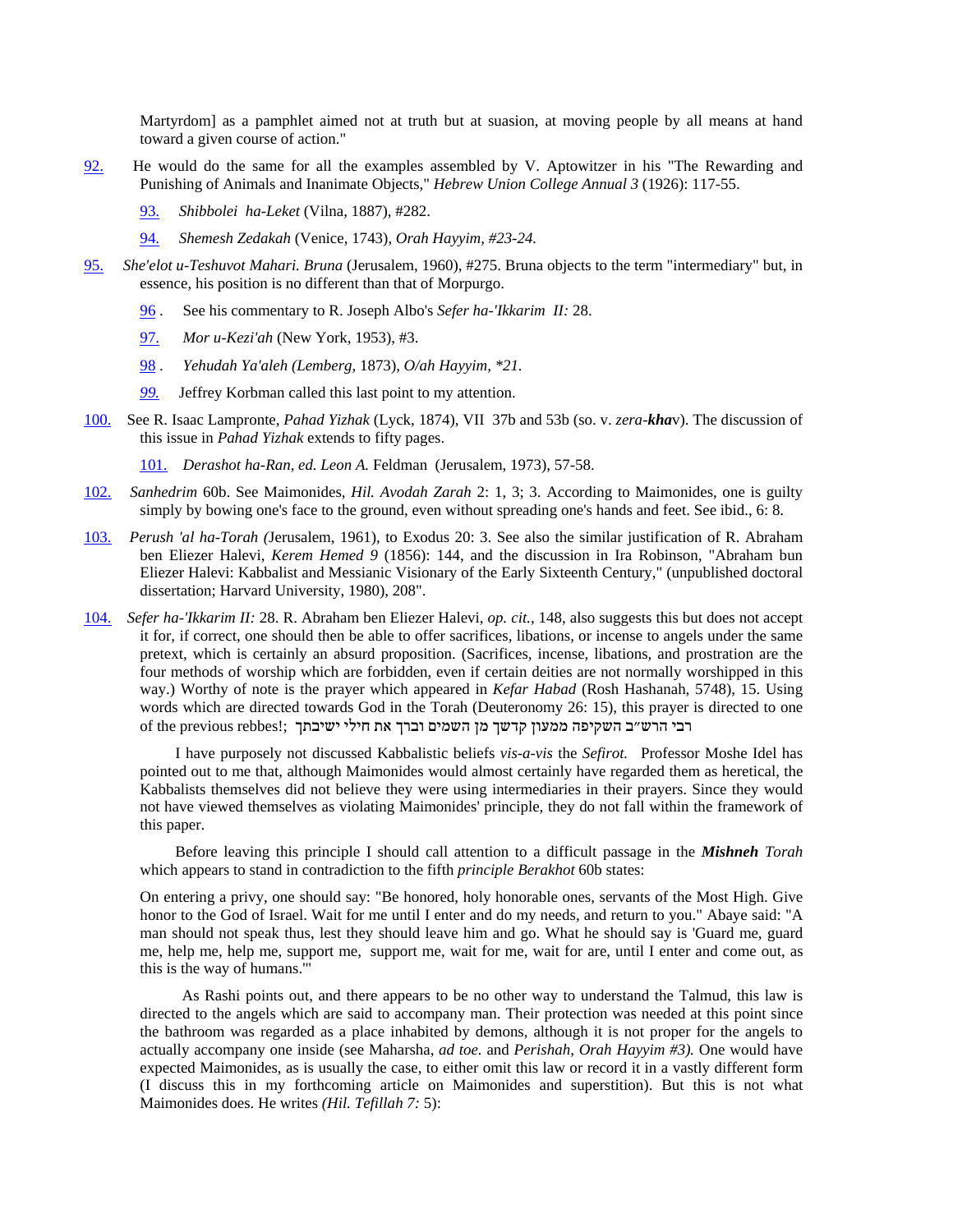Martyrdom] as a pamphlet aimed not at truth but at suasion, at moving people by all means at hand toward a given course of action."

92. He would do the same for all the examples assembled by V. Aptowitzer in his "The Rewarding and Punishing of Animals and Inanimate Objects," *Hebrew Union College Annual 3* (1926): 117-55.

93. *Shibbolei ha-Leket* (Vilna, 1887), #282.

94. *Shemesh Zedakah* (Venice, 1743), *Orah Hayyim, #23-24.*

95. *She'elot u-Teshuvot Mahari. Bruna* (Jerusalem, 1960), #275. Bruna objects to the term "intermediary" but, in essence, his position is no different than that of Morpurgo.

96. See his commentary to R. Joseph Albo's *Sefer ha-'Ikkarim II:* 28.

97. *Mor u-Kezi'ah* (New York, 1953), #3.

98. *Yehudah Ya'aleh (Lemberg,* 1873), *O/ah Hayyim, *21.*

99. Jeffrey Korbman called this last point to my attention.

100. See R. Isaac Lampronte, *Pahad Yizhak* (Lyck, 1874), VII 37b and 53b (so. v. *zera-**kha**v*). The discussion of this issue in *Pahad Yizhak* extends to fifty pages.

101. *Derashot ha-Ran, ed. Leon A.* Feldman (Jerusalem, 1973), 57-58.

102. *Sanhedrim* 60b. See Maimonides, *Hil. Avodah Zarah* 2: 1, 3; 3. According to Maimonides, one is guilty simply by bowing one's face to the ground, even without spreading one's hands and feet. See ibid., 6: 8.

103. *Perush 'al ha-Torah (*Jerusalem, 1961), to Exodus 20: 3. See also the similar justification of R. Abraham ben Eliezer Halevi, *Kerem Hemed 9* (1856): 144, and the discussion in Ira Robinson, "Abraham bun Eliezer Halevi: Kabbalist and Messianic Visionary of the Early Sixteenth Century," (unpublished doctoral dissertation; Harvard University, 1980), 208".

104. *Sefer ha-'Ikkarim II:* 28. R. Abraham ben Eliezer Halevi, *op. cit.,* 148, also suggests this but does not accept it for, if correct, one should then be able to offer sacrifices, libations, or incense to angels under the same pretext, which is certainly an absurd proposition. (Sacrifices, incense, libations, and prostration are the four methods of worship which are forbidden, even if certain deities are not normally worshipped in this way.) Worthy of note is the prayer which appeared in *Kefar Habad* (Rosh Hashanah, 5748), 15. Using words which are directed towards God in the Torah (Deuteronomy 26: 15), this prayer is directed to one of the previous rebbes!; רבי הרש״ב השקיפה ממעון קדשך מן השמים וברך את חילי ישיבתך

I have purposely not discussed Kabbalistic beliefs *vis-a-vis* the *Sefirot.* Professor Moshe Idel has pointed out to me that, although Maimonides would almost certainly have regarded them as heretical, the Kabbalists themselves did not believe they were using intermediaries in their prayers. Since they would not have viewed themselves as violating Maimonides' principle, they do not fall within the framework of this paper.

Before leaving this principle I should call attention to a difficult passage in the ***Mishneh*** *Torah* which appears to stand in contradiction to the fifth *principle Berakhot* 60b states:

On entering a privy, one should say: "Be honored, holy honorable ones, servants of the Most High. Give honor to the God of Israel. Wait for me until I enter and do my needs, and return to you." Abaye said: "A man should not speak thus, lest they should leave him and go. What he should say is 'Guard me, guard me, help me, help me, support me, support me, wait for me, wait for are, until I enter and come out, as this is the way of humans.'"

As Rashi points out, and there appears to be no other way to understand the Talmud, this law is directed to the angels which are said to accompany man. Their protection was needed at this point since the bathroom was regarded as a place inhabited by demons, although it is not proper for the angels to actually accompany one inside (see Maharsha, *ad toe.* and *Perishah, Orah Hayyim #3).* One would have expected Maimonides, as is usually the case, to either omit this law or record it in a vastly different form (I discuss this in my forthcoming article on Maimonides and superstition). But this is not what Maimonides does. He writes *(Hil. Tefillah 7:* 5):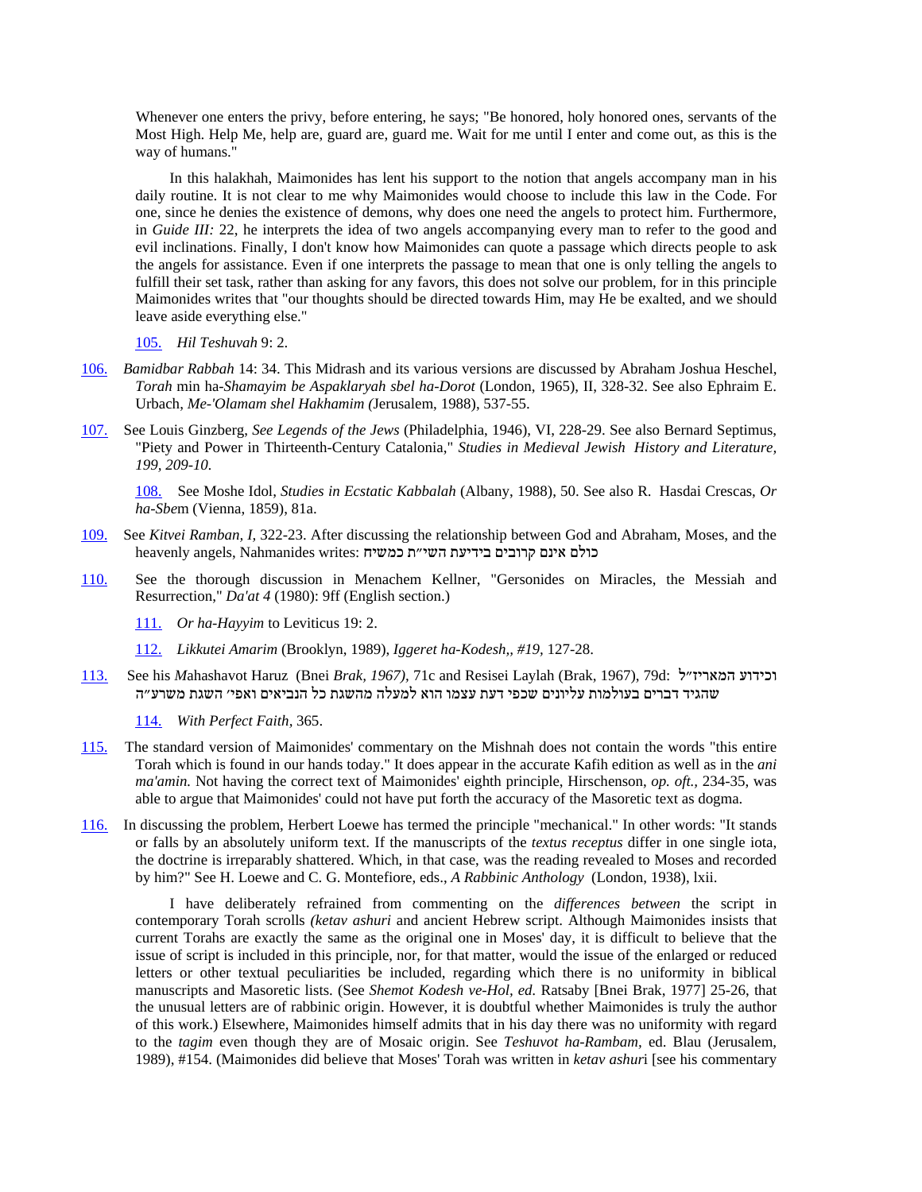Whenever one enters the privy, before entering, he says; "Be honored, holy honored ones, servants of the Most High. Help Me, help are, guard are, guard me. Wait for me until I enter and come out, as this is the way of humans."

In this halakhah, Maimonides has lent his support to the notion that angels accompany man in his daily routine. It is not clear to me why Maimonides would choose to include this law in the Code. For one, since he denies the existence of demons, why does one need the angels to protect him. Furthermore, in *Guide III:* 22, he interprets the idea of two angels accompanying every man to refer to the good and evil inclinations. Finally, I don't know how Maimonides can quote a passage which directs people to ask the angels for assistance. Even if one interprets the passage to mean that one is only telling the angels to fulfill their set task, rather than asking for any favors, this does not solve our problem, for in this principle Maimonides writes that "our thoughts should be directed towards Him, may He be exalted, and we should leave aside everything else."

105. *Hil Teshuvah* 9: 2.

106. *Bamidbar Rabbah* 14: 34. This Midrash and its various versions are discussed by Abraham Joshua Heschel, *Torah* min ha-*Shamayim be Aspaklaryah sbel ha-Dorot* (London, 1965), II, 328-32. See also Ephraim E. Urbach, *Me-'Olamam shel Hakhamim (*Jerusalem, 1988), 537-55.

107. See Louis Ginzberg, *See Legends of the Jews* (Philadelphia, 1946), VI, 228-29. See also Bernard Septimus, "Piety and Power in Thirteenth-Century Catalonia," *Studies in Medieval Jewish History and Literature, 199, 209-10.*

108. See Moshe Idol, *Studies in Ecstatic Kabbalah* (Albany, 1988), 50. See also R. Hasdai Crescas, *Or ha-Sbe*m (Vienna, 1859), 81a.

109. See *Kitvei Ramban, I,* 322-23. After discussing the relationship between God and Abraham, Moses, and the heavenly angels, Nahmanides writes: כולם אינם קרובים בידיעת השי״ת כמשיח

110. See the thorough discussion in Menachem Kellner, "Gersonides on Miracles, the Messiah and Resurrection," *Da'at 4* (1980): 9ff (English section.)

111. *Or ha-Hayyim* to Leviticus 19: 2.

112. *Likkutei Amarim* (Brooklyn, 1989), *Iggeret ha-Kodesh,, #19,* 127-28.

113. See his *M*ahashavot Haruz (Bnei *Brak, 1967),* 71c and Resisei Laylah (Brak, 1967), 79d: וכידוע המאריז״ל שהגיד דברים בעולמות עליונים שכפי דעת עצמו הוא למעלה מהשגת כל הנביאים ואפי׳ השגת משרע״ה

114. *With Perfect Faith,* 365.

115. The standard version of Maimonides' commentary on the Mishnah does not contain the words "this entire Torah which is found in our hands today." It does appear in the accurate Kafih edition as well as in the *ani ma'amin.* Not having the correct text of Maimonides' eighth principle, Hirschenson, *op. oft.,* 234-35, was able to argue that Maimonides' could not have put forth the accuracy of the Masoretic text as dogma.

116. In discussing the problem, Herbert Loewe has termed the principle "mechanical." In other words: "It stands or falls by an absolutely uniform text. If the manuscripts of the *textus receptus* differ in one single iota, the doctrine is irreparably shattered. Which, in that case, was the reading revealed to Moses and recorded by him?" See H. Loewe and C. G. Montefiore, eds., *A Rabbinic Anthology* (London, 1938), lxii.

I have deliberately refrained from commenting on the *differences between* the script in contemporary Torah scrolls *(ketav ashuri* and ancient Hebrew script. Although Maimonides insists that current Torahs are exactly the same as the original one in Moses' day, it is difficult to believe that the issue of script is included in this principle, nor, for that matter, would the issue of the enlarged or reduced letters or other textual peculiarities be included, regarding which there is no uniformity in biblical manuscripts and Masoretic lists. (See *Shemot Kodesh ve-Hol, ed.* Ratsaby [Bnei Brak, 1977] 25-26, that the unusual letters are of rabbinic origin. However, it is doubtful whether Maimonides is truly the author of this work.) Elsewhere, Maimonides himself admits that in his day there was no uniformity with regard to the *tagim* even though they are of Mosaic origin. See *Teshuvot ha-Rambam,* ed. Blau (Jerusalem, 1989), #154. (Maimonides did believe that Moses' Torah was written in *ketav ashur*i [see his commentary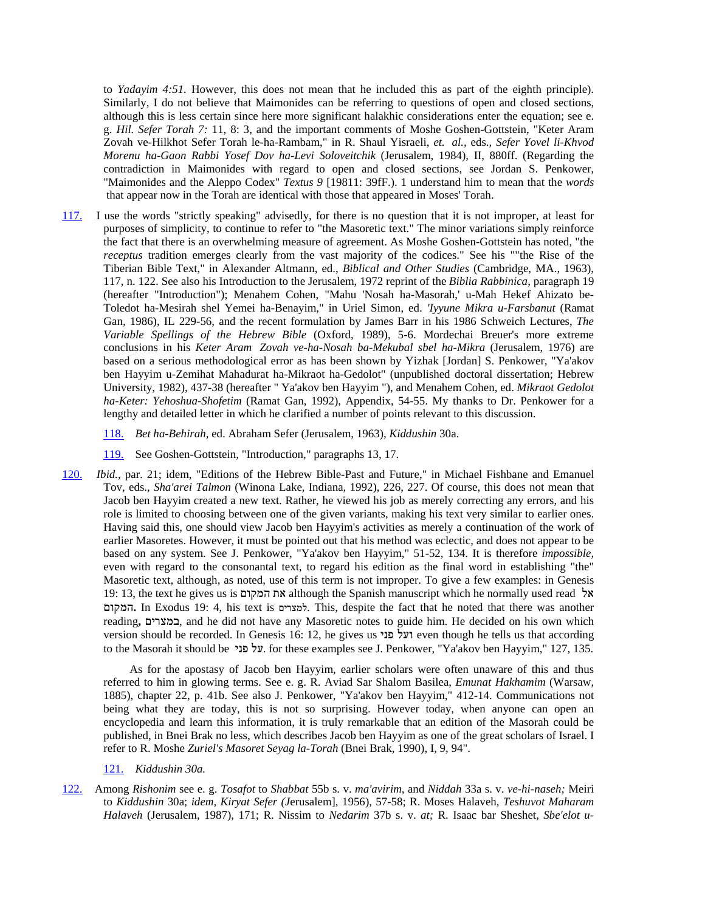to *Yadayim 4:51.* However, this does not mean that he included this as part of the eighth principle). Similarly, I do not believe that Maimonides can be referring to questions of open and closed sections, although this is less certain since here more significant halakhic considerations enter the equation; see e. g. *Hil. Sefer Torah 7:* 11, 8: 3, and the important comments of Moshe Goshen-Gottstein, "Keter Aram Zovah ve-Hilkhot Sefer Torah le-ha-Rambam," in R. Shaul Yisraeli, *et. al.,* eds., *Sefer Yovel li-Khvod Morenu ha-Gaon Rabbi Yosef Dov ha-Levi Soloveitchik* (Jerusalem, 1984), II, 880ff. (Regarding the contradiction in Maimonides with regard to open and closed sections, see Jordan S. Penkower, "Maimonides and the Aleppo Codex" *Textus 9* [19811: 39fF.). 1 understand him to mean that the *words* that appear now in the Torah are identical with those that appeared in Moses' Torah.

117. I use the words "strictly speaking" advisedly, for there is no question that it is not improper, at least for purposes of simplicity, to continue to refer to "the Masoretic text." The minor variations simply reinforce the fact that there is an overwhelming measure of agreement. As Moshe Goshen-Gottstein has noted, "the *receptus* tradition emerges clearly from the vast majority of the codices." See his ""the Rise of the Tiberian Bible Text," in Alexander Altmann, ed., *Biblical and Other Studies* (Cambridge, MA., 1963), 117, n. 122. See also his Introduction to the Jerusalem, 1972 reprint of the *Biblia Rabbinica,* paragraph 19 (hereafter "Introduction"); Menahem Cohen, "Mahu 'Nosah ha-Masorah,' u-Mah Hekef Ahizato be-Toledot ha-Mesirah shel Yemei ha-Benayim," in Uriel Simon, ed. *'Iyyune Mikra u-Farsbanut* (Ramat Gan, 1986), IL 229-56, and the recent formulation by James Barr in his 1986 Schweich Lectures, *The Variable Spellings of the Hebrew Bible* (Oxford, 1989), 5-6. Mordechai Breuer's more extreme conclusions in his *Keter Aram Zovah ve-ha-Nosah ba-Mekubal sbel ha-Mikra* (Jerusalem, 1976) are based on a serious methodological error as has been shown by Yizhak [Jordan] S. Penkower, "Ya'akov ben Hayyim u-Zemihat Mahadurat ha-Mikraot ha-Gedolot" (unpublished doctoral dissertation; Hebrew University, 1982), 437-38 (hereafter " Ya'akov ben Hayyim "), and Menahem Cohen, ed. *Mikraot Gedolot ha-Keter: Yehoshua-Shofetim* (Ramat Gan, 1992), Appendix, 54-55. My thanks to Dr. Penkower for a lengthy and detailed letter in which he clarified a number of points relevant to this discussion.

118. *Bet ha-Behirah,* ed. Abraham Sefer (Jerusalem, 1963), *Kiddushin* 30a.

119. See Goshen-Gottstein, "Introduction," paragraphs 13, 17.

120. *Ibid.,* par. 21; idem, "Editions of the Hebrew Bible-Past and Future," in Michael Fishbane and Emanuel Tov, eds., *Sha'arei Talmon* (Winona Lake, Indiana, 1992), 226, 227. Of course, this does not mean that Jacob ben Hayyim created a new text. Rather, he viewed his job as merely correcting any errors, and his role is limited to choosing between one of the given variants, making his text very similar to earlier ones. Having said this, one should view Jacob ben Hayyim's activities as merely a continuation of the work of earlier Masoretes. However, it must be pointed out that his method was eclectic, and does not appear to be based on any system. See J. Penkower, "Ya'akov ben Hayyim," 51-52, 134. It is therefore *impossible,* even with regard to the consonantal text, to regard his edition as the final word in establishing "the" Masoretic text, although, as noted, use of this term is not improper. To give a few examples: in Genesis 19: 13, the text he gives us is את המקום although the Spanish manuscript which he normally used read אל המקום**.** In Exodus 19: 4, his text is למצרים. This, despite the fact that he noted that there was another reading**,** במצרים, and he did not have any Masoretic notes to guide him. He decided on his own which version should be recorded. In Genesis 16: 12, he gives us ועל פני even though he tells us that according to the Masorah it should be על פני. for these examples see J. Penkower, "Ya'akov ben Hayyim," 127, 135.

As for the apostasy of Jacob ben Hayyim, earlier scholars were often unaware of this and thus referred to him in glowing terms. See e. g. R. Aviad Sar Shalom Basilea, *Emunat Hakhamim* (Warsaw, 1885), chapter 22, p. 41b. See also J. Penkower, "Ya'akov ben Hayyim," 412-14. Communications not being what they are today, this is not so surprising. However today, when anyone can open an encyclopedia and learn this information, it is truly remarkable that an edition of the Masorah could be published, in Bnei Brak no less, which describes Jacob ben Hayyim as one of the great scholars of Israel. I refer to R. Moshe *Zuriel's Masoret Seyag la-Torah* (Bnei Brak, 1990), I, 9, 94".

121. *Kiddushin 30a.*

122. Among *Rishonim* see e. g. *Tosafot* to *Shabbat* 55b s. v. *ma'avirim,* and *Niddah* 33a s. v. *ve-hi-naseh;* Meiri to *Kiddushin* 30a; *idem, Kiryat Sefer (J*erusalem], 1956), 57-58; R. Moses Halaveh, *Teshuvot Maharam Halaveh* (Jerusalem, 1987), 171; R. Nissim to *Nedarim* 37b s. v. *at;* R. Isaac bar Sheshet, *Sbe'elot u-*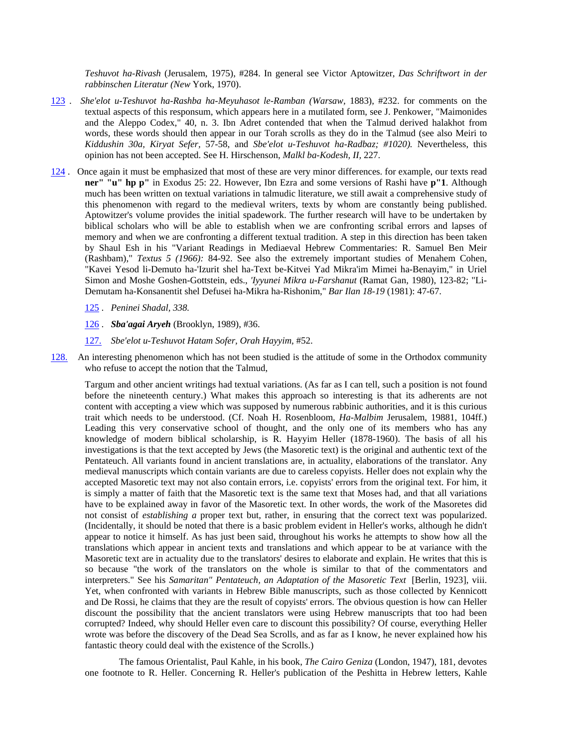*Teshuvot ha-Rivash* (Jerusalem, 1975), #284. In general see Victor Aptowitzer, *Das Schriftwort in der rabbinschen Literatur (New* York, 1970).

123 . *She'elot u-Teshuvot ha-Rashba ha-Meyuhasot le-Ramban (Warsaw,* 1883), #232. for comments on the textual aspects of this responsum, which appears here in a mutilated form, see J. Penkower, "Maimonides and the Aleppo Codex," 40, n. 3. Ibn Adret contended that when the Talmud derived halakhot from words, these words should then appear in our Torah scrolls as they do in the Talmud (see also Meiri to *Kiddushin 30a, Kiryat Sefer,* 57-58, and *Sbe'elot u-Teshuvot ha-Radbaz; #1020).* Nevertheless, this opinion has not been accepted. See H. Hirschenson, *Malkl ba-Kodesh, II,* 227.

124 . Once again it must be emphasized that most of these are very minor differences. for example, our texts read **ner" "u" hp p"** in Exodus 25: 22. However, Ibn Ezra and some versions of Rashi have **p"1**. Although much has been written on textual variations in talmudic literature, we still await a comprehensive study of this phenomenon with regard to the medieval writers, texts by whom are constantly being published. Aptowitzer's volume provides the initial spadework. The further research will have to be undertaken by biblical scholars who will be able to establish when we are confronting scribal errors and lapses of memory and when we are confronting a different textual tradition. A step in this direction has been taken by Shaul Esh in his "Variant Readings in Mediaeval Hebrew Commentaries: R. Samuel Ben Meir (Rashbam)," *Textus 5 (1966):* 84-92. See also the extremely important studies of Menahem Cohen, "Kavei Yesod li-Demuto ha-'Izurit shel ha-Text be-Kitvei Yad Mikra'im Mimei ha-Benayim," in Uriel Simon and Moshe Goshen-Gottstein, eds., *'Iyyunei Mikra u-Farshanut* (Ramat Gan, 1980), 123-82; "Li-Demutam ha-Konsanentit shel Defusei ha-Mikra ha-Rishonim," *Bar Ilan 18-19* (1981): 47-67.

125 . *Peninei Shadal, 338.*

126 . ***Sba'agai Aryeh*** (Brooklyn, 1989), #36.

127. *Sbe'elot u-Teshuvot Hatam Sofer, Orah Hayyim,* #52.

128. An interesting phenomenon which has not been studied is the attitude of some in the Orthodox community who refuse to accept the notion that the Talmud,

Targum and other ancient writings had textual variations. (As far as I can tell, such a position is not found before the nineteenth century.) What makes this approach so interesting is that its adherents are not content with accepting a view which was supposed by numerous rabbinic authorities, and it is this curious trait which needs to be understood. (Cf. Noah H. Rosenbloom, *Ha-Malbim* Jerusalem, 19881, 104ff.) Leading this very conservative school of thought, and the only one of its members who has any knowledge of modern biblical scholarship, is R. Hayyim Heller (1878-1960). The basis of all his investigations is that the text accepted by Jews (the Masoretic text) is the original and authentic text of the Pentateuch. All variants found in ancient translations are, in actuality, elaborations of the translator. Any medieval manuscripts which contain variants are due to careless copyists. Heller does not explain why the accepted Masoretic text may not also contain errors, i.e. copyists' errors from the original text. For him, it is simply a matter of faith that the Masoretic text is the same text that Moses had, and that all variations have to be explained away in favor of the Masoretic text. In other words, the work of the Masoretes did not consist of *establishing a* proper text but, rather, in ensuring that the correct text was popularized. (Incidentally, it should be noted that there is a basic problem evident in Heller's works, although he didn't appear to notice it himself. As has just been said, throughout his works he attempts to show how all the translations which appear in ancient texts and translations and which appear to be at variance with the Masoretic text are in actuality due to the translators' desires to elaborate and explain. He writes that this is so because "the work of the translators on the whole is similar to that of the commentators and interpreters." See his *Samaritan" Pentateuch, an Adaptation of the Masoretic Text* [Berlin, 1923], viii. Yet, when confronted with variants in Hebrew Bible manuscripts, such as those collected by Kennicott and De Rossi, he claims that they are the result of copyists' errors. The obvious question is how can Heller discount the possibility that the ancient translators were using Hebrew manuscripts that too had been corrupted? Indeed, why should Heller even care to discount this possibility? Of course, everything Heller wrote was before the discovery of the Dead Sea Scrolls, and as far as I know, he never explained how his fantastic theory could deal with the existence of the Scrolls.)

The famous Orientalist, Paul Kahle, in his book, *The Cairo Geniza* (London, 1947), 181, devotes one footnote to R. Heller. Concerning R. Heller's publication of the Peshitta in Hebrew letters, Kahle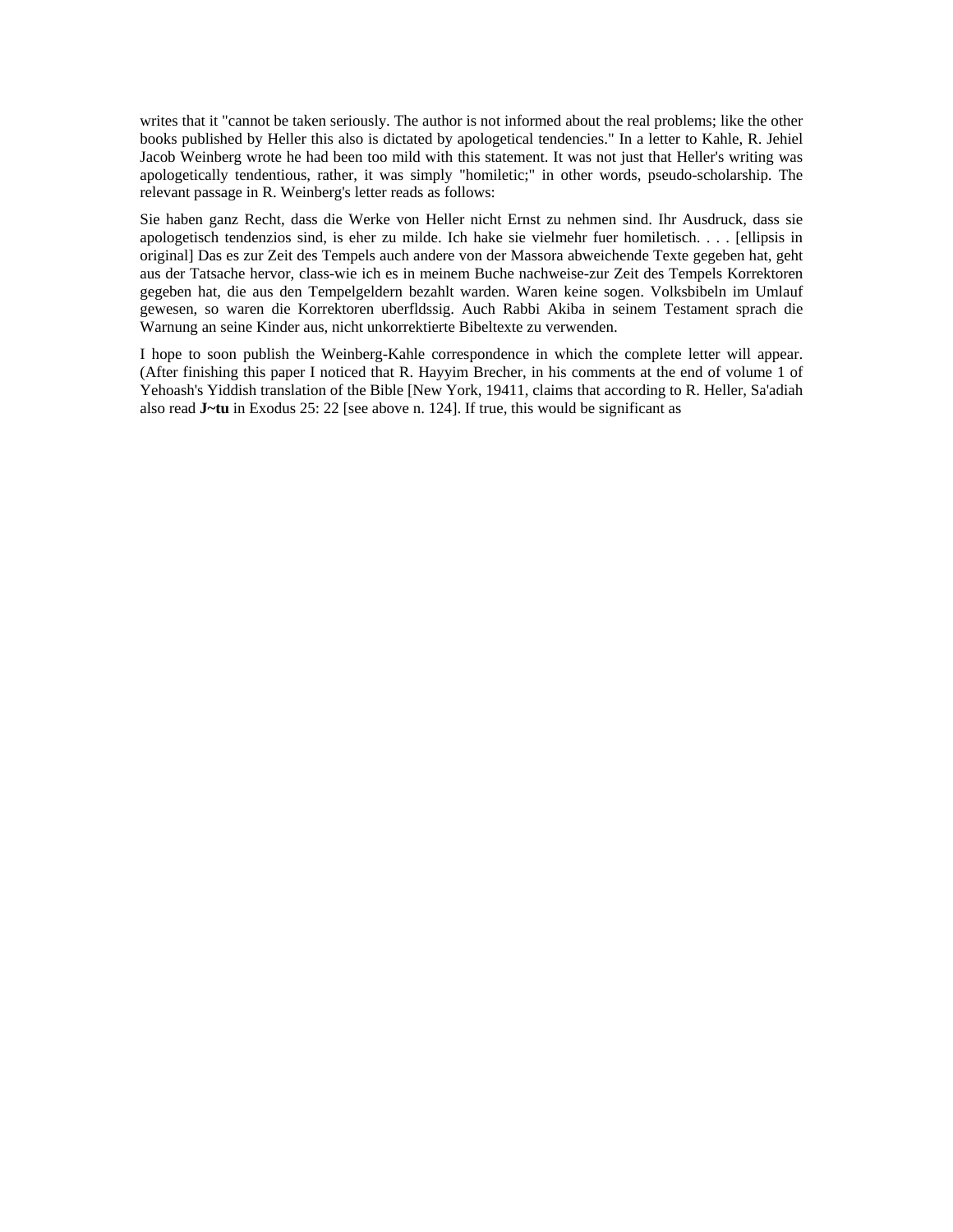writes that it "cannot be taken seriously. The author is not informed about the real problems; like the other books published by Heller this also is dictated by apologetical tendencies." In a letter to Kahle, R. Jehiel Jacob Weinberg wrote he had been too mild with this statement. It was not just that Heller's writing was apologetically tendentious, rather, it was simply "homiletic;" in other words, pseudo-scholarship. The relevant passage in R. Weinberg's letter reads as follows:

Sie haben ganz Recht, dass die Werke von Heller nicht Ernst zu nehmen sind. Ihr Ausdruck, dass sie apologetisch tendenzios sind, is eher zu milde. Ich hake sie vielmehr fuer homiletisch. . . . [ellipsis in original] Das es zur Zeit des Tempels auch andere von der Massora abweichende Texte gegeben hat, geht aus der Tatsache hervor, class-wie ich es in meinem Buche nachweise-zur Zeit des Tempels Korrektoren gegeben hat, die aus den Tempelgeldern bezahlt warden. Waren keine sogen. Volksbibeln im Umlauf gewesen, so waren die Korrektoren uberfldssig. Auch Rabbi Akiba in seinem Testament sprach die Warnung an seine Kinder aus, nicht unkorrektierte Bibeltexte zu verwenden.

I hope to soon publish the Weinberg-Kahle correspondence in which the complete letter will appear. (After finishing this paper I noticed that R. Hayyim Brecher, in his comments at the end of volume 1 of Yehoash's Yiddish translation of the Bible [New York, 19411, claims that according to R. Heller, Sa'adiah also read **J~tu** in Exodus 25: 22 [see above n. 124]. If true, this would be significant as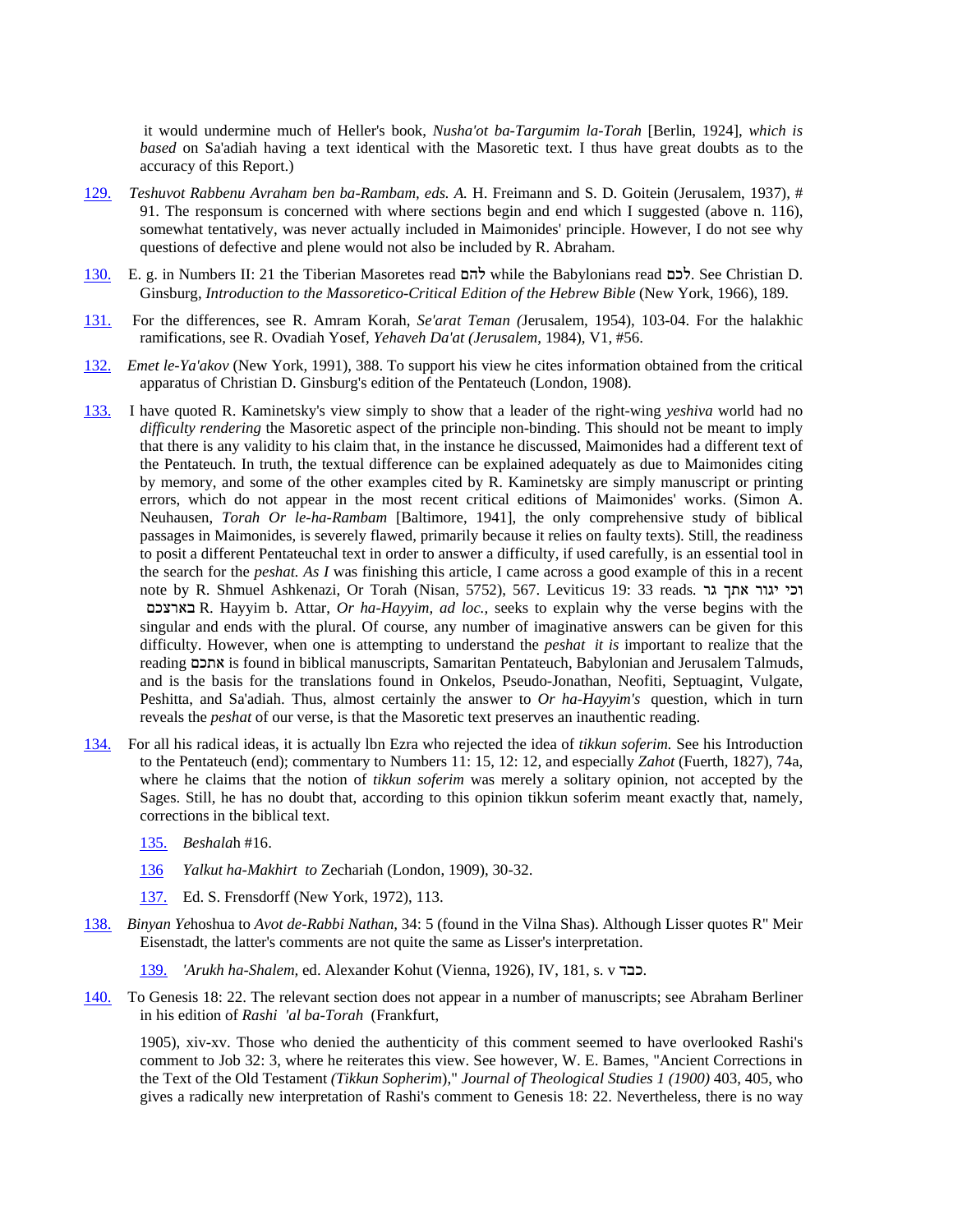it would undermine much of Heller's book, *Nusha'ot ba-Targumim la-Torah* [Berlin, 1924], *which is based* on Sa'adiah having a text identical with the Masoretic text. I thus have great doubts as to the accuracy of this Report.)

129. *Teshuvot Rabbenu Avraham ben ba-Rambam, eds. A.* H. Freimann and S. D. Goitein (Jerusalem, 1937), # 91. The responsum is concerned with where sections begin and end which I suggested (above n. 116), somewhat tentatively, was never actually included in Maimonides' principle. However, I do not see why questions of defective and plene would not also be included by R. Abraham.

130. E. g. in Numbers II: 21 the Tiberian Masoretes read להם while the Babylonians read לכם. See Christian D. Ginsburg, *Introduction to the Massoretico-Critical Edition of the Hebrew Bible* (New York, 1966), 189.

131. For the differences, see R. Amram Korah, *Se'arat Teman (*Jerusalem, 1954), 103-04. For the halakhic ramifications, see R. Ovadiah Yosef, *Yehaveh Da'at (Jerusalem*, 1984), V1, #56.

132. *Emet le-Ya'akov* (New York, 1991), 388. To support his view he cites information obtained from the critical apparatus of Christian D. Ginsburg's edition of the Pentateuch (London, 1908).

133. I have quoted R. Kaminetsky's view simply to show that a leader of the right-wing *yeshiva* world had no *difficulty rendering* the Masoretic aspect of the principle non-binding. This should not be meant to imply that there is any validity to his claim that, in the instance he discussed, Maimonides had a different text of the Pentateuch. In truth, the textual difference can be explained adequately as due to Maimonides citing by memory, and some of the other examples cited by R. Kaminetsky are simply manuscript or printing errors, which do not appear in the most recent critical editions of Maimonides' works. (Simon A. Neuhausen, *Torah Or le-ha-Rambam* [Baltimore, 1941], the only comprehensive study of biblical passages in Maimonides, is severely flawed, primarily because it relies on faulty texts). Still, the readiness to posit a different Pentateuchal text in order to answer a difficulty, if used carefully, is an essential tool in the search for the *peshat. As I* was finishing this article, I came across a good example of this in a recent note by R. Shmuel Ashkenazi, Or Torah (Nisan, 5752), 567. Leviticus 19: 33 reads. וכי יגור אתך גר בארצכם R. Hayyim b. Attar, *Or ha-Hayyim, ad loc.,* seeks to explain why the verse begins with the singular and ends with the plural. Of course, any number of imaginative answers can be given for this difficulty. However, when one is attempting to understand the *peshat it is* important to realize that the reading אתכם is found in biblical manuscripts, Samaritan Pentateuch, Babylonian and Jerusalem Talmuds, and is the basis for the translations found in Onkelos, Pseudo-Jonathan, Neofiti, Septuagint, Vulgate, Peshitta, and Sa'adiah. Thus, almost certainly the answer to *Or ha-Hayyim's* question, which in turn reveals the *peshat* of our verse, is that the Masoretic text preserves an inauthentic reading.

134. For all his radical ideas, it is actually lbn Ezra who rejected the idea of *tikkun soferim.* See his Introduction to the Pentateuch (end); commentary to Numbers 11: 15, 12: 12, and especially *Zahot* (Fuerth, 1827), 74a, where he claims that the notion of *tikkun soferim* was merely a solitary opinion, not accepted by the Sages. Still, he has no doubt that, according to this opinion tikkun soferim meant exactly that, namely, corrections in the biblical text.

135. *Beshala*h #16.

136 *Yalkut ha-Makhirt to* Zechariah (London, 1909), 30-32.

137. Ed. S. Frensdorff (New York, 1972), 113.

138. *Binyan Ye*hoshua to *Avot de-Rabbi Nathan,* 34: 5 (found in the Vilna Shas). Although Lisser quotes R" Meir Eisenstadt, the latter's comments are not quite the same as Lisser's interpretation.

139. *'Arukh ha-Shalem,* ed. Alexander Kohut (Vienna, 1926), IV, 181, s. v כבד.

140. To Genesis 18: 22. The relevant section does not appear in a number of manuscripts; see Abraham Berliner in his edition of *Rashi 'al ba-Torah* (Frankfurt, 1905), xiv-xv. Those who denied the authenticity of this comment seemed to have overlooked Rashi's comment to Job 32: 3, where he reiterates this view. See however, W. E. Bames, "Ancient Corrections in the Text of the Old Testament *(Tikkun Sopherim*)," *Journal of Theological Studies 1 (1900)* 403, 405, who gives a radically new interpretation of Rashi's comment to Genesis 18: 22. Nevertheless, there is no way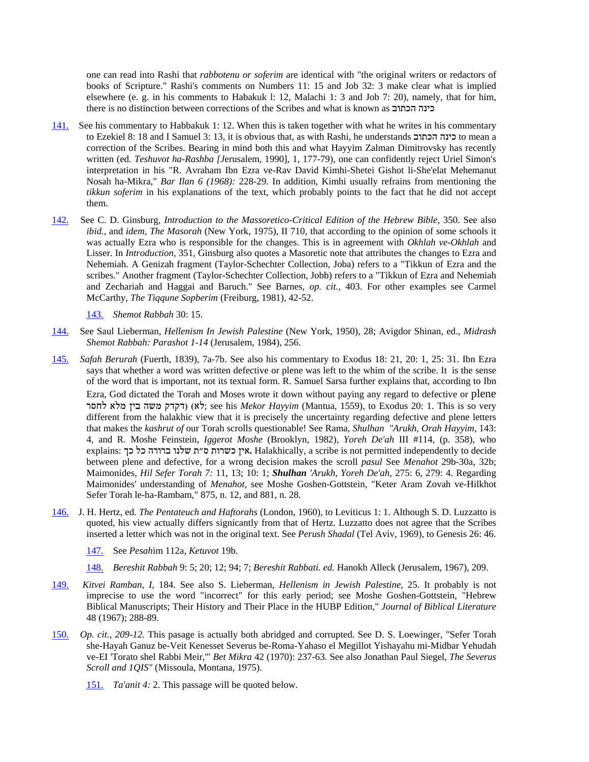one can read into Rashi that *rabbotenu or soferim* are identical with "the original writers or redactors of books of Scripture." Rashi's comments on Numbers 11: 15 and Job 32: 3 make clear what is implied elsewhere (e. g. in his comments to Habakuk l: 12, Malachi 1: 3 and Job 7: 20), namely, that for him, there is no distinction between corrections of the Scribes and what is known as כינה הכתוב

141. See his commentary to Habbakuk 1: 12. When this is taken together with what he writes in his commentary to Ezekiel 8: 18 and I Samuel 3: 13, it is obvious that, as with Rashi, he understands כינה הכתוב to mean a correction of the Scribes. Bearing in mind both this and what Hayyim Zalman Dimitrovsky has recently written (ed. *Teshuvot ha-Rashba [J*erusalem, 1990], 1, 177-79), one can confidently reject Uriel Simon's interpretation in his "R. Avraham Ibn Ezra ve-Rav David Kimhi-Shetei Gishot li-She'elat Mehemanut Nosah ha-Mikra," *Bar Ilan 6 (1968):* 228-29. In addition, Kimhi usually refrains from mentioning the *tikkun soferim* in his explanations of the text, which probably points to the fact that he did not accept them.

142. See C. D. Ginsburg, *Introduction to the Massoretico-Critical Edition of the Hebrew Bible,* 350. See also *ibid.*, and *idem, The Masorah* (New York, 1975), II 710, that according to the opinion of some schools it was actually Ezra who is responsible for the changes. This is in agreement with *Okhlah ve-Okhlah* and Lisser. In *Introduction,* 351, Ginsburg also quotes a Masoretic note that attributes the changes to Ezra and Nehemiah. A Genizah fragment (Taylor-Schechter Collection, Joba) refers to a "Tikkun of Ezra and the scribes." Another fragment (Taylor-Schechter Collection, Jobb) refers to a "Tikkun of Ezra and Nehemiah and Zechariah and Haggai and Baruch." See Barnes, *op. cit.,* 403. For other examples see Carmel McCarthy, *The Tiqqune Sopberim* (Freiburg, 1981), 42-52.

143. *Shemot Rabbah* 30: 15.

144. See Saul Lieberman, *Hellenism In Jewish Palestine* (New York, 1950), 28; Avigdor Shinan, ed., *Midrash Shemot Rabbah: Parashot 1-14* (Jerusalem, 1984), 256.

145. *Safah Berurah* (Fuerth, 1839), 7a-7b. See also his commentary to Exodus 18: 21, 20: 1, 25: 31. Ibn Ezra says that whether a word was written defective or plene was left to the whim of the scribe. It is the sense of the word that is important, not its textual form. R. Samuel Sarsa further explains that, according to Ibn Ezra, God dictated the Torah and Moses wrote it down without paying any regard to defective or plene (לא דקדק משה בין מלא לחסר; see his *Mekor Hayyim* (Mantua, 1559), to Exodus 20: 1. This is so very different from the halakhic view that it is precisely the uncertainty regarding defective and plene letters that makes the *kashrut of* our Torah scrolls questionable! See Rama, *Shulhan "Arukh, Orah Hayyim,* 143: 4, and R. Moshe Feinstein, *Iggerot Moshe* (Brooklyn, 1982), *Yoreh De'ah* III #114, (p. 358), who explains: **אין כשרות ס״ת שלנו ברורה כל כך.** Halakhically, a scribe is not permitted independently to decide between plene and defective, for a wrong decision makes the scroll *pasul* See *Menahot* 29b-30a, 32b; Maimonides, *Hil Sefer Torah 7:* 11, 13; 10: 1; ***Shulhan*** *'Arukh, Yoreh De'ah,* 275: 6, 279: 4. Regarding Maimonides' understanding of *Menahot,* see Moshe Goshen-Gottstein, "Keter Aram Zovah ve-Hilkhot Sefer Torah le-ha-Rambam," 875, n. 12, and 881, n. 28.

146. J. H. Hertz, ed. *The Pentateuch and Haftorahs* (London, 1960), to Leviticus 1: 1. Although S. D. Luzzatto is quoted, his view actually differs signicantly from that of Hertz. Luzzatto does not agree that the Scribes inserted a letter which was not in the original text. See *Perush Shadal* (Tel Aviv, 1969), to Genesis 26: 46.

147. See *Pesah*im 112a, *Ketuvot* 19b.

148. *Bereshit Rabbah* 9: 5; 20; 12; 94; 7; *Bereshit Rabbati. ed.* Hanokh Alleck (Jerusalem, 1967), 209.

149. *Kitvei Ramban, I,* 184. See also S. Lieberman, *Hellenism in Jewish Palestine,* 25. It probably is not imprecise to use the word "incorrect" for this early period; see Moshe Goshen-Gottstein, "Hebrew Biblical Manuscripts; Their History and Their Place in the HUBP Edition," *Journal of Biblical Literature* 48 (1967); 288-89.

150. *Op. cit., 209-12.* This pasage is actually both abridged and corrupted. See D. S. Loewinger, "Sefer Torah she-Hayah Ganuz be-Veit Kenesset Severus be-Roma-Yahaso el Megillot Yishayahu mi-Midbar Yehudah ve-EI 'Torato shel Rabbi Meir,'" *Bet Mikra* 42 (1970): 237-63. See also Jonathan Paul Siegel, *The Severus Scroll and 1QIS"* (Missoula, Montana, 1975).

151. *Ta'anit 4:* 2. This passage will be quoted below.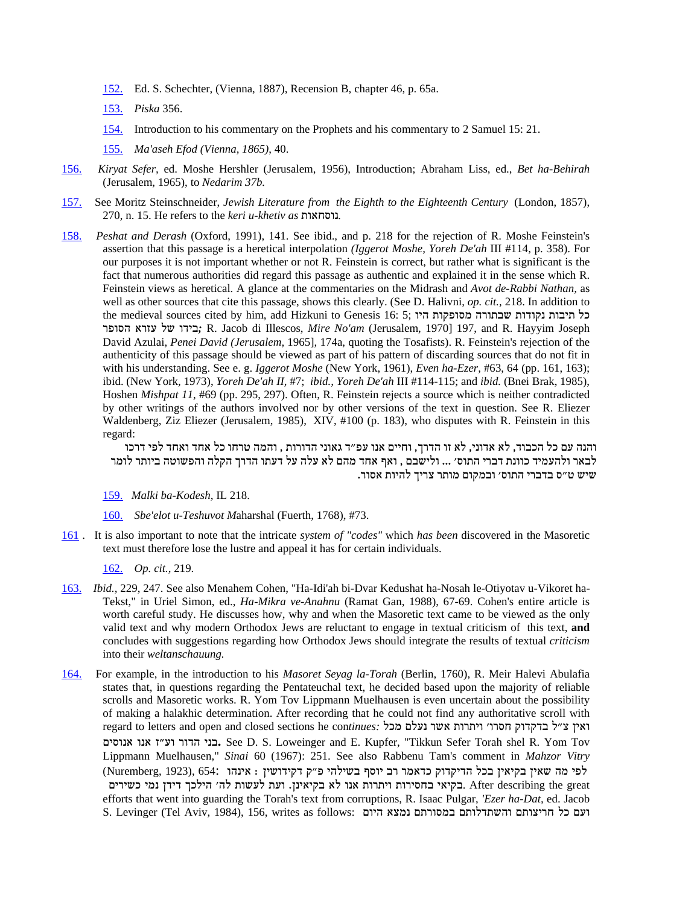152. Ed. S. Schechter, (Vienna, 1887), Recension B, chapter 46, p. 65a.

153. *Piska* 356.

154. Introduction to his commentary on the Prophets and his commentary to 2 Samuel 15: 21.

155. *Ma'aseh Efod (Vienna, 1865)*, 40.

156. *Kiryat Sefer*, ed. Moshe Hershler (Jerusalem, 1956), Introduction; Abraham Liss, ed., *Bet ha-Behirah* (Jerusalem, 1965), to *Nedarim 37b.*

157. See Moritz Steinschneider, *Jewish Literature from the Eighth to the Eighteenth Century* (London, 1857), 270, n. 15. He refers to the *keri u-khetiv as* נוסחאות.

158. *Peshat and Derash* (Oxford, 1991), 141. See ibid., and p. 218 for the rejection of R. Moshe Feinstein's assertion that this passage is a heretical interpolation *(Iggerot Moshe, Yoreh De'ah* III #114, p. 358). For our purposes it is not important whether or not R. Feinstein is correct, but rather what is significant is the fact that numerous authorities did regard this passage as authentic and explained it in the sense which R. Feinstein views as heretical. A glance at the commentaries on the Midrash and *Avot de-Rabbi Nathan*, as well as other sources that cite this passage, shows this clearly. (See D. Halivni, *op. cit.*, 218. In addition to the medieval sources cited by him, add Hizkuni to Genesis 16: 5; כל תיבות נקודות שבתורה מסופקות היו בידו של עזרא הסופר*;* R. Jacob di Illescos, *Mire No'am* (Jerusalem, 1970] 197, and R. Hayyim Joseph David Azulai, *Penei David (Jerusalem,* 1965], 174a, quoting the Tosafists). R. Feinstein's rejection of the authenticity of this passage should be viewed as part of his pattern of discarding sources that do not fit in with his understanding. See e. g. *Iggerot Moshe* (New York, 1961), *Even ha-Ezer*, #63, 64 (pp. 161, 163); ibid. (New York, 1973), *Yoreh De'ah II*, #7; *ibid., Yoreh De'ah* III #114-115; and *ibid.* (Bnei Brak, 1985), Hoshen *Mishpat 11*, #69 (pp. 295, 297). Often, R. Feinstein rejects a source which is neither contradicted by other writings of the authors involved nor by other versions of the text in question. See R. Eliezer Waldenberg, Ziz Eliezer (Jerusalem, 1985), XIV, #100 (p. 183), who disputes with R. Feinstein in this regard:

והנה עם כל הכבוד, לא אדוני, לא זו הדרך, וחיים אנו עפ״ד גאוני הדורות , והמה טרחו כל אחד ואחד לפי דרכו לבאר ולהעמיד כוונת דברי התוס׳ ... ולישבם , ואף אחד מהם לא עלה על דעתו הדרך הקלה והפשוטה ביותר לומר שיש ט״ס בדברי התוס׳ ובמקום מותר צריך להיות אסור.

159. *Malki ba-Kodesh,* IL 218.

160. *Sbe'elot u-Teshuvot M*aharshal (Fuerth, 1768), #73.

161 . It is also important to note that the intricate *system of "codes"* which *has been* discovered in the Masoretic text must therefore lose the lustre and appeal it has for certain individuals.

162. *Op. cit.,* 219.

163. *Ibid.,* 229, 247. See also Menahem Cohen, "Ha-Idi'ah bi-Dvar Kedushat ha-Nosah le-Otiyotav u-Vikoret ha-Tekst," in Uriel Simon, ed., *Ha-Mikra ve-Anahnu* (Ramat Gan, 1988), 67-69. Cohen's entire article is worth careful study. He discusses how, why and when the Masoretic text came to be viewed as the only valid text and why modern Orthodox Jews are reluctant to engage in textual criticism of this text, **and** concludes with suggestions regarding how Orthodox Jews should integrate the results of textual *criticism* into their *weltanschauung.*

164. For example, in the introduction to his *Masoret Seyag la-Torah* (Berlin, 1760), R. Meir Halevi Abulafia states that, in questions regarding the Pentateuchal text, he decided based upon the majority of reliable scrolls and Masoretic works. R. Yom Tov Lippmann Muelhausen is even uncertain about the possibility of making a halakhic determination. After recording that he could not find any authoritative scroll with regard to letters and open and closed sections he con*tinues:* ואין צ״ל בדקדוק חסרו׳ ויתרות אשר נעלם מכל בני הדור וע״ז אנו אנוסים**.** See D. S. Loweinger and E. Kupfer, "Tikkun Sefer Torah shel R. Yom Tov Lippmann Muelhausen," *Sinai* 60 (1967): 251. See also Rabbenu Tam's comment in *Mahzor Vitry* (Nuremberg, 1923), 654: לפי מה שאין בקיאין בכל הדיקדוק כדאמר רב יוסף בשילהי פ״ק דקידושין : אינהו בקיאי בחסירות ויתרות אנו לא בקיאינן. ועת לעשות לה׳ הילכך דידן נמי כשירים. After describing the great efforts that went into guarding the Torah's text from corruptions, R. Isaac Pulgar, *'Ezer ha-Dat*, ed. Jacob S. Levinger (Tel Aviv, 1984), 156, writes as follows: ועם כל חריצותם והשתדלותם במסורתם נמצא היום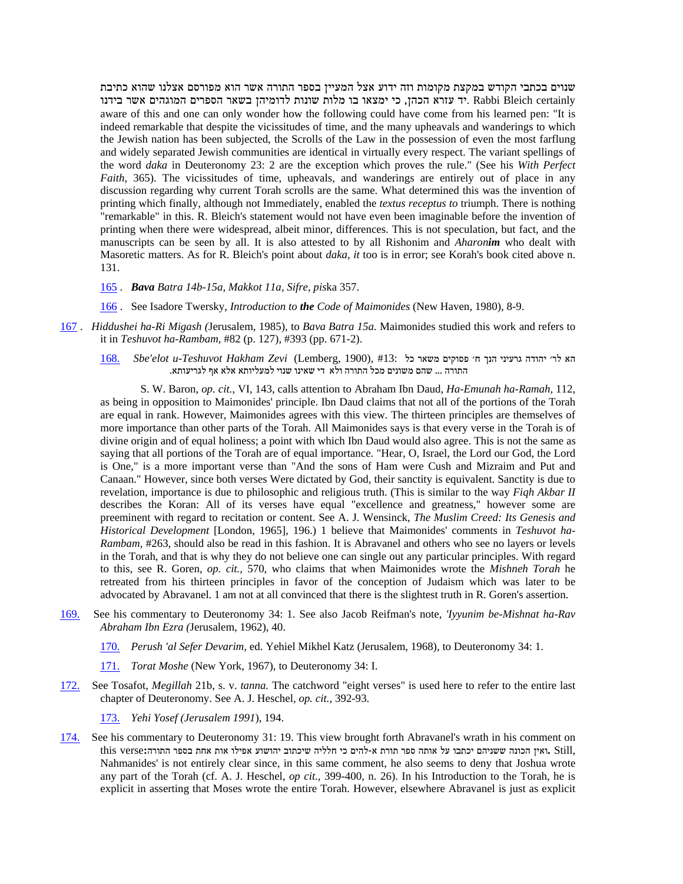שנוים בכתבי הקודש במקצת מקומות וזה ידוע אצל המעיין בספר התורה אשר הוא מפורסם אצלנו שהוא כתיבת יד עזרא הכהן, כי ימצאו בו מלות שונות לדומיהן בשאר הספרים המוגהים אשר בידנו. Rabbi Bleich certainly aware of this and one can only wonder how the following could have come from his learned pen: "It is indeed remarkable that despite the vicissitudes of time, and the many upheavals and wanderings to which the Jewish nation has been subjected, the Scrolls of the Law in the possession of even the most farflung and widely separated Jewish communities are identical in virtually every respect. The variant spellings of the word *daka* in Deuteronomy 23: 2 are the exception which proves the rule." (See his *With Perfect Faith*, 365). The vicissitudes of time, upheavals, and wanderings are entirely out of place in any discussion regarding why current Torah scrolls are the same. What determined this was the invention of printing which finally, although not Immediately, enabled the *textus receptus to* triumph. There is nothing "remarkable" in this. R. Bleich's statement would not have even been imaginable before the invention of printing when there were widespread, albeit minor, differences. This is not speculation, but fact, and the manuscripts can be seen by all. It is also attested to by all Rishonim and *Aharon**im*** who dealt with Masoretic matters. As for R. Bleich's point about *daka, it* too is in error; see Korah's book cited above n. 131.

165 . ***Bava*** *Batra 14b-15a, Makkot 11a, Sifre, pis*ka 357.

166 . See Isadore Twersky, *Introduction to **the** Code of Maimonides* (New Haven, 1980), 8-9.

167 . *Hiddushei ha-Ri Migash (*Jerusalem, 1985), to *Bava Batra 15a.* Maimonides studied this work and refers to it in *Teshuvot ha-Rambam*, #82 (p. 127), #393 (pp. 671-2).

168. *Sbe'elot u-Teshuvot Hakham Zevi* (Lemberg, 1900), #13: הא לר׳ יהודה גרעיני הנך ח׳ פסוקים משאר כל התורה ... שהם משונים מכל התורה ולא די שאינו שנוי למעליותא אלא אף לגריעותא.

S. W. Baron, *op. cit.,* VI, 143, calls attention to Abraham Ibn Daud, *Ha-Emunah ha-Ramah,* 112, as being in opposition to Maimonides' principle. Ibn Daud claims that not all of the portions of the Torah are equal in rank. However, Maimonides agrees with this view. The thirteen principles are themselves of more importance than other parts of the Torah. All Maimonides says is that every verse in the Torah is of divine origin and of equal holiness; a point with which Ibn Daud would also agree. This is not the same as saying that all portions of the Torah are of equal importance. "Hear, O, Israel, the Lord our God, the Lord is One," is a more important verse than "And the sons of Ham were Cush and Mizraim and Put and Canaan." However, since both verses Were dictated by God, their sanctity is equivalent. Sanctity is due to revelation, importance is due to philosophic and religious truth. (This is similar to the way *Fiqh Akbar II* describes the Koran: All of its verses have equal "excellence and greatness," however some are preeminent with regard to recitation or content. See A. J. Wensinck, *The Muslim Creed: Its Genesis and Historical Development* [London, 1965], 196.) 1 believe that Maimonides' comments in *Teshuvot ha-Rambam*, #263, should also be read in this fashion. It is Abravanel and others who see no layers or levels in the Torah, and that is why they do not believe one can single out any particular principles. With regard to this, see R. Goren, *op. cit.,* 570, who claims that when Maimonides wrote the *Mishneh Torah* he retreated from his thirteen principles in favor of the conception of Judaism which was later to be advocated by Abravanel. 1 am not at all convinced that there is the slightest truth in R. Goren's assertion.

169. See his commentary to Deuteronomy 34: 1. See also Jacob Reifman's note, *'Iyyunim be-Mishnat ha-Rav Abraham Ibn Ezra (*Jerusalem, 1962), 40.

170. *Perush 'al Sefer Devarim,* ed. Yehiel Mikhel Katz (Jerusalem, 1968), to Deuteronomy 34: 1.

171. *Torat Moshe* (New York, 1967), to Deuteronomy 34: I.

172. See Tosafot, *Megillah* 21b, s. v. *tanna.* The catchword "eight verses" is used here to refer to the entire last chapter of Deuteronomy. See A. J. Heschel, *op. cit.,* 392-93.

173. *Yehi Yosef (Jerusalem 1991*), 194.

174. See his commentary to Deuteronomy 31: 19. This view brought forth Abravanel's wrath in his comment on this verse:**ואין הכונה ששניהם יכתבו על אותה ספר תורת א-להים כי חלליה שיכתוב יהושוע אפילו אות אחת בספר התורה.** Still, Nahmanides' is not entirely clear since, in this same comment, he also seems to deny that Joshua wrote any part of the Torah (cf. A. J. Heschel, *op cit.,* 399-400, n. 26). In his Introduction to the Torah, he is explicit in asserting that Moses wrote the entire Torah. However, elsewhere Abravanel is just as explicit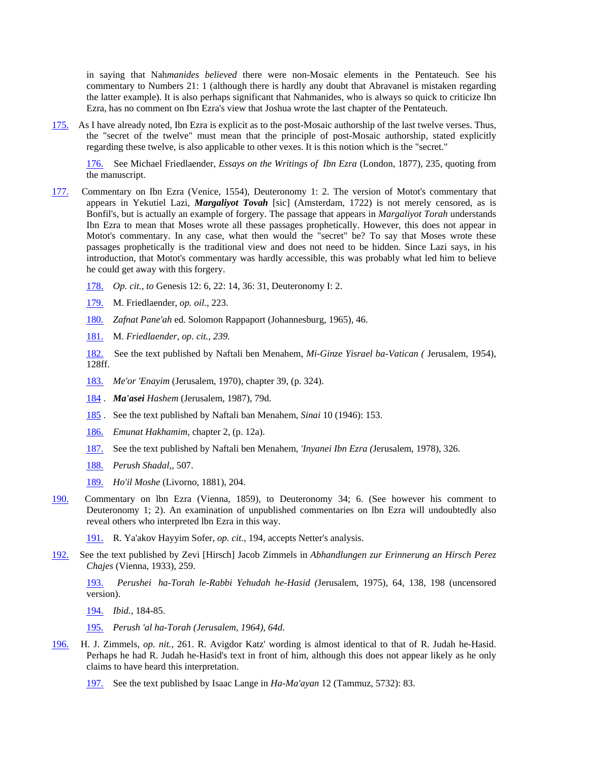in saying that Nah*manides believed* there were non-Mosaic elements in the Pentateuch. See his commentary to Numbers 21: 1 (although there is hardly any doubt that Abravanel is mistaken regarding the latter example). It is also perhaps significant that Nahmanides, who is always so quick to criticize Ibn Ezra, has no comment on Ibn Ezra's view that Joshua wrote the last chapter of the Pentateuch.

175. As I have already noted, Ibn Ezra is explicit as to the post-Mosaic authorship of the last twelve verses. Thus, the "secret of the twelve" must mean that the principle of post-Mosaic authorship, stated explicitly regarding these twelve, is also applicable to other vexes. It is this notion which is the "secret."

176. See Michael Friedlaender, *Essays on the Writings of Ibn Ezra* (London, 1877), 235, quoting from the manuscript.

177. Commentary on Ibn Ezra (Venice, 1554), Deuteronomy 1: 2. The version of Motot's commentary that appears in Yekutiel Lazi, ***Margaliyot Tovah*** [sic] (Amsterdam, 1722) is not merely censored, as is Bonfil's, but is actually an example of forgery. The passage that appears in *Margaliyot Torah* understands Ibn Ezra to mean that Moses wrote all these passages prophetically. However, this does not appear in Motot's commentary. In any case, what then would the "secret" be? To say that Moses wrote these passages prophetically is the traditional view and does not need to be hidden. Since Lazi says, in his introduction, that Motot's commentary was hardly accessible, this was probably what led him to believe he could get away with this forgery.

178. *Op. cit., to* Genesis 12: 6, 22: 14, 36: 31, Deuteronomy I: 2.

179. M. Friedlaender, *op. oil.,* 223.

180. *Zafnat Pane'ah* ed. Solomon Rappaport (Johannesburg, 1965), 46.

181. M. *Friedlaender, op. cit., 239.*

182. See the text published by Naftali ben Menahem, *Mi-Ginze Yisrael ba-Vatican (* Jerusalem, 1954), 128ff.

183. *Me'or 'Enayim* (Jerusalem, 1970), chapter 39, (p. 324).

184 . ***Ma'asei*** *Hashem* (Jerusalem, 1987), 79d.

185 . See the text published by Naftali ban Menahem, *Sinai* 10 (1946): 153.

186. *Emunat Hakhamim,* chapter 2, (p. 12a).

187. See the text published by Naftali ben Menahem, *'Inyanei Ibn Ezra (*Jerusalem, 1978), 326.

188. *Perush Shadal,*, 507.

189. *Ho'il Moshe* (Livorno, 1881), 204.

190. Commentary on lbn Ezra (Vienna, 1859), to Deuteronomy 34; 6. (See however his comment to Deuteronomy 1; 2). An examination of unpublished commentaries on lbn Ezra will undoubtedly also reveal others who interpreted lbn Ezra in this way.

191. R. Ya'akov Hayyim Sofer, *op. cit.,* 194, accepts Netter's analysis.

192. See the text published by Zevi [Hirsch] Jacob Zimmels in *Abhandlungen zur Erinnerung an Hirsch Perez Chajes* (Vienna, 1933), 259.

193. *Perushei ha-Torah le-Rabbi Yehudah he-Hasid (*Jerusalem, 1975), 64, 138, 198 (uncensored version).

194. *Ibid.,* 184-85.

195. *Perush 'al ha-Torah (Jerusalem, 1964), 64d.*

196. H. J. Zimmels, *op. nit.,* 261. R. Avigdor Katz' wording is almost identical to that of R. Judah he-Hasid. Perhaps he had R. Judah he-Hasid's text in front of him, although this does not appear likely as he only claims to have heard this interpretation.

197. See the text published by Isaac Lange in *Ha-Ma'ayan* 12 (Tammuz, 5732): 83.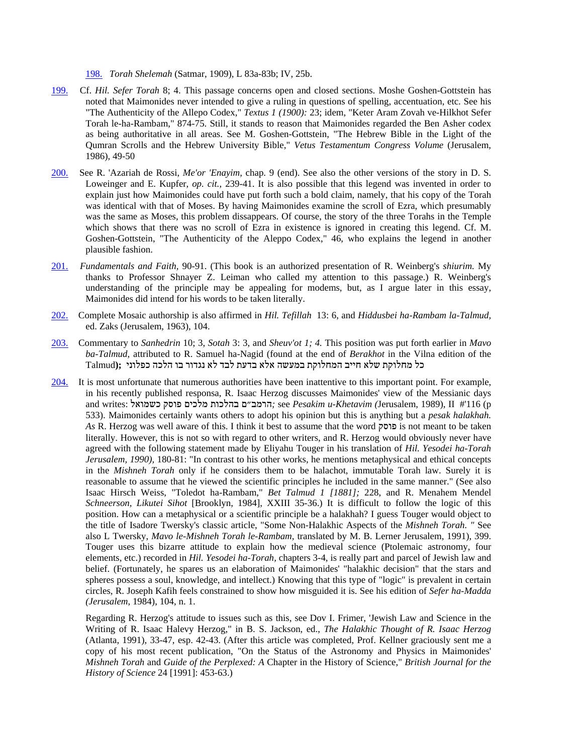198. *Torah Shelemah* (Satmar, 1909), L 83a-83b; IV, 25b.

199. Cf. *Hil. Sefer Torah* 8; 4. This passage concerns open and closed sections. Moshe Goshen-Gottstein has noted that Maimonides never intended to give a ruling in questions of spelling, accentuation, etc. See his "The Authenticity of the Allepo Codex," *Textus 1 (1900):* 23; idem, "Keter Aram Zovah ve-Hilkhot Sefer Torah le-ha-Rambam," 874-75. Still, it stands to reason that Maimonides regarded the Ben Asher codex as being authoritative in all areas. See M. Goshen-Gottstein, "The Hebrew Bible in the Light of the Qumran Scrolls and the Hebrew University Bible," *Vetus Testamentum Congress Volume* (Jerusalem, 1986), 49-50

200. See R. 'Azariah de Rossi, *Me'or 'Enayim,* chap. 9 (end). See also the other versions of the story in D. S. Loweinger and E. Kupfer, *op. cit.,* 239-41. It is also possible that this legend was invented in order to explain just how Maimonides could have put forth such a bold claim, namely, that his copy of the Torah was identical with that of Moses. By having Maimonides examine the scroll of Ezra, which presumably was the same as Moses, this problem dissappears. Of course, the story of the three Torahs in the Temple which shows that there was no scroll of Ezra in existence is ignored in creating this legend. Cf. M. Goshen-Gottstein, "The Authenticity of the Aleppo Codex," 46, who explains the legend in another plausible fashion.

201. *Fundamentals and Faith,* 90-91. (This book is an authorized presentation of R. Weinberg's *shiurim.* My thanks to Professor Shnayer Z. Leiman who called my attention to this passage.) R. Weinberg's understanding of the principle may be appealing for modems, but, as I argue later in this essay, Maimonides did intend for his words to be taken literally.

202. Complete Mosaic authorship is also affirmed in *Hil. Tefillah* 13: 6, and *Hiddusbei ha-Rambam la-Talmud,* ed. Zaks (Jerusalem, 1963), 104.

203. Commentary to *Sanhedrin* 10; 3, *Sotah* 3: 3, and *Sheuv'ot 1; 4.* This position was put forth earlier in *Mavo ba-Talmud*, attributed to R. Samuel ha-Nagid (found at the end of *Berakhot* in the Vilna edition of the Talmud**);** כל מחלוקת שלא חייב המחלוקת במעשה אלא בדעת לבד לא נגדור בו הלכה כפלוני

204. It is most unfortunate that numerous authorities have been inattentive to this important point. For example, in his recently published responsa, R. Isaac Herzog discusses Maimonides' view of the Messianic days and writes: הרמב״ם בהלכות מלכים פוסק כשמואל*;* see *Pesakim u-Khetavim (*Jerusalem, 1989), II #'116 (p 533). Maimonides certainly wants others to adopt his opinion but this is anything but a *pesak halakhah. As* R. Herzog was well aware of this. I think it best to assume that the word פוסק is not meant to be taken literally. However, this is not so with regard to other writers, and R. Herzog would obviously never have agreed with the following statement made by Eliyahu Touger in his translation of *Hil. Yesodei ha-Torah Jerusalem, 1990),* 180-81: "In contrast to his other works, he mentions metaphysical and ethical concepts in the *Mishneh Torah* only if he considers them to be halachot, immutable Torah law. Surely it is reasonable to assume that he viewed the scientific principles he included in the same manner." (See also Isaac Hirsch Weiss, "Toledot ha-Rambam," *Bet Talmud 1 [1881];* 228, and R. Menahem Mendel *Schneerson, Likutei Sihot* [Brooklyn, 1984], XXIII 35-36.) It is difficult to follow the logic of this position. How can a metaphysical or a scientific principle be a halakhah? I guess Touger would object to the title of Isadore Twersky's classic article, "Some Non-Halakhic Aspects of the *Mishneh Torah. "* See also L Twersky, *Mavo le-Mishneh Torah le-Rambam,* translated by M. B. Lerner Jerusalem, 1991), 399. Touger uses this bizarre attitude to explain how the medieval science (Ptolemaic astronomy, four elements, etc.) recorded in *Hil. Yesodei ha-Torah,* chapters 3-4, is really part and parcel of Jewish law and belief. (Fortunately, he spares us an elaboration of Maimonides' "halakhic decision" that the stars and spheres possess a soul, knowledge, and intellect.) Knowing that this type of "logic" is prevalent in certain circles, R. Joseph Kafih feels constrained to show how misguided it is. See his edition of *Sefer ha-Madda (Jerusalem,* 1984), 104, n. 1.

Regarding R. Herzog's attitude to issues such as this, see Dov I. Frimer, 'Jewish Law and Science in the Writing of R. Isaac Halevy Herzog," in B. S. Jackson, ed., *The Halakhic Thought of R. Isaac Herzog* (Atlanta, 1991), 33-47, esp. 42-43. (After this article was completed, Prof. Kellner graciously sent me a copy of his most recent publication, "On the Status of the Astronomy and Physics in Maimonides' *Mishneh Torah* and *Guide of the Perplexed: A* Chapter in the History of Science," *British Journal for the History of Science* 24 [1991]: 453-63.)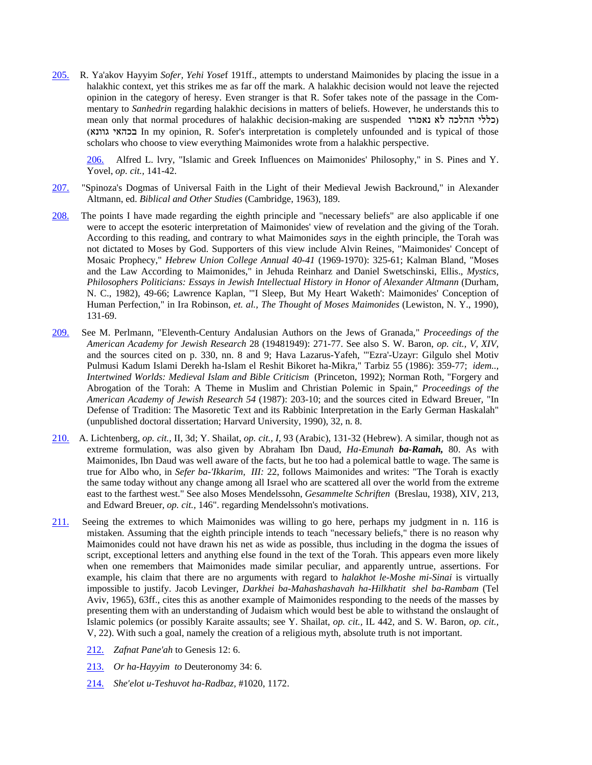205. R. Ya'akov Hayyim *Sofer, Yehi Yose*f 191ff., attempts to understand Maimonides by placing the issue in a halakhic context, yet this strikes me as far off the mark. A halakhic decision would not leave the rejected opinion in the category of heresy. Even stranger is that R. Sofer takes note of the passage in the Commentary to *Sanhedrin* regarding halakhic decisions in matters of beliefs. However, he understands this to mean only that normal procedures of halakhic decision-making are suspended (כללי ההלכה לא נאמרו בכהאי גוונא) In my opinion, R. Sofer's interpretation is completely unfounded and is typical of those scholars who choose to view everything Maimonides wrote from a halakhic perspective.

206. Alfred L. lvry, "Islamic and Greek Influences on Maimonides' Philosophy," in S. Pines and Y. Yovel, *op. cit.,* 141-42.

207. "Spinoza's Dogmas of Universal Faith in the Light of their Medieval Jewish Backround," in Alexander Altmann, ed. *Biblical and Other Studies* (Cambridge, 1963), 189.

208. The points I have made regarding the eighth principle and "necessary beliefs" are also applicable if one were to accept the esoteric interpretation of Maimonides' view of revelation and the giving of the Torah. According to this reading, and contrary to what Maimonides *says* in the eighth principle, the Torah was not dictated to Moses by God. Supporters of this view include Alvin Reines, "Maimonides' Concept of Mosaic Prophecy," *Hebrew Union College Annual 40-41* (1969-1970): 325-61; Kalman Bland, "Moses and the Law According to Maimonides," in Jehuda Reinharz and Daniel Swetschinski, Ellis., *Mystics, Philosophers Politicians: Essays in Jewish Intellectual History in Honor of Alexander Altmann* (Durham, N. C., 1982), 49-66; Lawrence Kaplan, "'I Sleep, But My Heart Waketh': Maimonides' Conception of Human Perfection," in Ira Robinson, *et. al., The Thought of Moses Maimonides* (Lewiston, N. Y., 1990), 131-69.

209. See M. Perlmann, "Eleventh-Century Andalusian Authors on the Jews of Granada," *Proceedings of the American Academy for Jewish Research* 28 (19481949): 271-77. See also S. W. Baron, *op. cit., V, XIV,* and the sources cited on p. 330, nn. 8 and 9; Hava Lazarus-Yafeh, "'Ezra'-Uzayr: Gilgulo shel Motiv Pulmusi Kadum Islami Derekh ha-Islam el Reshit Bikoret ha-Mikra," Tarbiz 55 (1986): 359-77; *idem.., Intertwined Worlds: Medieval Islam and Bible Criticism* (Princeton, 1992); Norman Roth, "Forgery and Abrogation of the Torah: A Theme in Muslim and Christian Polemic in Spain," *Proceedings of the American Academy of Jewish Research 54* (1987): 203-10; and the sources cited in Edward Breuer, "In Defense of Tradition: The Masoretic Text and its Rabbinic Interpretation in the Early German Haskalah" (unpublished doctoral dissertation; Harvard University, 1990), 32, n. 8.

210. A. Lichtenberg, *op. cit.,* II, 3d; Y. Shailat, *op. cit., I,* 93 (Arabic), 131-32 (Hebrew). A similar, though not as extreme formulation, was also given by Abraham Ibn Daud, *Ha-Emunah **ba-Ramah,*** 80. As with Maimonides, Ibn Daud was well aware of the facts, but he too had a polemical battle to wage. The same is true for Albo who, in *Sefer ba-'Ikkarim, III:* 22, follows Maimonides and writes: "The Torah is exactly the same today without any change among all Israel who are scattered all over the world from the extreme east to the farthest west." See also Moses Mendelssohn, *Gesammelte Schriften* (Breslau, 1938), XIV, 213, and Edward Breuer, *op. cit.,* 146". regarding Mendelssohn's motivations.

211. Seeing the extremes to which Maimonides was willing to go here, perhaps my judgment in n. 116 is mistaken. Assuming that the eighth principle intends to teach "necessary beliefs," there is no reason why Maimonides could not have drawn his net as wide as possible, thus including in the dogma the issues of script, exceptional letters and anything else found in the text of the Torah. This appears even more likely when one remembers that Maimonides made similar peculiar, and apparently untrue, assertions. For example, his claim that there are no arguments with regard to *halakhot le-Moshe mi-Sinai* is virtually impossible to justify. Jacob Levinger, *Darkhei ba-Mahashashavah ha-Hilkhatit shel ba-Rambam* (Tel Aviv, 1965), 63ff., cites this as another example of Maimonides responding to the needs of the masses by presenting them with an understanding of Judaism which would best be able to withstand the onslaught of Islamic polemics (or possibly Karaite assaults; see Y. Shailat, *op. cit.,* IL 442, and S. W. Baron, *op. cit.,* V, 22). With such a goal, namely the creation of a religious myth, absolute truth is not important.

212. *Zafnat Pane'ah* to Genesis 12: 6.

213. *Or ha-Hayyim to* Deuteronomy 34: 6.

214. *She'elot u-Teshuvot ha-Radbaz,* #1020, 1172.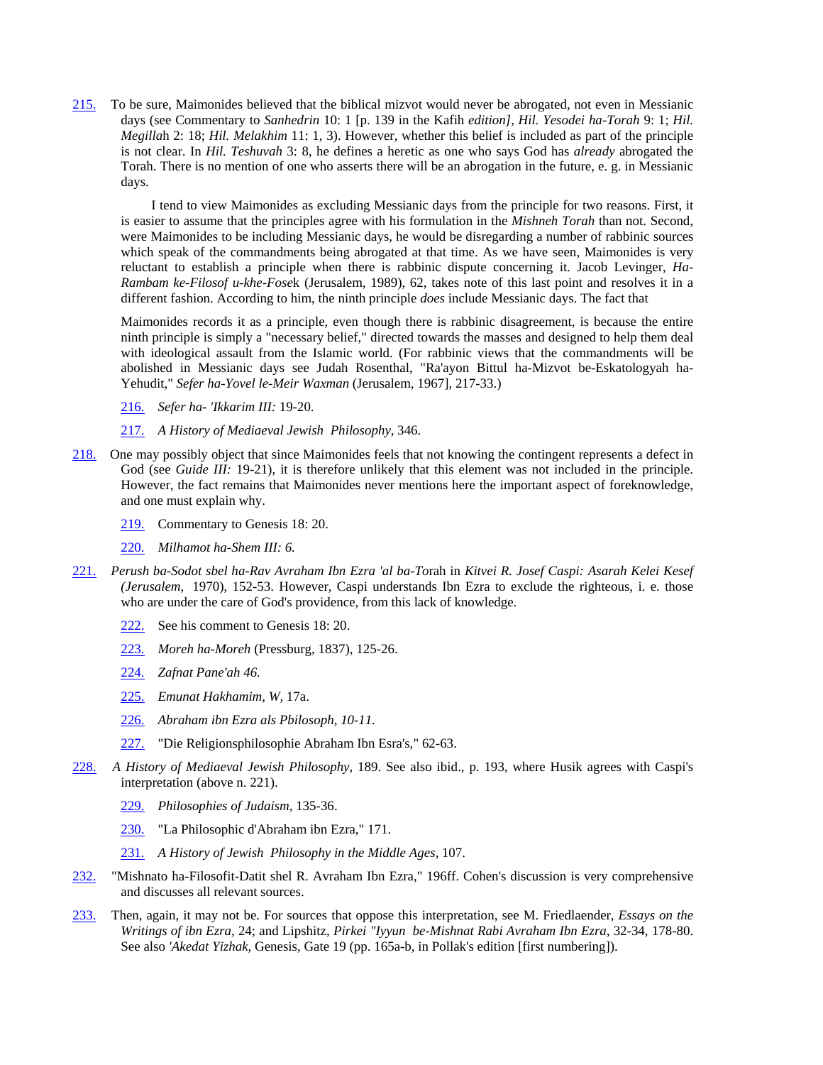215. To be sure, Maimonides believed that the biblical mizvot would never be abrogated, not even in Messianic days (see Commentary to *Sanhedrin* 10: 1 [p. 139 in the Kafih *edition], Hil. Yesodei ha-Torah* 9: 1; *Hil. Megillah* 2: 18; *Hil. Melakhim* 11: 1, 3). However, whether this belief is included as part of the principle is not clear. In *Hil. Teshuvah* 3: 8, he defines a heretic as one who says God has *already* abrogated the Torah. There is no mention of one who asserts there will be an abrogation in the future, e. g. in Messianic days.

I tend to view Maimonides as excluding Messianic days from the principle for two reasons. First, it is easier to assume that the principles agree with his formulation in the *Mishneh Torah* than not. Second, were Maimonides to be including Messianic days, he would be disregarding a number of rabbinic sources which speak of the commandments being abrogated at that time. As we have seen, Maimonides is very reluctant to establish a principle when there is rabbinic dispute concerning it. Jacob Levinger, *Ha-Rambam ke-Filosof u-khe-Fosek* (Jerusalem, 1989), 62, takes note of this last point and resolves it in a different fashion. According to him, the ninth principle *does* include Messianic days. The fact that

Maimonides records it as a principle, even though there is rabbinic disagreement, is because the entire ninth principle is simply a "necessary belief," directed towards the masses and designed to help them deal with ideological assault from the Islamic world. (For rabbinic views that the commandments will be abolished in Messianic days see Judah Rosenthal, "Ra'ayon Bittul ha-Mizvot be-Eskatologyah ha-Yehudit," *Sefer ha-Yovel le-Meir Waxman* (Jerusalem, 1967], 217-33.)

216. *Sefer ha- 'Ikkarim III:* 19-20.

217. *A History of Mediaeval Jewish Philosophy*, 346.

218. One may possibly object that since Maimonides feels that not knowing the contingent represents a defect in God (see *Guide III:* 19-21), it is therefore unlikely that this element was not included in the principle. However, the fact remains that Maimonides never mentions here the important aspect of foreknowledge, and one must explain why.

219. Commentary to Genesis 18: 20.

220. *Milhamot ha-Shem III: 6.*

221. *Perush ba-Sodot sbel ha-Rav Avraham Ibn Ezra 'al ba-Torah* in *Kitvei R. Josef Caspi: Asarah Kelei Kesef (Jerusalem,* 1970), 152-53. However, Caspi understands Ibn Ezra to exclude the righteous, i. e. those who are under the care of God's providence, from this lack of knowledge.

222. See his comment to Genesis 18: 20.

223. *Moreh ha-Moreh* (Pressburg, 1837), 125-26.

224. *Zafnat Pane'ah 46.*

225. *Emunat Hakhamim, W,* 17a.

226. *Abraham ibn Ezra als Pbilosoph, 10-11.*

227. "Die Religionsphilosophie Abraham Ibn Esra's," 62-63.

228. *A History of Mediaeval Jewish Philosophy,* 189. See also ibid., p. 193, where Husik agrees with Caspi's interpretation (above n. 221).

229. *Philosophies of Judaism,* 135-36.

230. "La Philosophic d'Abraham ibn Ezra," 171.

231. *A History of Jewish Philosophy in the Middle Ages,* 107.

232. "Mishnato ha-Filosofit-Datit shel R. Avraham Ibn Ezra," 196ff. Cohen's discussion is very comprehensive and discusses all relevant sources.

233. Then, again, it may not be. For sources that oppose this interpretation, see M. Friedlaender, *Essays on the Writings of ibn Ezra,* 24; and Lipshitz, *Pirkei "Iyyun be-Mishnat Rabi Avraham Ibn Ezra*, 32-34, 178-80. See also *'Akedat Yizhak,* Genesis, Gate 19 (pp. 165a-b, in Pollak's edition [first numbering]).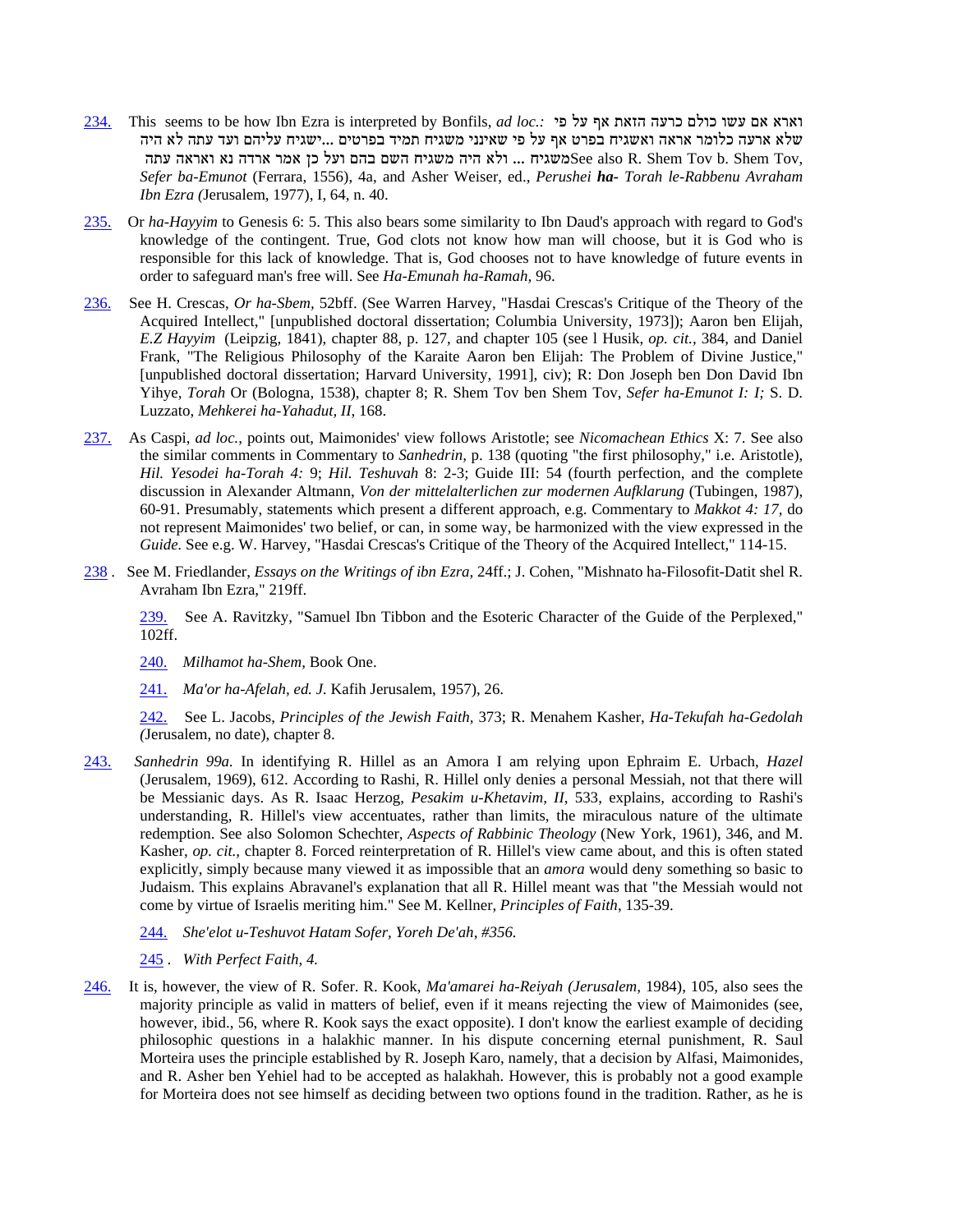234. This seems to be how Ibn Ezra is interpreted by Bonfils, *ad loc.:* וארא אם עשו כולם כרעה הזאת אף על פי שלא ארעה כלומר אראה ואשגיח בפרט אף על פי שאינני משגיח תמיד בפרטים ...ישגיח עליהם ועד עתה לא היה משגיח ... ולא היה משגיח השם בהם ועל כן אמר ארדה נא ואראה עתה See also R. Shem Tov b. Shem Tov, *Sefer ba-Emunot* (Ferrara, 1556), 4a, and Asher Weiser, ed., *Perushei **ha-** Torah le-Rabbenu Avraham Ibn Ezra (*Jerusalem, 1977), I, 64, n. 40.

235. Or *ha-Hayyim* to Genesis 6: 5. This also bears some similarity to Ibn Daud's approach with regard to God's knowledge of the contingent. True, God clots not know how man will choose, but it is God who is responsible for this lack of knowledge. That is, God chooses not to have knowledge of future events in order to safeguard man's free will. See *Ha-Emunah ha-Ramah,* 96.

236. See H. Crescas, *Or ha-Sbem,* 52bff. (See Warren Harvey, "Hasdai Crescas's Critique of the Theory of the Acquired Intellect," [unpublished doctoral dissertation; Columbia University, 1973]); Aaron ben Elijah, *E.Z Hayyim* (Leipzig, 1841), chapter 88, p. 127, and chapter 105 (see l Husik, *op. cit.*, 384, and Daniel Frank, "The Religious Philosophy of the Karaite Aaron ben Elijah: The Problem of Divine Justice," [unpublished doctoral dissertation; Harvard University, 1991], civ); R: Don Joseph ben Don David Ibn Yihye, *Torah* Or (Bologna, 1538), chapter 8; R. Shem Tov ben Shem Tov, *Sefer ha-Emunot I: I;* S. D. Luzzato, *Mehkerei ha-Yahadut, II*, 168.

237. As Caspi, *ad loc.,* points out, Maimonides' view follows Aristotle; see *Nicomachean Ethics* X: 7. See also the similar comments in Commentary to *Sanhedrin,* p. 138 (quoting "the first philosophy," i.e. Aristotle), *Hil. Yesodei ha-Torah 4:* 9; *Hil. Teshuvah* 8: 2-3; Guide III: 54 (fourth perfection, and the complete discussion in Alexander Altmann, *Von der mittelalterlichen zur modernen Aufklarung* (Tubingen, 1987), 60-91. Presumably, statements which present a different approach, e.g. Commentary to *Makkot 4: 17,* do not represent Maimonides' two belief, or can, in some way, be harmonized with the view expressed in the *Guide.* See e.g. W. Harvey, "Hasdai Crescas's Critique of the Theory of the Acquired Intellect," 114-15.

238 . See M. Friedlander, *Essays on the Writings of ibn Ezra,* 24ff.; J. Cohen, "Mishnato ha-Filosofit-Datit shel R. Avraham Ibn Ezra," 219ff.

239. See A. Ravitzky, "Samuel Ibn Tibbon and the Esoteric Character of the Guide of the Perplexed," 102ff.

240. *Milhamot ha-Shem,* Book One.

241. *Ma'or ha-Afelah, ed. J.* Kafih Jerusalem, 1957), 26.

242. See L. Jacobs, *Principles of the Jewish Faith,* 373; R. Menahem Kasher, *Ha-Tekufah ha-Gedolah (*Jerusalem, no date), chapter 8.

243. *Sanhedrin 99a.* In identifying R. Hillel as an Amora I am relying upon Ephraim E. Urbach, *Hazel* (Jerusalem, 1969), 612. According to Rashi, R. Hillel only denies a personal Messiah, not that there will be Messianic days. As R. Isaac Herzog, *Pesakim u-Khetavim, II*, 533, explains, according to Rashi's understanding, R. Hillel's view accentuates, rather than limits, the miraculous nature of the ultimate redemption. See also Solomon Schechter, *Aspects of Rabbinic Theology* (New York, 1961), 346, and M. Kasher, *op. cit.,* chapter 8. Forced reinterpretation of R. Hillel's view came about, and this is often stated explicitly, simply because many viewed it as impossible that an *amora* would deny something so basic to Judaism. This explains Abravanel's explanation that all R. Hillel meant was that "the Messiah would not come by virtue of Israelis meriting him." See M. Kellner, *Principles of Faith*, 135-39.

244. *She'elot u-Teshuvot Hatam Sofer, Yoreh De'ah, #356.*

245 . *With Perfect Faith, 4.*

246. It is, however, the view of R. Sofer. R. Kook, *Ma'amarei ha-Reiyah (Jerusalem,* 1984), 105, also sees the majority principle as valid in matters of belief, even if it means rejecting the view of Maimonides (see, however, ibid., 56, where R. Kook says the exact opposite). I don't know the earliest example of deciding philosophic questions in a halakhic manner. In his dispute concerning eternal punishment, R. Saul Morteira uses the principle established by R. Joseph Karo, namely, that a decision by Alfasi, Maimonides, and R. Asher ben Yehiel had to be accepted as halakhah. However, this is probably not a good example for Morteira does not see himself as deciding between two options found in the tradition. Rather, as he is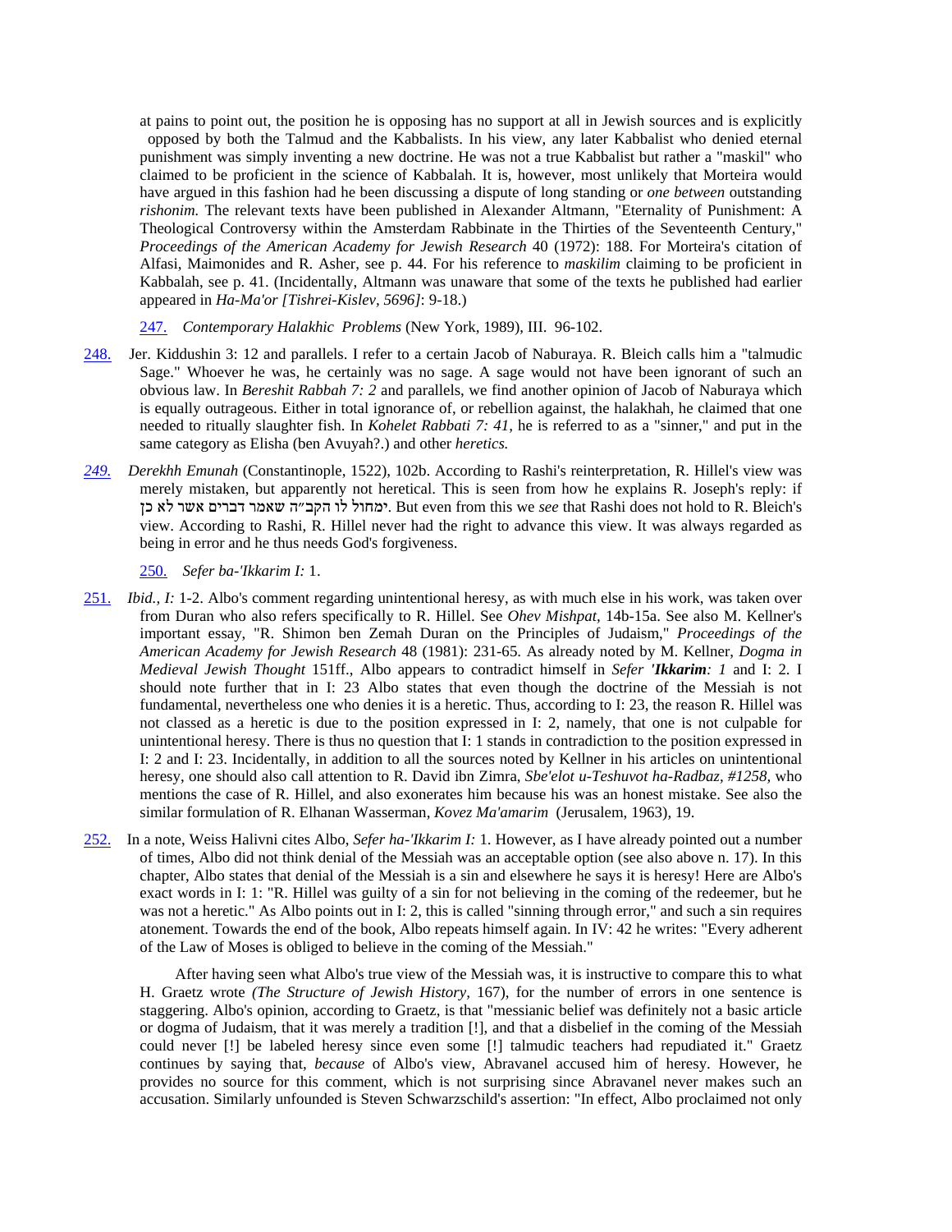at pains to point out, the position he is opposing has no support at all in Jewish sources and is explicitly opposed by both the Talmud and the Kabbalists. In his view, any later Kabbalist who denied eternal punishment was simply inventing a new doctrine. He was not a true Kabbalist but rather a "maskil" who claimed to be proficient in the science of Kabbalah. It is, however, most unlikely that Morteira would have argued in this fashion had he been discussing a dispute of long standing or *one between* outstanding *rishonim.* The relevant texts have been published in Alexander Altmann, "Eternality of Punishment: A Theological Controversy within the Amsterdam Rabbinate in the Thirties of the Seventeenth Century," *Proceedings of the American Academy for Jewish Research* 40 (1972): 188. For Morteira's citation of Alfasi, Maimonides and R. Asher, see p. 44. For his reference to *maskilim* claiming to be proficient in Kabbalah, see p. 41. (Incidentally, Altmann was unaware that some of the texts he published had earlier appeared in *Ha-Ma'or [Tishrei-Kislev, 5696]*: 9-18.)

247. *Contemporary Halakhic Problems* (New York, 1989), III. 96-102.

248. Jer. Kiddushin 3: 12 and parallels. I refer to a certain Jacob of Naburaya. R. Bleich calls him a "talmudic Sage." Whoever he was, he certainly was no sage. A sage would not have been ignorant of such an obvious law. In *Bereshit Rabbah 7: 2* and parallels, we find another opinion of Jacob of Naburaya which is equally outrageous. Either in total ignorance of, or rebellion against, the halakhah, he claimed that one needed to ritually slaughter fish. In *Kohelet Rabbati 7: 41,* he is referred to as a "sinner," and put in the same category as Elisha (ben Avuyah?.) and other *heretics.*

*249.* *Derekhh Emunah* (Constantinople, 1522), 102b. According to Rashi's reinterpretation, R. Hillel's view was merely mistaken, but apparently not heretical. This is seen from how he explains R. Joseph's reply: if ימחול לו הקב״ה שאמר דברים אשר לא כן. But even from this we *see* that Rashi does not hold to R. Bleich's view. According to Rashi, R. Hillel never had the right to advance this view. It was always regarded as being in error and he thus needs God's forgiveness.

250. *Sefer ba-'Ikkarim I:* 1.

251. *Ibid., I:* 1-2. Albo's comment regarding unintentional heresy, as with much else in his work, was taken over from Duran who also refers specifically to R. Hillel. See *Ohev Mishpat,* 14b-15a. See also M. Kellner's important essay, "R. Shimon ben Zemah Duran on the Principles of Judaism," *Proceedings of the American Academy for Jewish Research* 48 (1981): 231-65. As already noted by M. Kellner, *Dogma in Medieval Jewish Thought* 151ff., Albo appears to contradict himself in *Sefer '**Ikkarim**: 1* and I: 2. I should note further that in I: 23 Albo states that even though the doctrine of the Messiah is not fundamental, nevertheless one who denies it is a heretic. Thus, according to I: 23, the reason R. Hillel was not classed as a heretic is due to the position expressed in I: 2, namely, that one is not culpable for unintentional heresy. There is thus no question that I: 1 stands in contradiction to the position expressed in I: 2 and I: 23. Incidentally, in addition to all the sources noted by Kellner in his articles on unintentional heresy, one should also call attention to R. David ibn Zimra, *Sbe'elot u-Teshuvot ha-Radbaz, #1258,* who mentions the case of R. Hillel, and also exonerates him because his was an honest mistake. See also the similar formulation of R. Elhanan Wasserman, *Kovez Ma'amarim* (Jerusalem, 1963), 19.

252. In a note, Weiss Halivni cites Albo, *Sefer ha-'Ikkarim I:* 1. However, as I have already pointed out a number of times, Albo did not think denial of the Messiah was an acceptable option (see also above n. 17). In this chapter, Albo states that denial of the Messiah is a sin and elsewhere he says it is heresy! Here are Albo's exact words in I: 1: "R. Hillel was guilty of a sin for not believing in the coming of the redeemer, but he was not a heretic." As Albo points out in I: 2, this is called "sinning through error," and such a sin requires atonement. Towards the end of the book, Albo repeats himself again. In IV: 42 he writes: "Every adherent of the Law of Moses is obliged to believe in the coming of the Messiah."

After having seen what Albo's true view of the Messiah was, it is instructive to compare this to what H. Graetz wrote *(The Structure of Jewish History,* 167), for the number of errors in one sentence is staggering. Albo's opinion, according to Graetz, is that "messianic belief was definitely not a basic article or dogma of Judaism, that it was merely a tradition [!], and that a disbelief in the coming of the Messiah could never [!] be labeled heresy since even some [!] talmudic teachers had repudiated it." Graetz continues by saying that, *because* of Albo's view, Abravanel accused him of heresy. However, he provides no source for this comment, which is not surprising since Abravanel never makes such an accusation. Similarly unfounded is Steven Schwarzschild's assertion: "In effect, Albo proclaimed not only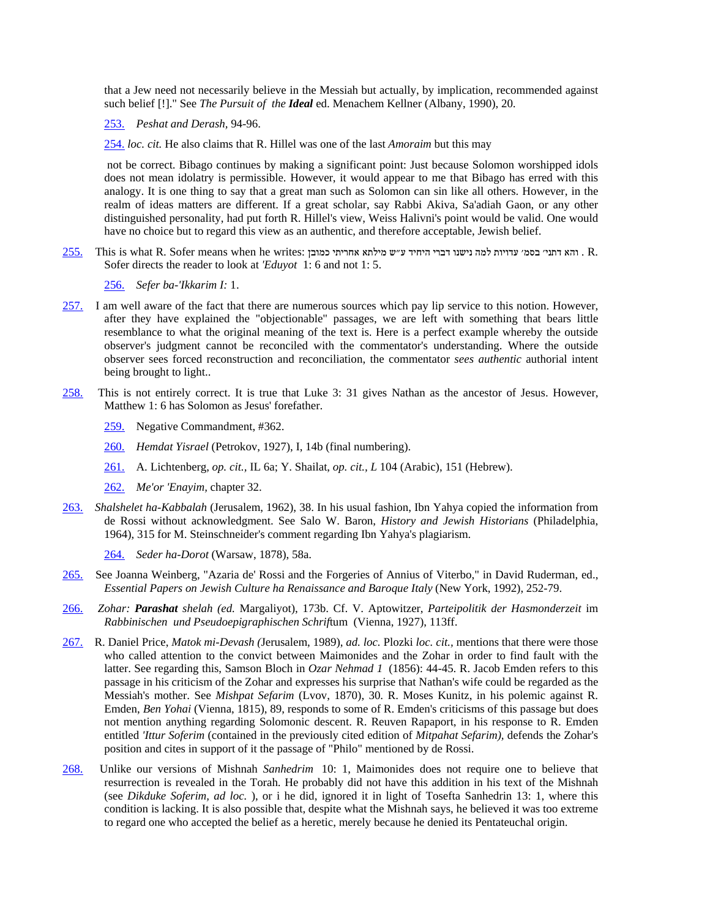that a Jew need not necessarily believe in the Messiah but actually, by implication, recommended against such belief [!]." See *The Pursuit of the **Ideal*** ed. Menachem Kellner (Albany, 1990), 20.

253. *Peshat and Derash,* 94-96.

254. *loc. cit.* He also claims that R. Hillel was one of the last *Amoraim* but this may not be correct. Bibago continues by making a significant point: Just because Solomon worshipped idols does not mean idolatry is permissible. However, it would appear to me that Bibago has erred with this analogy. It is one thing to say that a great man such as Solomon can sin like all others. However, in the realm of ideas matters are different. If a great scholar, say Rabbi Akiva, Sa'adiah Gaon, or any other distinguished personality, had put forth R. Hillel's view, Weiss Halivni's point would be valid. One would have no choice but to regard this view as an authentic, and therefore acceptable, Jewish belief.

255. This is what R. Sofer means when he writes: והא דתני׳ בסמ׳ עדויות למה נישנו דברי היחיד ע״ש מילתא אחריתי כמובן . R. Sofer directs the reader to look at *'Eduyot* 1: 6 and not 1: 5.

256. *Sefer ha-'Ikkarim I:* 1.

257. I am well aware of the fact that there are numerous sources which pay lip service to this notion. However, after they have explained the "objectionable" passages, we are left with something that bears little resemblance to what the original meaning of the text is. Here is a perfect example whereby the outside observer's judgment cannot be reconciled with the commentator's understanding. Where the outside observer sees forced reconstruction and reconciliation, the commentator *sees authentic* authorial intent being brought to light..

258. This is not entirely correct. It is true that Luke 3: 31 gives Nathan as the ancestor of Jesus. However, Matthew 1: 6 has Solomon as Jesus' forefather.

259. Negative Commandment, #362.

260. *Hemdat Yisrael* (Petrokov, 1927), I, 14b (final numbering).

261. A. Lichtenberg, *op. cit.,* IL 6a; Y. Shailat, *op. cit., L* 104 (Arabic), 151 (Hebrew).

262. *Me'or 'Enayim,* chapter 32.

263. *Shalshelet ha-Kabbalah* (Jerusalem, 1962), 38. In his usual fashion, Ibn Yahya copied the information from de Rossi without acknowledgment. See Salo W. Baron, *History and Jewish Historians* (Philadelphia, 1964), 315 for M. Steinschneider's comment regarding Ibn Yahya's plagiarism.

264. *Seder ha-Dorot* (Warsaw, 1878), 58a.

265. See Joanna Weinberg, "Azaria de' Rossi and the Forgeries of Annius of Viterbo," in David Ruderman, ed., *Essential Papers on Jewish Culture ha Renaissance and Baroque Italy* (New York, 1992), 252-79.

266. *Zohar: **Parashat** shelah (ed.* Margaliyot), 173b. Cf. V. Aptowitzer, *Parteipolitik der Hasmonderzeit* im *Rabbinischen und Pseudoepigraphischen Schrif*tum (Vienna, 1927), 113ff.

267. R. Daniel Price, *Matok mi-Devash (*Jerusalem, 1989), *ad. loc.* Plozki *loc. cit.,* mentions that there were those who called attention to the convict between Maimonides and the Zohar in order to find fault with the latter. See regarding this, Samson Bloch in *Ozar Nehmad 1* (1856): 44-45. R. Jacob Emden refers to this passage in his criticism of the Zohar and expresses his surprise that Nathan's wife could be regarded as the Messiah's mother. See *Mishpat Sefarim* (Lvov, 1870), 30. R. Moses Kunitz, in his polemic against R. Emden, *Ben Yohai* (Vienna, 1815), 89, responds to some of R. Emden's criticisms of this passage but does not mention anything regarding Solomonic descent. R. Reuven Rapaport, in his response to R. Emden entitled *'Ittur Soferim* (contained in the previously cited edition of *Mitpahat Sefarim),* defends the Zohar's position and cites in support of it the passage of "Philo" mentioned by de Rossi.

268. Unlike our versions of Mishnah *Sanhedrim* 10: 1, Maimonides does not require one to believe that resurrection is revealed in the Torah. He probably did not have this addition in his text of the Mishnah (see *Dikduke Soferim, ad loc.* ), or i he did, ignored it in light of Tosefta Sanhedrin 13: 1, where this condition is lacking. It is also possible that, despite what the Mishnah says, he believed it was too extreme to regard one who accepted the belief as a heretic, merely because he denied its Pentateuchal origin.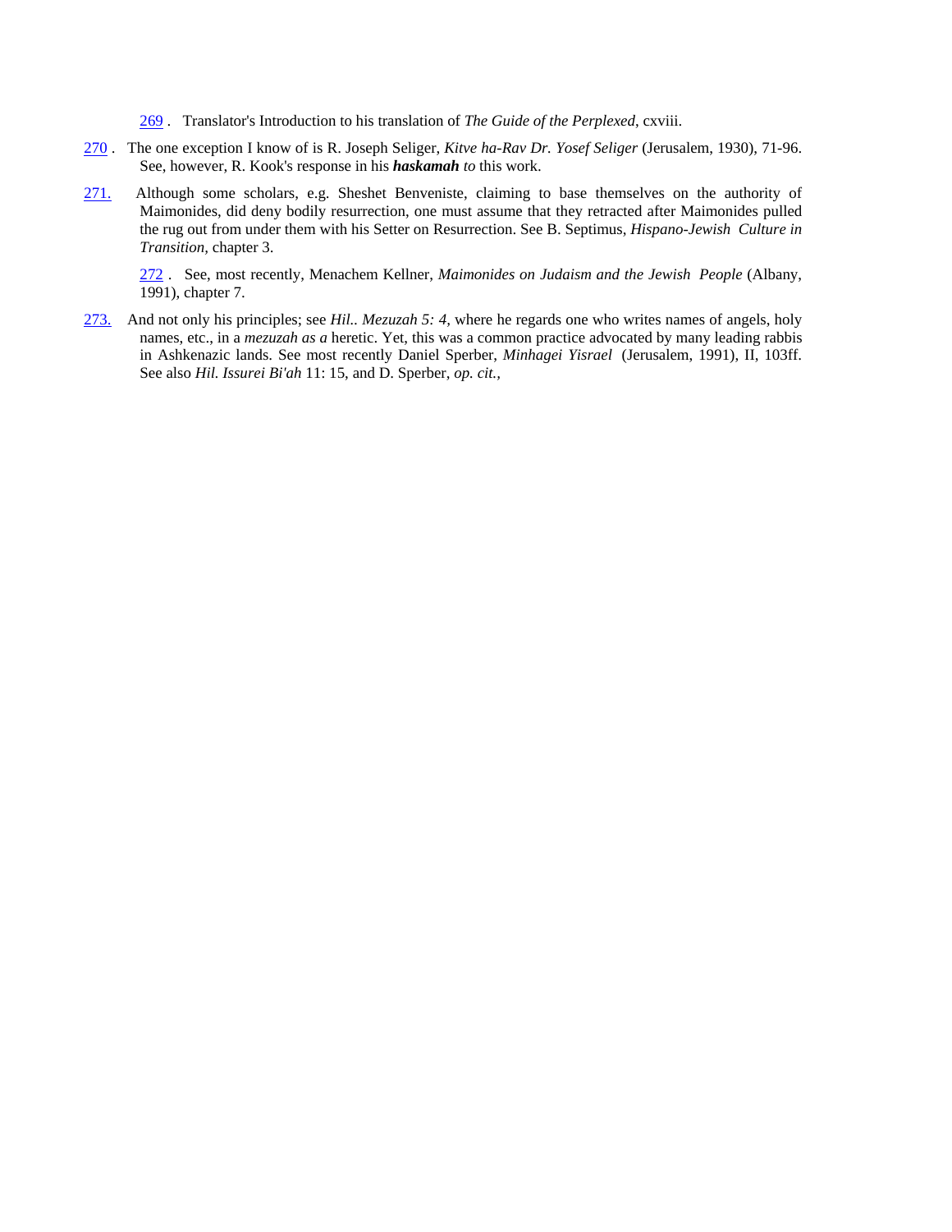269 . Translator's Introduction to his translation of *The Guide of the Perplexed*, cxviii.

270 . The one exception I know of is R. Joseph Seliger, *Kitve ha-Rav Dr. Yosef Seliger* (Jerusalem, 1930), 71-96. See, however, R. Kook's response in his ***haskamah*** *to* this work.

271. Although some scholars, e.g. Sheshet Benveniste, claiming to base themselves on the authority of Maimonides, did deny bodily resurrection, one must assume that they retracted after Maimonides pulled the rug out from under them with his Setter on Resurrection. See B. Septimus, *Hispano-Jewish Culture in Transition*, chapter 3.

272 . See, most recently, Menachem Kellner, *Maimonides on Judaism and the Jewish People* (Albany, 1991), chapter 7.

273. And not only his principles; see *Hil.. Mezuzah 5: 4,* where he regards one who writes names of angels, holy names, etc., in a *mezuzah as a* heretic. Yet, this was a common practice advocated by many leading rabbis in Ashkenazic lands. See most recently Daniel Sperber, *Minhagei Yisrael* (Jerusalem, 1991), II, 103ff. See also *Hil. Issurei Bi'ah* 11: 15, and D. Sperber, *op. cit.*,